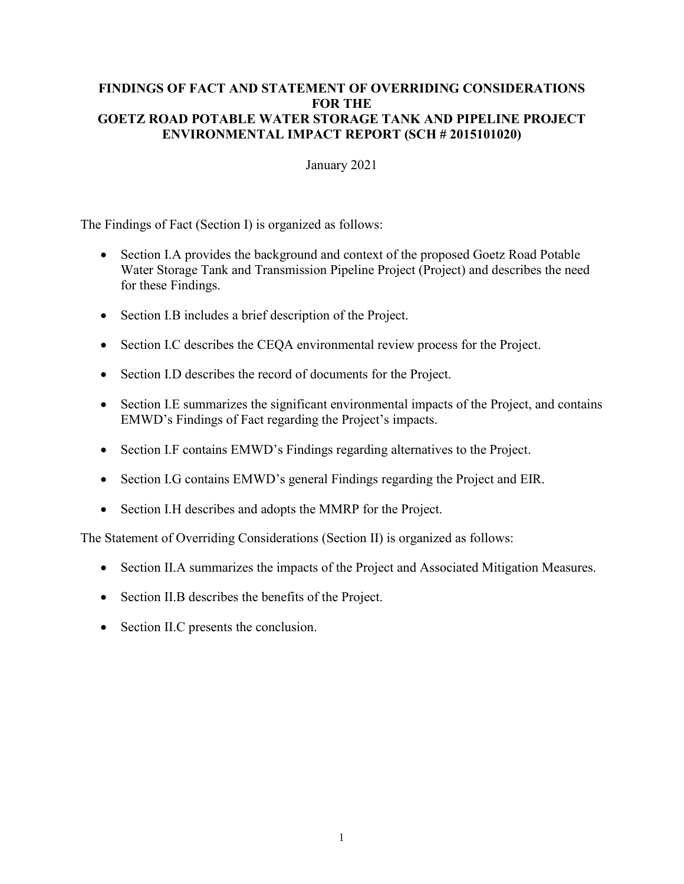# FINDINGS OF FACT AND STATEMENT OF OVERRIDING CONSIDERATIONS FOR THE GOETZ ROAD POTABLE WATER STORAGE TANK AND PIPELINE PROJECT ENVIRONMENTAL IMPACT REPORT (SCH # 2015101020)

January 2021

The Findings of Fact (Section I) is organized as follows:

- Section I.A provides the background and context of the proposed Goetz Road Potable Water Storage Tank and Transmission Pipeline Project (Project) and describes the need for these Findings.
- Section I.B includes a brief description of the Project.
- Section I.C describes the CEQA environmental review process for the Project.
- Section I.D describes the record of documents for the Project.
- Section I.E summarizes the significant environmental impacts of the Project, and contains EMWD's Findings of Fact regarding the Project's impacts.
- Section I.F contains EMWD's Findings regarding alternatives to the Project.
- Section I.G contains EMWD's general Findings regarding the Project and EIR.
- Section I.H describes and adopts the MMRP for the Project.

The Statement of Overriding Considerations (Section II) is organized as follows:

- Section II.A summarizes the impacts of the Project and Associated Mitigation Measures.
- Section II.B describes the benefits of the Project.
- Section II.C presents the conclusion.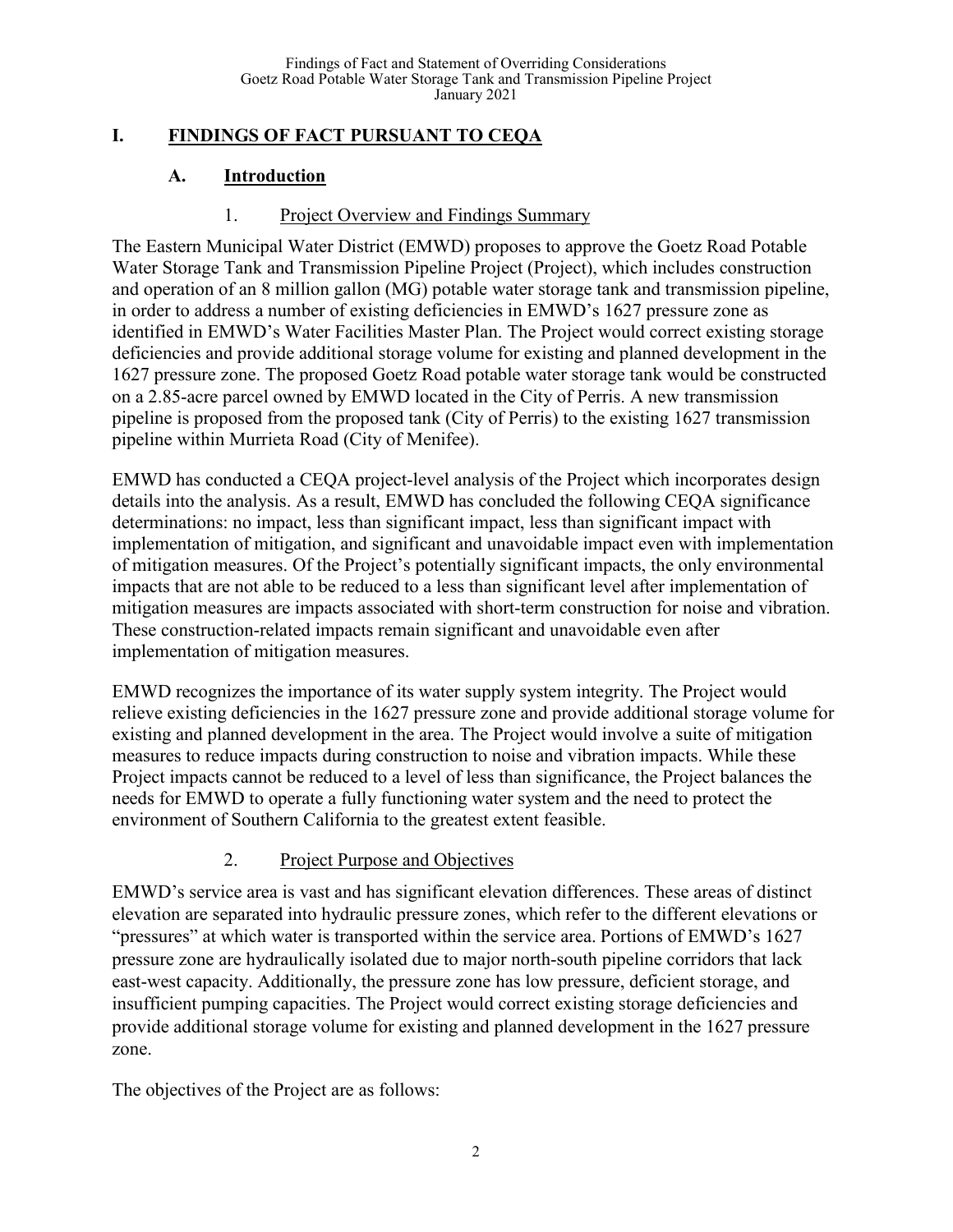# I. FINDINGS OF FACT PURSUANT TO CEQA

## A. Introduction

### 1. Project Overview and Findings Summary

The Eastern Municipal Water District (EMWD) proposes to approve the Goetz Road Potable Water Storage Tank and Transmission Pipeline Project (Project), which includes construction and operation of an 8 million gallon (MG) potable water storage tank and transmission pipeline, in order to address a number of existing deficiencies in EMWD's 1627 pressure zone as identified in EMWD's Water Facilities Master Plan. The Project would correct existing storage deficiencies and provide additional storage volume for existing and planned development in the 1627 pressure zone. The proposed Goetz Road potable water storage tank would be constructed on a 2.85-acre parcel owned by EMWD located in the City of Perris. A new transmission pipeline is proposed from the proposed tank (City of Perris) to the existing 1627 transmission pipeline within Murrieta Road (City of Menifee).

EMWD has conducted a CEQA project-level analysis of the Project which incorporates design details into the analysis. As a result, EMWD has concluded the following CEQA significance determinations: no impact, less than significant impact, less than significant impact with implementation of mitigation, and significant and unavoidable impact even with implementation of mitigation measures. Of the Project's potentially significant impacts, the only environmental impacts that are not able to be reduced to a less than significant level after implementation of mitigation measures are impacts associated with short-term construction for noise and vibration. These construction-related impacts remain significant and unavoidable even after implementation of mitigation measures.

EMWD recognizes the importance of its water supply system integrity. The Project would relieve existing deficiencies in the 1627 pressure zone and provide additional storage volume for existing and planned development in the area. The Project would involve a suite of mitigation measures to reduce impacts during construction to noise and vibration impacts. While these Project impacts cannot be reduced to a level of less than significance, the Project balances the needs for EMWD to operate a fully functioning water system and the need to protect the environment of Southern California to the greatest extent feasible.

### 2. Project Purpose and Objectives

EMWD's service area is vast and has significant elevation differences. These areas of distinct elevation are separated into hydraulic pressure zones, which refer to the different elevations or "pressures" at which water is transported within the service area. Portions of EMWD's 1627 pressure zone are hydraulically isolated due to major north-south pipeline corridors that lack east-west capacity. Additionally, the pressure zone has low pressure, deficient storage, and insufficient pumping capacities. The Project would correct existing storage deficiencies and provide additional storage volume for existing and planned development in the 1627 pressure zone.

The objectives of the Project are as follows: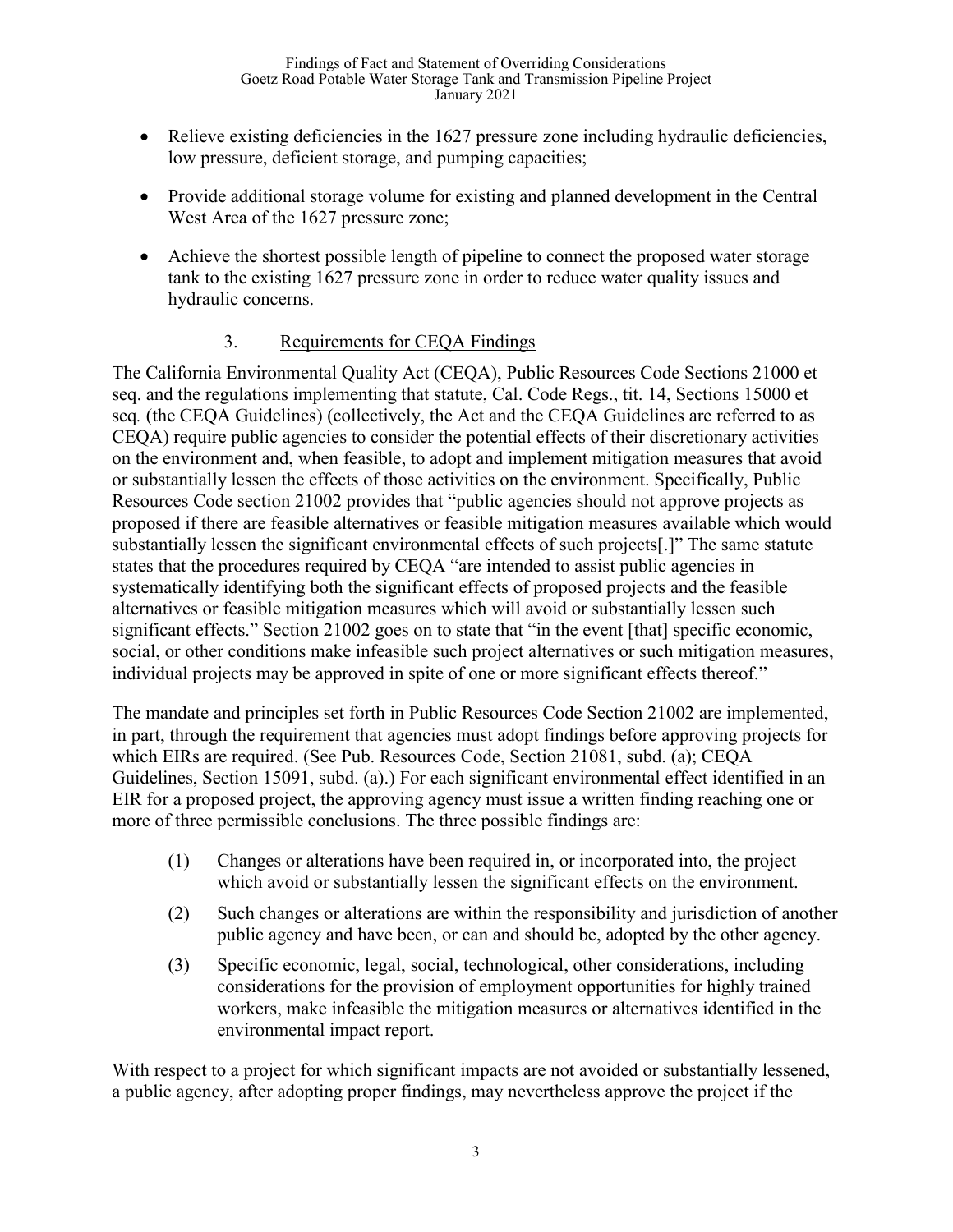- Relieve existing deficiencies in the 1627 pressure zone including hydraulic deficiencies, low pressure, deficient storage, and pumping capacities;
- Provide additional storage volume for existing and planned development in the Central West Area of the 1627 pressure zone;
- Achieve the shortest possible length of pipeline to connect the proposed water storage tank to the existing 1627 pressure zone in order to reduce water quality issues and hydraulic concerns.

### 3. Requirements for CEQA Findings

The California Environmental Quality Act (CEQA), Public Resources Code Sections 21000 et seq. and the regulations implementing that statute, Cal. Code Regs., tit. 14, Sections 15000 et seq. (the CEQA Guidelines) (collectively, the Act and the CEQA Guidelines are referred to as CEQA) require public agencies to consider the potential effects of their discretionary activities on the environment and, when feasible, to adopt and implement mitigation measures that avoid or substantially lessen the effects of those activities on the environment. Specifically, Public Resources Code section 21002 provides that "public agencies should not approve projects as proposed if there are feasible alternatives or feasible mitigation measures available which would substantially lessen the significant environmental effects of such projects[.]" The same statute states that the procedures required by CEQA "are intended to assist public agencies in systematically identifying both the significant effects of proposed projects and the feasible alternatives or feasible mitigation measures which will avoid or substantially lessen such significant effects." Section 21002 goes on to state that "in the event [that] specific economic, social, or other conditions make infeasible such project alternatives or such mitigation measures, individual projects may be approved in spite of one or more significant effects thereof."

The mandate and principles set forth in Public Resources Code Section 21002 are implemented, in part, through the requirement that agencies must adopt findings before approving projects for which EIRs are required. (See Pub. Resources Code, Section 21081, subd. (a); CEQA Guidelines, Section 15091, subd. (a).) For each significant environmental effect identified in an EIR for a proposed project, the approving agency must issue a written finding reaching one or more of three permissible conclusions. The three possible findings are:

(1) Changes or alterations have been required in, or incorporated into, the project which avoid or substantially lessen the significant effects on the environment.

(2) Such changes or alterations are within the responsibility and jurisdiction of another public agency and have been, or can and should be, adopted by the other agency.

(3) Specific economic, legal, social, technological, other considerations, including considerations for the provision of employment opportunities for highly trained workers, make infeasible the mitigation measures or alternatives identified in the environmental impact report.

With respect to a project for which significant impacts are not avoided or substantially lessened, a public agency, after adopting proper findings, may nevertheless approve the project if the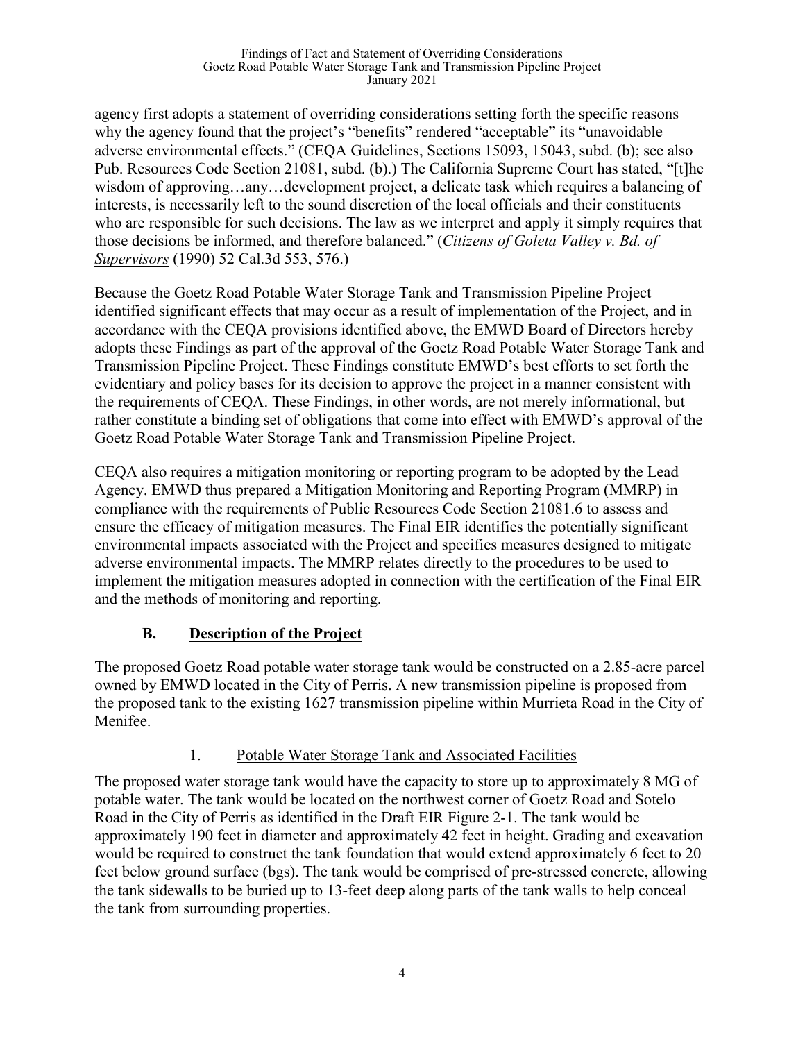agency first adopts a statement of overriding considerations setting forth the specific reasons why the agency found that the project's "benefits" rendered "acceptable" its "unavoidable adverse environmental effects." (CEQA Guidelines, Sections 15093, 15043, subd. (b); see also Pub. Resources Code Section 21081, subd. (b).) The California Supreme Court has stated, "[t]he wisdom of approving…any…development project, a delicate task which requires a balancing of interests, is necessarily left to the sound discretion of the local officials and their constituents who are responsible for such decisions. The law as we interpret and apply it simply requires that those decisions be informed, and therefore balanced." (*Citizens of Goleta Valley v. Bd. of Supervisors* (1990) 52 Cal.3d 553, 576.)

Because the Goetz Road Potable Water Storage Tank and Transmission Pipeline Project identified significant effects that may occur as a result of implementation of the Project, and in accordance with the CEQA provisions identified above, the EMWD Board of Directors hereby adopts these Findings as part of the approval of the Goetz Road Potable Water Storage Tank and Transmission Pipeline Project. These Findings constitute EMWD's best efforts to set forth the evidentiary and policy bases for its decision to approve the project in a manner consistent with the requirements of CEQA. These Findings, in other words, are not merely informational, but rather constitute a binding set of obligations that come into effect with EMWD's approval of the Goetz Road Potable Water Storage Tank and Transmission Pipeline Project.

CEQA also requires a mitigation monitoring or reporting program to be adopted by the Lead Agency. EMWD thus prepared a Mitigation Monitoring and Reporting Program (MMRP) in compliance with the requirements of Public Resources Code Section 21081.6 to assess and ensure the efficacy of mitigation measures. The Final EIR identifies the potentially significant environmental impacts associated with the Project and specifies measures designed to mitigate adverse environmental impacts. The MMRP relates directly to the procedures to be used to implement the mitigation measures adopted in connection with the certification of the Final EIR and the methods of monitoring and reporting.

## B. Description of the Project

The proposed Goetz Road potable water storage tank would be constructed on a 2.85-acre parcel owned by EMWD located in the City of Perris. A new transmission pipeline is proposed from the proposed tank to the existing 1627 transmission pipeline within Murrieta Road in the City of Menifee.

### 1. Potable Water Storage Tank and Associated Facilities

The proposed water storage tank would have the capacity to store up to approximately 8 MG of potable water. The tank would be located on the northwest corner of Goetz Road and Sotelo Road in the City of Perris as identified in the Draft EIR Figure 2-1. The tank would be approximately 190 feet in diameter and approximately 42 feet in height. Grading and excavation would be required to construct the tank foundation that would extend approximately 6 feet to 20 feet below ground surface (bgs). The tank would be comprised of pre-stressed concrete, allowing the tank sidewalls to be buried up to 13-feet deep along parts of the tank walls to help conceal the tank from surrounding properties.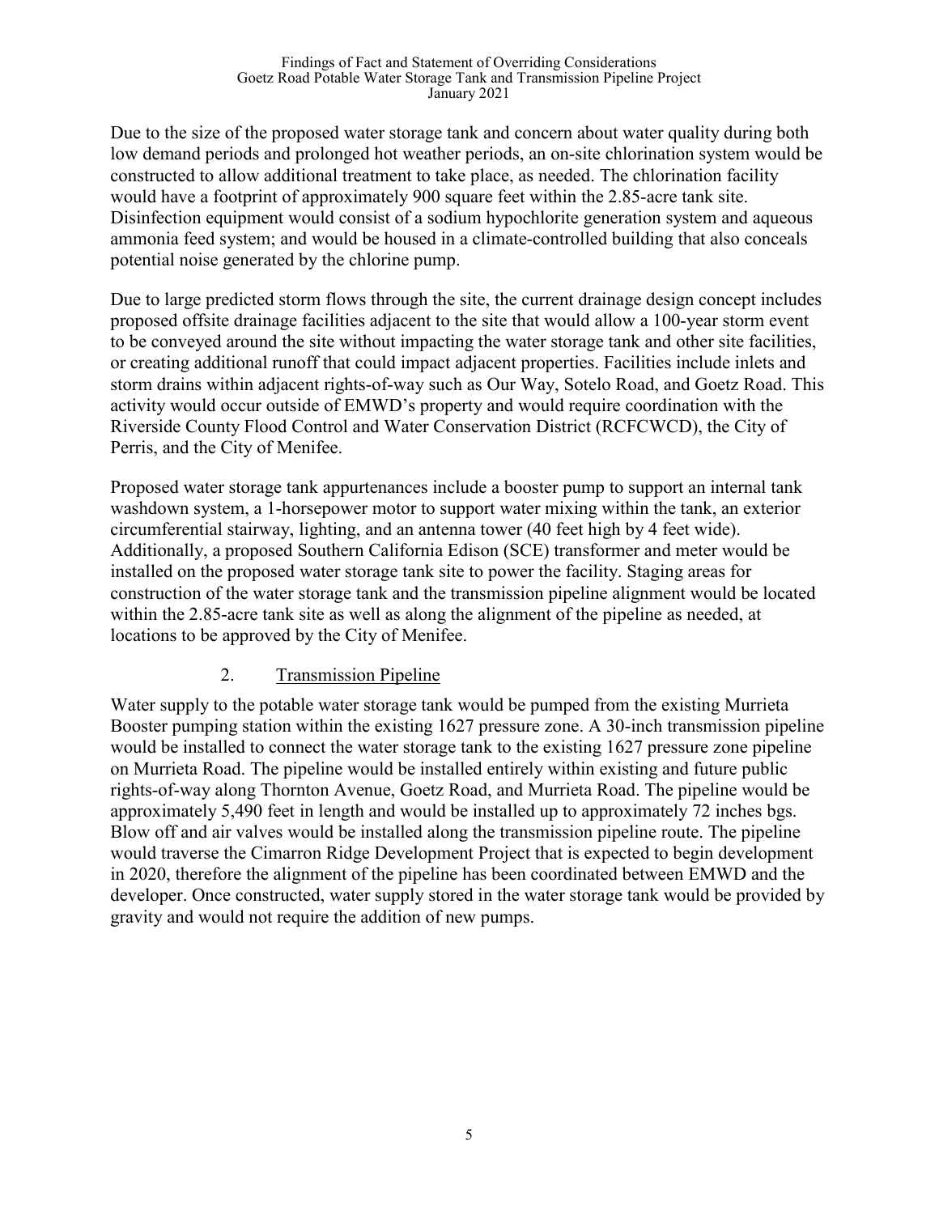Due to the size of the proposed water storage tank and concern about water quality during both low demand periods and prolonged hot weather periods, an on-site chlorination system would be constructed to allow additional treatment to take place, as needed. The chlorination facility would have a footprint of approximately 900 square feet within the 2.85-acre tank site. Disinfection equipment would consist of a sodium hypochlorite generation system and aqueous ammonia feed system; and would be housed in a climate-controlled building that also conceals potential noise generated by the chlorine pump.

Due to large predicted storm flows through the site, the current drainage design concept includes proposed offsite drainage facilities adjacent to the site that would allow a 100-year storm event to be conveyed around the site without impacting the water storage tank and other site facilities, or creating additional runoff that could impact adjacent properties. Facilities include inlets and storm drains within adjacent rights-of-way such as Our Way, Sotelo Road, and Goetz Road. This activity would occur outside of EMWD's property and would require coordination with the Riverside County Flood Control and Water Conservation District (RCFCWCD), the City of Perris, and the City of Menifee.

Proposed water storage tank appurtenances include a booster pump to support an internal tank washdown system, a 1-horsepower motor to support water mixing within the tank, an exterior circumferential stairway, lighting, and an antenna tower (40 feet high by 4 feet wide). Additionally, a proposed Southern California Edison (SCE) transformer and meter would be installed on the proposed water storage tank site to power the facility. Staging areas for construction of the water storage tank and the transmission pipeline alignment would be located within the 2.85-acre tank site as well as along the alignment of the pipeline as needed, at locations to be approved by the City of Menifee.

### 2. Transmission Pipeline

Water supply to the potable water storage tank would be pumped from the existing Murrieta Booster pumping station within the existing 1627 pressure zone. A 30-inch transmission pipeline would be installed to connect the water storage tank to the existing 1627 pressure zone pipeline on Murrieta Road. The pipeline would be installed entirely within existing and future public rights-of-way along Thornton Avenue, Goetz Road, and Murrieta Road. The pipeline would be approximately 5,490 feet in length and would be installed up to approximately 72 inches bgs. Blow off and air valves would be installed along the transmission pipeline route. The pipeline would traverse the Cimarron Ridge Development Project that is expected to begin development in 2020, therefore the alignment of the pipeline has been coordinated between EMWD and the developer. Once constructed, water supply stored in the water storage tank would be provided by gravity and would not require the addition of new pumps.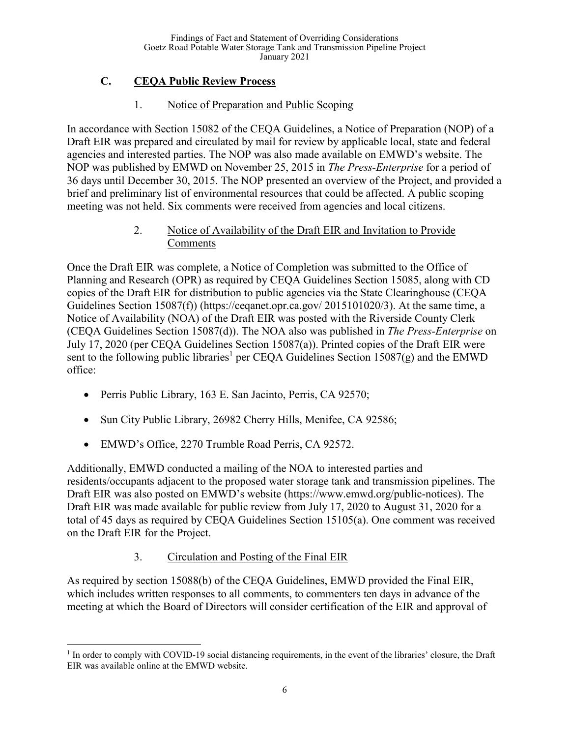## C. CEQA Public Review Process

### 1. Notice of Preparation and Public Scoping

In accordance with Section 15082 of the CEQA Guidelines, a Notice of Preparation (NOP) of a Draft EIR was prepared and circulated by mail for review by applicable local, state and federal agencies and interested parties. The NOP was also made available on EMWD's website. The NOP was published by EMWD on November 25, 2015 in *The Press-Enterprise* for a period of 36 days until December 30, 2015. The NOP presented an overview of the Project, and provided a brief and preliminary list of environmental resources that could be affected. A public scoping meeting was not held. Six comments were received from agencies and local citizens.

### 2. Notice of Availability of the Draft EIR and Invitation to Provide Comments

Once the Draft EIR was complete, a Notice of Completion was submitted to the Office of Planning and Research (OPR) as required by CEQA Guidelines Section 15085, along with CD copies of the Draft EIR for distribution to public agencies via the State Clearinghouse (CEQA Guidelines Section 15087(f)) (https://ceqanet.opr.ca.gov/ 2015101020/3). At the same time, a Notice of Availability (NOA) of the Draft EIR was posted with the Riverside County Clerk (CEQA Guidelines Section 15087(d)). The NOA also was published in *The Press-Enterprise* on July 17, 2020 (per CEQA Guidelines Section 15087(a)). Printed copies of the Draft EIR were sent to the following public libraries[1] per CEQA Guidelines Section 15087(g) and the EMWD office:

- Perris Public Library, 163 E. San Jacinto, Perris, CA 92570;
- Sun City Public Library, 26982 Cherry Hills, Menifee, CA 92586;
- EMWD's Office, 2270 Trumble Road Perris, CA 92572.

Additionally, EMWD conducted a mailing of the NOA to interested parties and residents/occupants adjacent to the proposed water storage tank and transmission pipelines. The Draft EIR was also posted on EMWD's website (https://www.emwd.org/public-notices). The Draft EIR was made available for public review from July 17, 2020 to August 31, 2020 for a total of 45 days as required by CEQA Guidelines Section 15105(a). One comment was received on the Draft EIR for the Project.

### 3. Circulation and Posting of the Final EIR

As required by section 15088(b) of the CEQA Guidelines, EMWD provided the Final EIR, which includes written responses to all comments, to commenters ten days in advance of the meeting at which the Board of Directors will consider certification of the EIR and approval of

[1] In order to comply with COVID-19 social distancing requirements, in the event of the libraries' closure, the Draft EIR was available online at the EMWD website.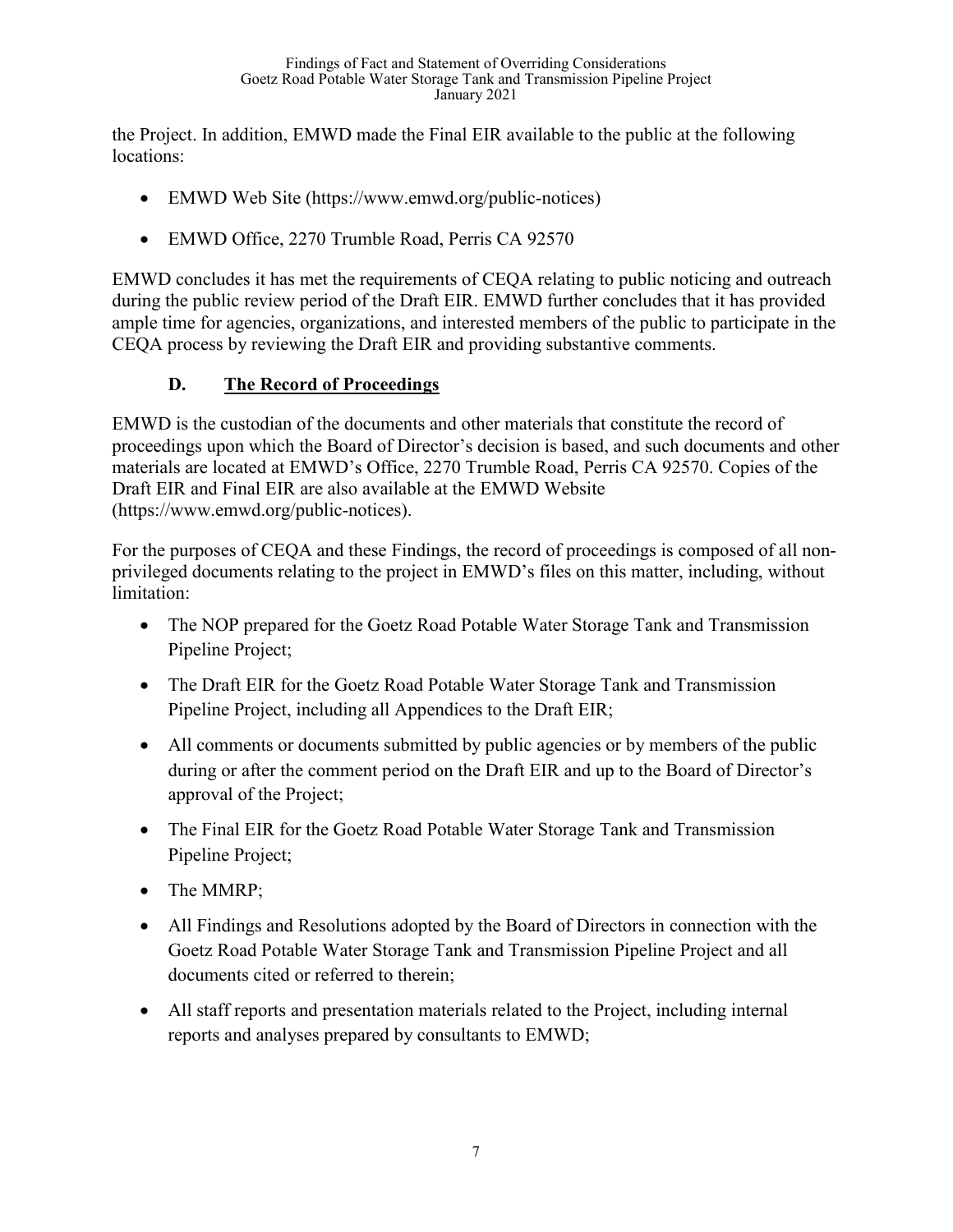the Project. In addition, EMWD made the Final EIR available to the public at the following locations:

- EMWD Web Site (https://www.emwd.org/public-notices)
- EMWD Office, 2270 Trumble Road, Perris CA 92570

EMWD concludes it has met the requirements of CEQA relating to public noticing and outreach during the public review period of the Draft EIR. EMWD further concludes that it has provided ample time for agencies, organizations, and interested members of the public to participate in the CEQA process by reviewing the Draft EIR and providing substantive comments.

### D. The Record of Proceedings

EMWD is the custodian of the documents and other materials that constitute the record of proceedings upon which the Board of Director's decision is based, and such documents and other materials are located at EMWD's Office, 2270 Trumble Road, Perris CA 92570. Copies of the Draft EIR and Final EIR are also available at the EMWD Website (https://www.emwd.org/public-notices).

For the purposes of CEQA and these Findings, the record of proceedings is composed of all non-privileged documents relating to the project in EMWD's files on this matter, including, without limitation:

- The NOP prepared for the Goetz Road Potable Water Storage Tank and Transmission Pipeline Project;
- The Draft EIR for the Goetz Road Potable Water Storage Tank and Transmission Pipeline Project, including all Appendices to the Draft EIR;
- All comments or documents submitted by public agencies or by members of the public during or after the comment period on the Draft EIR and up to the Board of Director's approval of the Project;
- The Final EIR for the Goetz Road Potable Water Storage Tank and Transmission Pipeline Project;
- The MMRP;
- All Findings and Resolutions adopted by the Board of Directors in connection with the Goetz Road Potable Water Storage Tank and Transmission Pipeline Project and all documents cited or referred to therein;
- All staff reports and presentation materials related to the Project, including internal reports and analyses prepared by consultants to EMWD;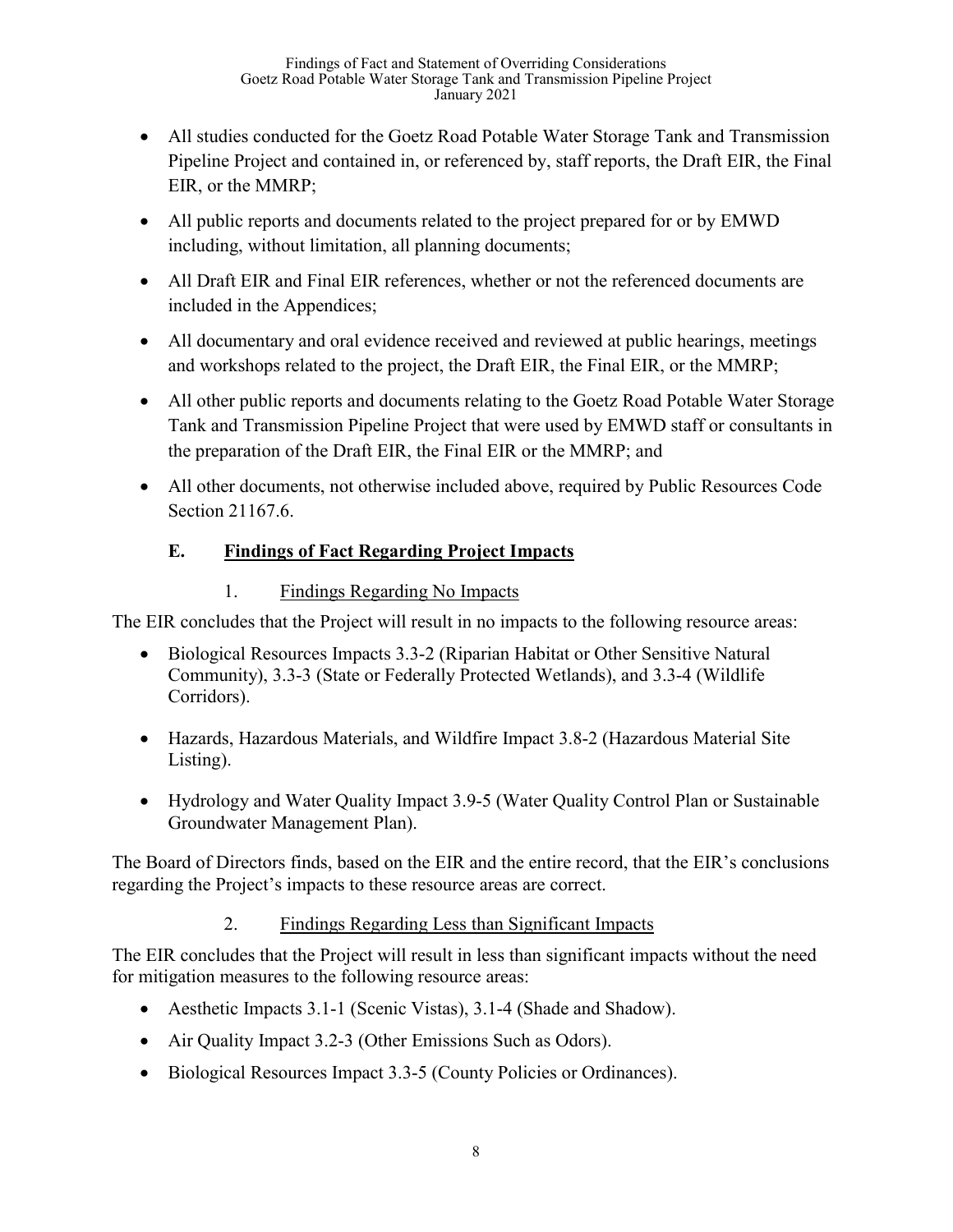- All studies conducted for the Goetz Road Potable Water Storage Tank and Transmission Pipeline Project and contained in, or referenced by, staff reports, the Draft EIR, the Final EIR, or the MMRP;
- All public reports and documents related to the project prepared for or by EMWD including, without limitation, all planning documents;
- All Draft EIR and Final EIR references, whether or not the referenced documents are included in the Appendices;
- All documentary and oral evidence received and reviewed at public hearings, meetings and workshops related to the project, the Draft EIR, the Final EIR, or the MMRP;
- All other public reports and documents relating to the Goetz Road Potable Water Storage Tank and Transmission Pipeline Project that were used by EMWD staff or consultants in the preparation of the Draft EIR, the Final EIR or the MMRP; and
- All other documents, not otherwise included above, required by Public Resources Code Section 21167.6.

## E. Findings of Fact Regarding Project Impacts

### 1. Findings Regarding No Impacts

The EIR concludes that the Project will result in no impacts to the following resource areas:

- Biological Resources Impacts 3.3-2 (Riparian Habitat or Other Sensitive Natural Community), 3.3-3 (State or Federally Protected Wetlands), and 3.3-4 (Wildlife Corridors).
- Hazards, Hazardous Materials, and Wildfire Impact 3.8-2 (Hazardous Material Site Listing).
- Hydrology and Water Quality Impact 3.9-5 (Water Quality Control Plan or Sustainable Groundwater Management Plan).

The Board of Directors finds, based on the EIR and the entire record, that the EIR's conclusions regarding the Project's impacts to these resource areas are correct.

### 2. Findings Regarding Less than Significant Impacts

The EIR concludes that the Project will result in less than significant impacts without the need for mitigation measures to the following resource areas:

- Aesthetic Impacts 3.1-1 (Scenic Vistas), 3.1-4 (Shade and Shadow).
- Air Quality Impact 3.2-3 (Other Emissions Such as Odors).
- Biological Resources Impact 3.3-5 (County Policies or Ordinances).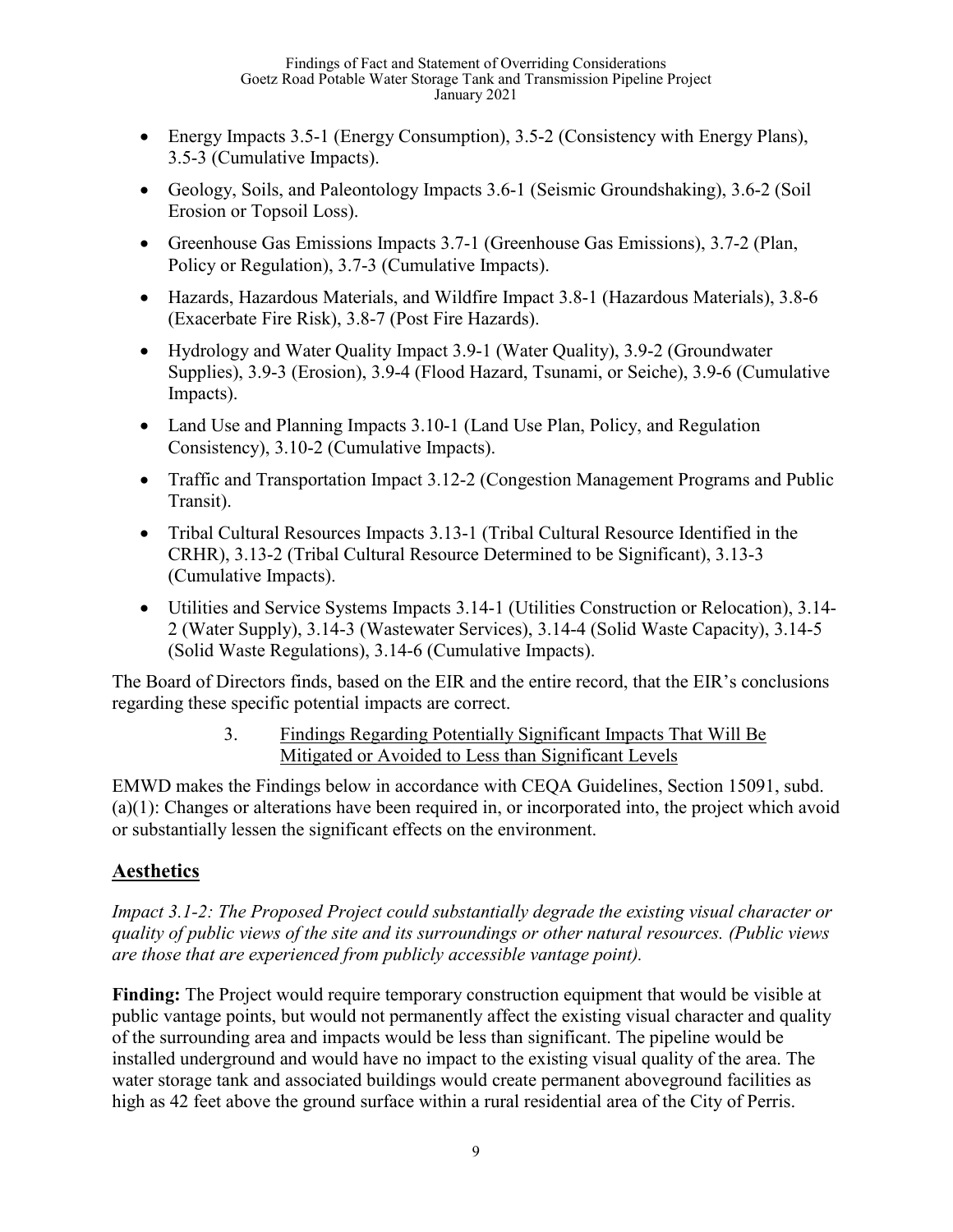- Energy Impacts 3.5-1 (Energy Consumption), 3.5-2 (Consistency with Energy Plans), 3.5-3 (Cumulative Impacts).
- Geology, Soils, and Paleontology Impacts 3.6-1 (Seismic Groundshaking), 3.6-2 (Soil Erosion or Topsoil Loss).
- Greenhouse Gas Emissions Impacts 3.7-1 (Greenhouse Gas Emissions), 3.7-2 (Plan, Policy or Regulation), 3.7-3 (Cumulative Impacts).
- Hazards, Hazardous Materials, and Wildfire Impact 3.8-1 (Hazardous Materials), 3.8-6 (Exacerbate Fire Risk), 3.8-7 (Post Fire Hazards).
- Hydrology and Water Quality Impact 3.9-1 (Water Quality), 3.9-2 (Groundwater Supplies), 3.9-3 (Erosion), 3.9-4 (Flood Hazard, Tsunami, or Seiche), 3.9-6 (Cumulative Impacts).
- Land Use and Planning Impacts 3.10-1 (Land Use Plan, Policy, and Regulation Consistency), 3.10-2 (Cumulative Impacts).
- Traffic and Transportation Impact 3.12-2 (Congestion Management Programs and Public Transit).
- Tribal Cultural Resources Impacts 3.13-1 (Tribal Cultural Resource Identified in the CRHR), 3.13-2 (Tribal Cultural Resource Determined to be Significant), 3.13-3 (Cumulative Impacts).
- Utilities and Service Systems Impacts 3.14-1 (Utilities Construction or Relocation), 3.14-2 (Water Supply), 3.14-3 (Wastewater Services), 3.14-4 (Solid Waste Capacity), 3.14-5 (Solid Waste Regulations), 3.14-6 (Cumulative Impacts).

The Board of Directors finds, based on the EIR and the entire record, that the EIR's conclusions regarding these specific potential impacts are correct.

### 3. Findings Regarding Potentially Significant Impacts That Will Be Mitigated or Avoided to Less than Significant Levels

EMWD makes the Findings below in accordance with CEQA Guidelines, Section 15091, subd. (a)(1): Changes or alterations have been required in, or incorporated into, the project which avoid or substantially lessen the significant effects on the environment.

## Aesthetics

*Impact 3.1-2: The Proposed Project could substantially degrade the existing visual character or quality of public views of the site and its surroundings or other natural resources. (Public views are those that are experienced from publicly accessible vantage point).*

**Finding:** The Project would require temporary construction equipment that would be visible at public vantage points, but would not permanently affect the existing visual character and quality of the surrounding area and impacts would be less than significant. The pipeline would be installed underground and would have no impact to the existing visual quality of the area. The water storage tank and associated buildings would create permanent aboveground facilities as high as 42 feet above the ground surface within a rural residential area of the City of Perris.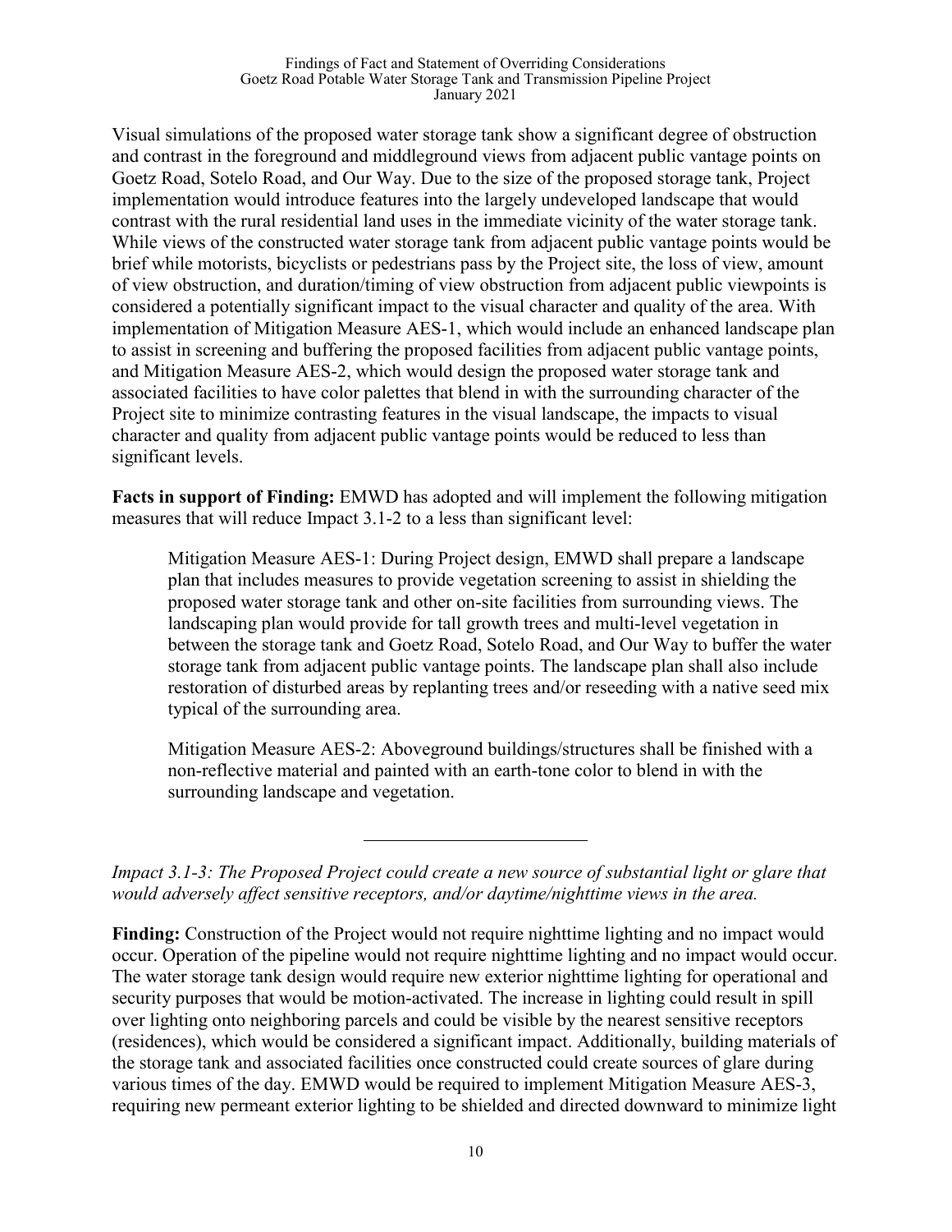Visual simulations of the proposed water storage tank show a significant degree of obstruction and contrast in the foreground and middleground views from adjacent public vantage points on Goetz Road, Sotelo Road, and Our Way. Due to the size of the proposed storage tank, Project implementation would introduce features into the largely undeveloped landscape that would contrast with the rural residential land uses in the immediate vicinity of the water storage tank. While views of the constructed water storage tank from adjacent public vantage points would be brief while motorists, bicyclists or pedestrians pass by the Project site, the loss of view, amount of view obstruction, and duration/timing of view obstruction from adjacent public viewpoints is considered a potentially significant impact to the visual character and quality of the area. With implementation of Mitigation Measure AES-1, which would include an enhanced landscape plan to assist in screening and buffering the proposed facilities from adjacent public vantage points, and Mitigation Measure AES-2, which would design the proposed water storage tank and associated facilities to have color palettes that blend in with the surrounding character of the Project site to minimize contrasting features in the visual landscape, the impacts to visual character and quality from adjacent public vantage points would be reduced to less than significant levels.

**Facts in support of Finding:** EMWD has adopted and will implement the following mitigation measures that will reduce Impact 3.1-2 to a less than significant level:

> Mitigation Measure AES-1: During Project design, EMWD shall prepare a landscape plan that includes measures to provide vegetation screening to assist in shielding the proposed water storage tank and other on-site facilities from surrounding views. The landscaping plan would provide for tall growth trees and multi-level vegetation in between the storage tank and Goetz Road, Sotelo Road, and Our Way to buffer the water storage tank from adjacent public vantage points. The landscape plan shall also include restoration of disturbed areas by replanting trees and/or reseeding with a native seed mix typical of the surrounding area.
>
> Mitigation Measure AES-2: Aboveground buildings/structures shall be finished with a non-reflective material and painted with an earth-tone color to blend in with the surrounding landscape and vegetation.

---

*Impact 3.1-3: The Proposed Project could create a new source of substantial light or glare that would adversely affect sensitive receptors, and/or daytime/nighttime views in the area.*

**Finding:** Construction of the Project would not require nighttime lighting and no impact would occur. Operation of the pipeline would not require nighttime lighting and no impact would occur. The water storage tank design would require new exterior nighttime lighting for operational and security purposes that would be motion-activated. The increase in lighting could result in spill over lighting onto neighboring parcels and could be visible by the nearest sensitive receptors (residences), which would be considered a significant impact. Additionally, building materials of the storage tank and associated facilities once constructed could create sources of glare during various times of the day. EMWD would be required to implement Mitigation Measure AES-3, requiring new permeant exterior lighting to be shielded and directed downward to minimize light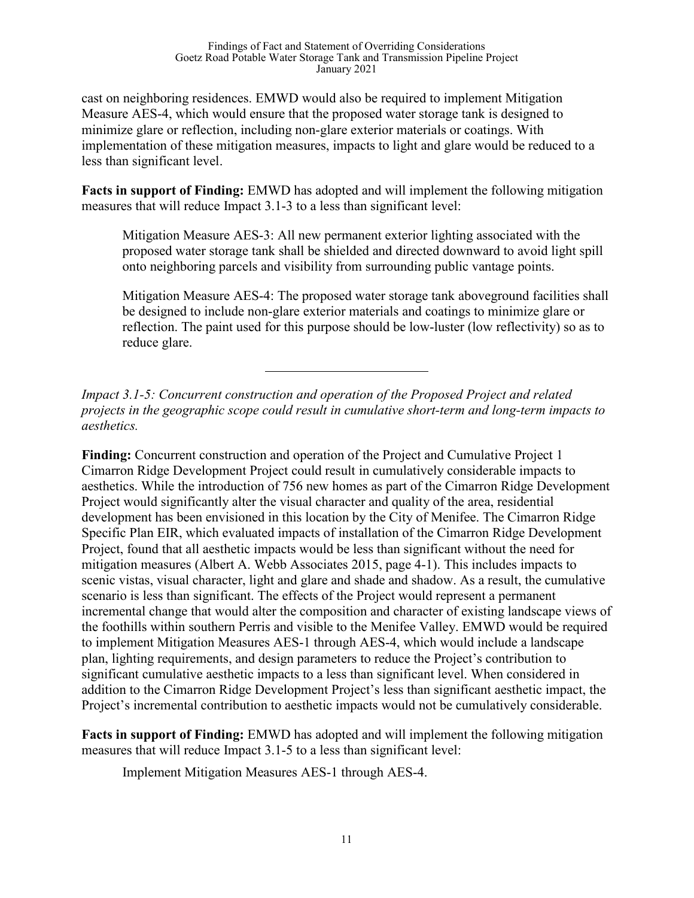cast on neighboring residences. EMWD would also be required to implement Mitigation Measure AES-4, which would ensure that the proposed water storage tank is designed to minimize glare or reflection, including non-glare exterior materials or coatings. With implementation of these mitigation measures, impacts to light and glare would be reduced to a less than significant level.

**Facts in support of Finding:** EMWD has adopted and will implement the following mitigation measures that will reduce Impact 3.1-3 to a less than significant level:

> Mitigation Measure AES-3: All new permanent exterior lighting associated with the proposed water storage tank shall be shielded and directed downward to avoid light spill onto neighboring parcels and visibility from surrounding public vantage points.
>
> Mitigation Measure AES-4: The proposed water storage tank aboveground facilities shall be designed to include non-glare exterior materials and coatings to minimize glare or reflection. The paint used for this purpose should be low-luster (low reflectivity) so as to reduce glare.

---

*Impact 3.1-5: Concurrent construction and operation of the Proposed Project and related projects in the geographic scope could result in cumulative short-term and long-term impacts to aesthetics.*

**Finding:** Concurrent construction and operation of the Project and Cumulative Project 1 Cimarron Ridge Development Project could result in cumulatively considerable impacts to aesthetics. While the introduction of 756 new homes as part of the Cimarron Ridge Development Project would significantly alter the visual character and quality of the area, residential development has been envisioned in this location by the City of Menifee. The Cimarron Ridge Specific Plan EIR, which evaluated impacts of installation of the Cimarron Ridge Development Project, found that all aesthetic impacts would be less than significant without the need for mitigation measures (Albert A. Webb Associates 2015, page 4-1). This includes impacts to scenic vistas, visual character, light and glare and shade and shadow. As a result, the cumulative scenario is less than significant. The effects of the Project would represent a permanent incremental change that would alter the composition and character of existing landscape views of the foothills within southern Perris and visible to the Menifee Valley. EMWD would be required to implement Mitigation Measures AES-1 through AES-4, which would include a landscape plan, lighting requirements, and design parameters to reduce the Project's contribution to significant cumulative aesthetic impacts to a less than significant level. When considered in addition to the Cimarron Ridge Development Project's less than significant aesthetic impact, the Project's incremental contribution to aesthetic impacts would not be cumulatively considerable.

**Facts in support of Finding:** EMWD has adopted and will implement the following mitigation measures that will reduce Impact 3.1-5 to a less than significant level:

> Implement Mitigation Measures AES-1 through AES-4.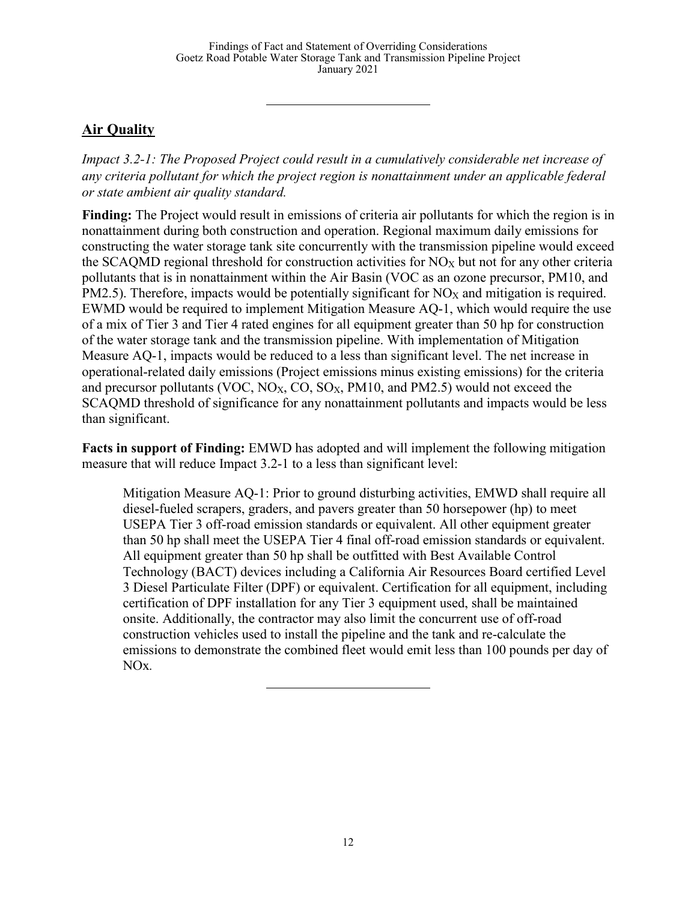## Air Quality

*Impact 3.2-1: The Proposed Project could result in a cumulatively considerable net increase of any criteria pollutant for which the project region is nonattainment under an applicable federal or state ambient air quality standard.*

**Finding:** The Project would result in emissions of criteria air pollutants for which the region is in nonattainment during both construction and operation. Regional maximum daily emissions for constructing the water storage tank site concurrently with the transmission pipeline would exceed the SCAQMD regional threshold for construction activities for $NO_X$ but not for any other criteria pollutants that is in nonattainment within the Air Basin (VOC as an ozone precursor, PM10, and PM2.5). Therefore, impacts would be potentially significant for $NO_X$ and mitigation is required. EWMD would be required to implement Mitigation Measure AQ-1, which would require the use of a mix of Tier 3 and Tier 4 rated engines for all equipment greater than 50 hp for construction of the water storage tank and the transmission pipeline. With implementation of Mitigation Measure AQ-1, impacts would be reduced to a less than significant level. The net increase in operational-related daily emissions (Project emissions minus existing emissions) for the criteria and precursor pollutants (VOC, $NO_X$, CO, $SO_X$, PM10, and PM2.5) would not exceed the SCAQMD threshold of significance for any nonattainment pollutants and impacts would be less than significant.

**Facts in support of Finding:** EMWD has adopted and will implement the following mitigation measure that will reduce Impact 3.2-1 to a less than significant level:

> Mitigation Measure AQ-1: Prior to ground disturbing activities, EMWD shall require all diesel-fueled scrapers, graders, and pavers greater than 50 horsepower (hp) to meet USEPA Tier 3 off-road emission standards or equivalent. All other equipment greater than 50 hp shall meet the USEPA Tier 4 final off-road emission standards or equivalent. All equipment greater than 50 hp shall be outfitted with Best Available Control Technology (BACT) devices including a California Air Resources Board certified Level 3 Diesel Particulate Filter (DPF) or equivalent. Certification for all equipment, including certification of DPF installation for any Tier 3 equipment used, shall be maintained onsite. Additionally, the contractor may also limit the concurrent use of off-road construction vehicles used to install the pipeline and the tank and re-calculate the emissions to demonstrate the combined fleet would emit less than 100 pounds per day of NOx.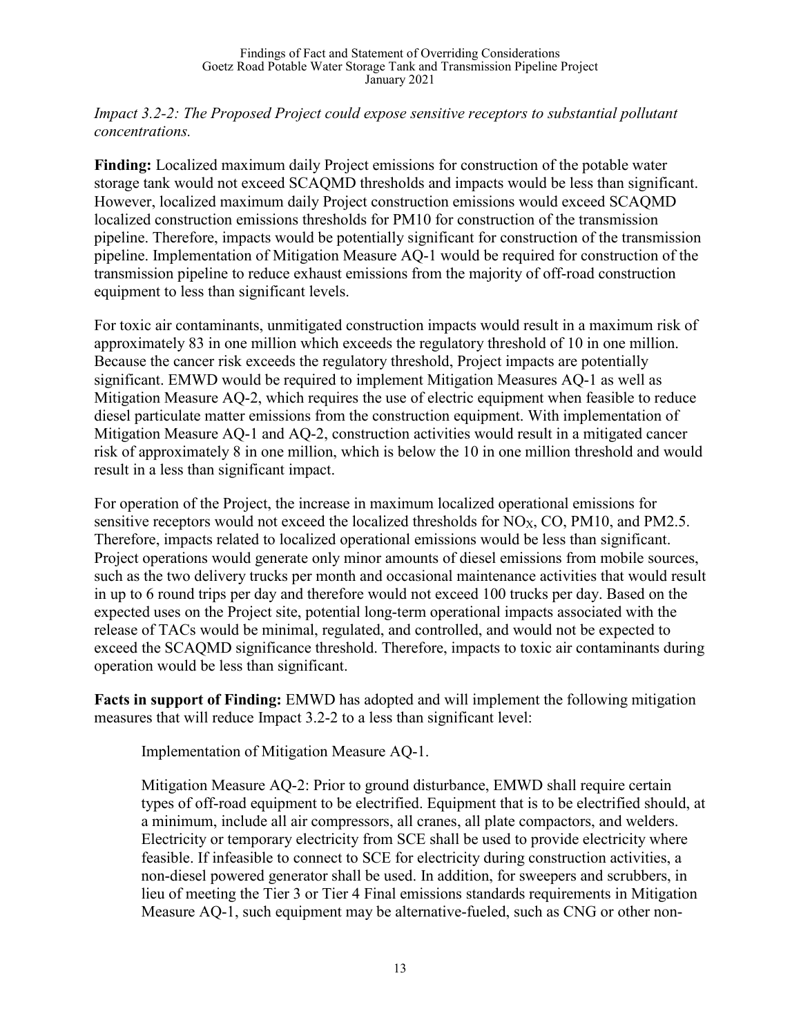*Impact 3.2-2: The Proposed Project could expose sensitive receptors to substantial pollutant concentrations.*

**Finding:** Localized maximum daily Project emissions for construction of the potable water storage tank would not exceed SCAQMD thresholds and impacts would be less than significant. However, localized maximum daily Project construction emissions would exceed SCAQMD localized construction emissions thresholds for PM10 for construction of the transmission pipeline. Therefore, impacts would be potentially significant for construction of the transmission pipeline. Implementation of Mitigation Measure AQ-1 would be required for construction of the transmission pipeline to reduce exhaust emissions from the majority of off-road construction equipment to less than significant levels.

For toxic air contaminants, unmitigated construction impacts would result in a maximum risk of approximately 83 in one million which exceeds the regulatory threshold of 10 in one million. Because the cancer risk exceeds the regulatory threshold, Project impacts are potentially significant. EMWD would be required to implement Mitigation Measures AQ-1 as well as Mitigation Measure AQ-2, which requires the use of electric equipment when feasible to reduce diesel particulate matter emissions from the construction equipment. With implementation of Mitigation Measure AQ-1 and AQ-2, construction activities would result in a mitigated cancer risk of approximately 8 in one million, which is below the 10 in one million threshold and would result in a less than significant impact.

For operation of the Project, the increase in maximum localized operational emissions for sensitive receptors would not exceed the localized thresholds for $NO_X$, CO, PM10, and PM2.5. Therefore, impacts related to localized operational emissions would be less than significant. Project operations would generate only minor amounts of diesel emissions from mobile sources, such as the two delivery trucks per month and occasional maintenance activities that would result in up to 6 round trips per day and therefore would not exceed 100 trucks per day. Based on the expected uses on the Project site, potential long-term operational impacts associated with the release of TACs would be minimal, regulated, and controlled, and would not be expected to exceed the SCAQMD significance threshold. Therefore, impacts to toxic air contaminants during operation would be less than significant.

**Facts in support of Finding:** EMWD has adopted and will implement the following mitigation measures that will reduce Impact 3.2-2 to a less than significant level:

Implementation of Mitigation Measure AQ-1.

Mitigation Measure AQ-2: Prior to ground disturbance, EMWD shall require certain types of off-road equipment to be electrified. Equipment that is to be electrified should, at a minimum, include all air compressors, all cranes, all plate compactors, and welders. Electricity or temporary electricity from SCE shall be used to provide electricity where feasible. If infeasible to connect to SCE for electricity during construction activities, a non-diesel powered generator shall be used. In addition, for sweepers and scrubbers, in lieu of meeting the Tier 3 or Tier 4 Final emissions standards requirements in Mitigation Measure AQ-1, such equipment may be alternative-fueled, such as CNG or other non-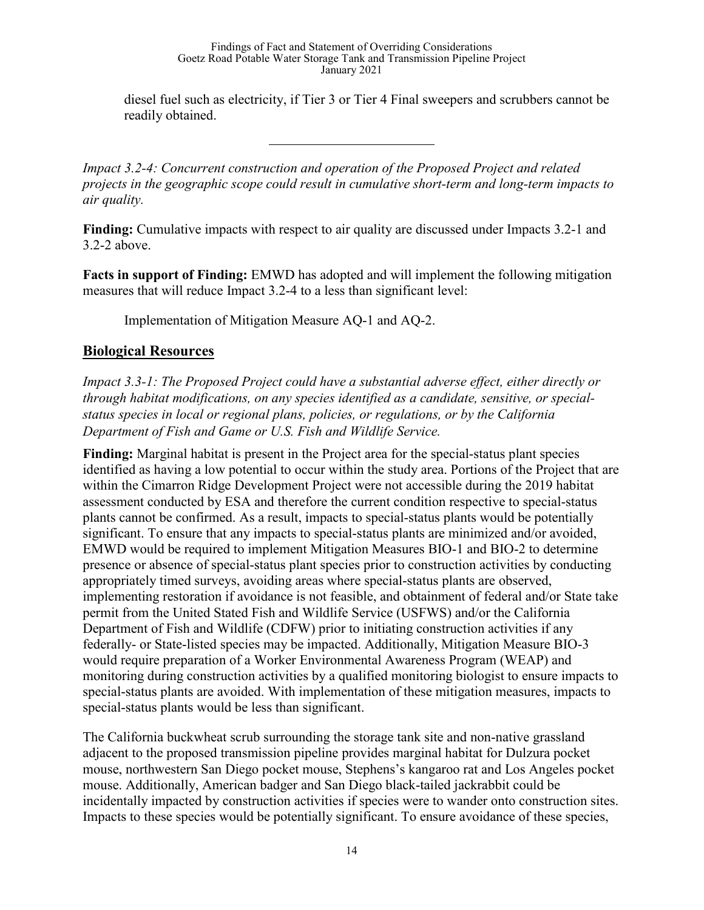diesel fuel such as electricity, if Tier 3 or Tier 4 Final sweepers and scrubbers cannot be readily obtained.

---

*Impact 3.2-4: Concurrent construction and operation of the Proposed Project and related projects in the geographic scope could result in cumulative short-term and long-term impacts to air quality.*

**Finding:** Cumulative impacts with respect to air quality are discussed under Impacts 3.2-1 and 3.2-2 above.

**Facts in support of Finding:** EMWD has adopted and will implement the following mitigation measures that will reduce Impact 3.2-4 to a less than significant level:

Implementation of Mitigation Measure AQ-1 and AQ-2.

## Biological Resources

*Impact 3.3-1: The Proposed Project could have a substantial adverse effect, either directly or through habitat modifications, on any species identified as a candidate, sensitive, or special-status species in local or regional plans, policies, or regulations, or by the California Department of Fish and Game or U.S. Fish and Wildlife Service.*

**Finding:** Marginal habitat is present in the Project area for the special-status plant species identified as having a low potential to occur within the study area. Portions of the Project that are within the Cimarron Ridge Development Project were not accessible during the 2019 habitat assessment conducted by ESA and therefore the current condition respective to special-status plants cannot be confirmed. As a result, impacts to special-status plants would be potentially significant. To ensure that any impacts to special-status plants are minimized and/or avoided, EMWD would be required to implement Mitigation Measures BIO-1 and BIO-2 to determine presence or absence of special-status plant species prior to construction activities by conducting appropriately timed surveys, avoiding areas where special-status plants are observed, implementing restoration if avoidance is not feasible, and obtainment of federal and/or State take permit from the United Stated Fish and Wildlife Service (USFWS) and/or the California Department of Fish and Wildlife (CDFW) prior to initiating construction activities if any federally- or State-listed species may be impacted. Additionally, Mitigation Measure BIO-3 would require preparation of a Worker Environmental Awareness Program (WEAP) and monitoring during construction activities by a qualified monitoring biologist to ensure impacts to special-status plants are avoided. With implementation of these mitigation measures, impacts to special-status plants would be less than significant.

The California buckwheat scrub surrounding the storage tank site and non-native grassland adjacent to the proposed transmission pipeline provides marginal habitat for Dulzura pocket mouse, northwestern San Diego pocket mouse, Stephens's kangaroo rat and Los Angeles pocket mouse. Additionally, American badger and San Diego black-tailed jackrabbit could be incidentally impacted by construction activities if species were to wander onto construction sites. Impacts to these species would be potentially significant. To ensure avoidance of these species,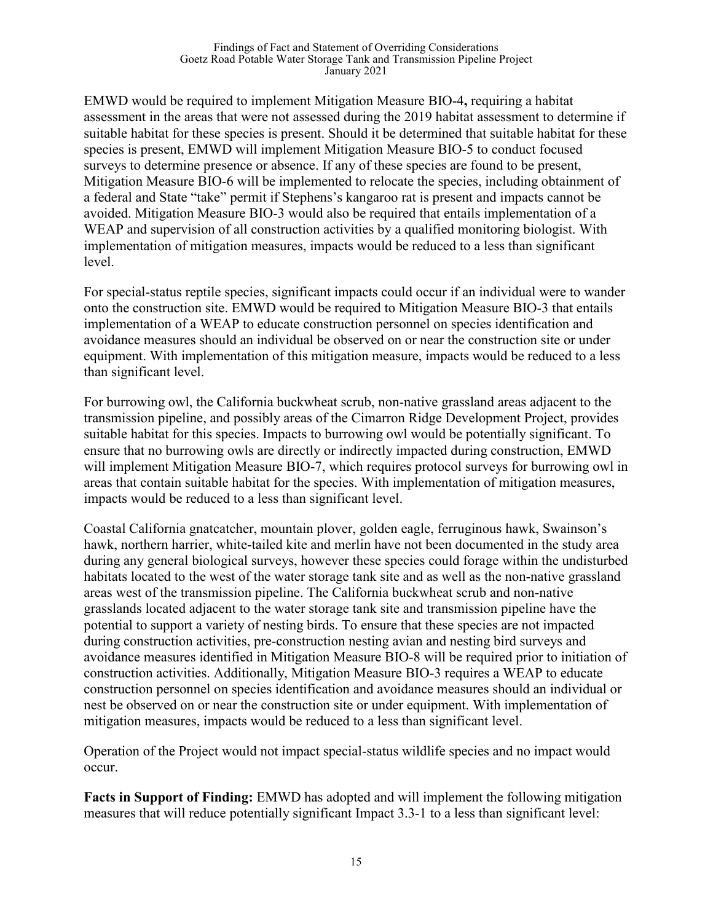EMWD would be required to implement Mitigation Measure BIO-4**,** requiring a habitat assessment in the areas that were not assessed during the 2019 habitat assessment to determine if suitable habitat for these species is present. Should it be determined that suitable habitat for these species is present, EMWD will implement Mitigation Measure BIO-5 to conduct focused surveys to determine presence or absence. If any of these species are found to be present, Mitigation Measure BIO-6 will be implemented to relocate the species, including obtainment of a federal and State "take" permit if Stephens's kangaroo rat is present and impacts cannot be avoided. Mitigation Measure BIO-3 would also be required that entails implementation of a WEAP and supervision of all construction activities by a qualified monitoring biologist. With implementation of mitigation measures, impacts would be reduced to a less than significant level.

For special-status reptile species, significant impacts could occur if an individual were to wander onto the construction site. EMWD would be required to Mitigation Measure BIO-3 that entails implementation of a WEAP to educate construction personnel on species identification and avoidance measures should an individual be observed on or near the construction site or under equipment. With implementation of this mitigation measure, impacts would be reduced to a less than significant level.

For burrowing owl, the California buckwheat scrub, non-native grassland areas adjacent to the transmission pipeline, and possibly areas of the Cimarron Ridge Development Project, provides suitable habitat for this species. Impacts to burrowing owl would be potentially significant. To ensure that no burrowing owls are directly or indirectly impacted during construction, EMWD will implement Mitigation Measure BIO-7, which requires protocol surveys for burrowing owl in areas that contain suitable habitat for the species. With implementation of mitigation measures, impacts would be reduced to a less than significant level.

Coastal California gnatcatcher, mountain plover, golden eagle, ferruginous hawk, Swainson's hawk, northern harrier, white-tailed kite and merlin have not been documented in the study area during any general biological surveys, however these species could forage within the undisturbed habitats located to the west of the water storage tank site and as well as the non-native grassland areas west of the transmission pipeline. The California buckwheat scrub and non-native grasslands located adjacent to the water storage tank site and transmission pipeline have the potential to support a variety of nesting birds. To ensure that these species are not impacted during construction activities, pre-construction nesting avian and nesting bird surveys and avoidance measures identified in Mitigation Measure BIO-8 will be required prior to initiation of construction activities. Additionally, Mitigation Measure BIO-3 requires a WEAP to educate construction personnel on species identification and avoidance measures should an individual or nest be observed on or near the construction site or under equipment. With implementation of mitigation measures, impacts would be reduced to a less than significant level.

Operation of the Project would not impact special-status wildlife species and no impact would occur.

**Facts in Support of Finding:** EMWD has adopted and will implement the following mitigation measures that will reduce potentially significant Impact 3.3-1 to a less than significant level: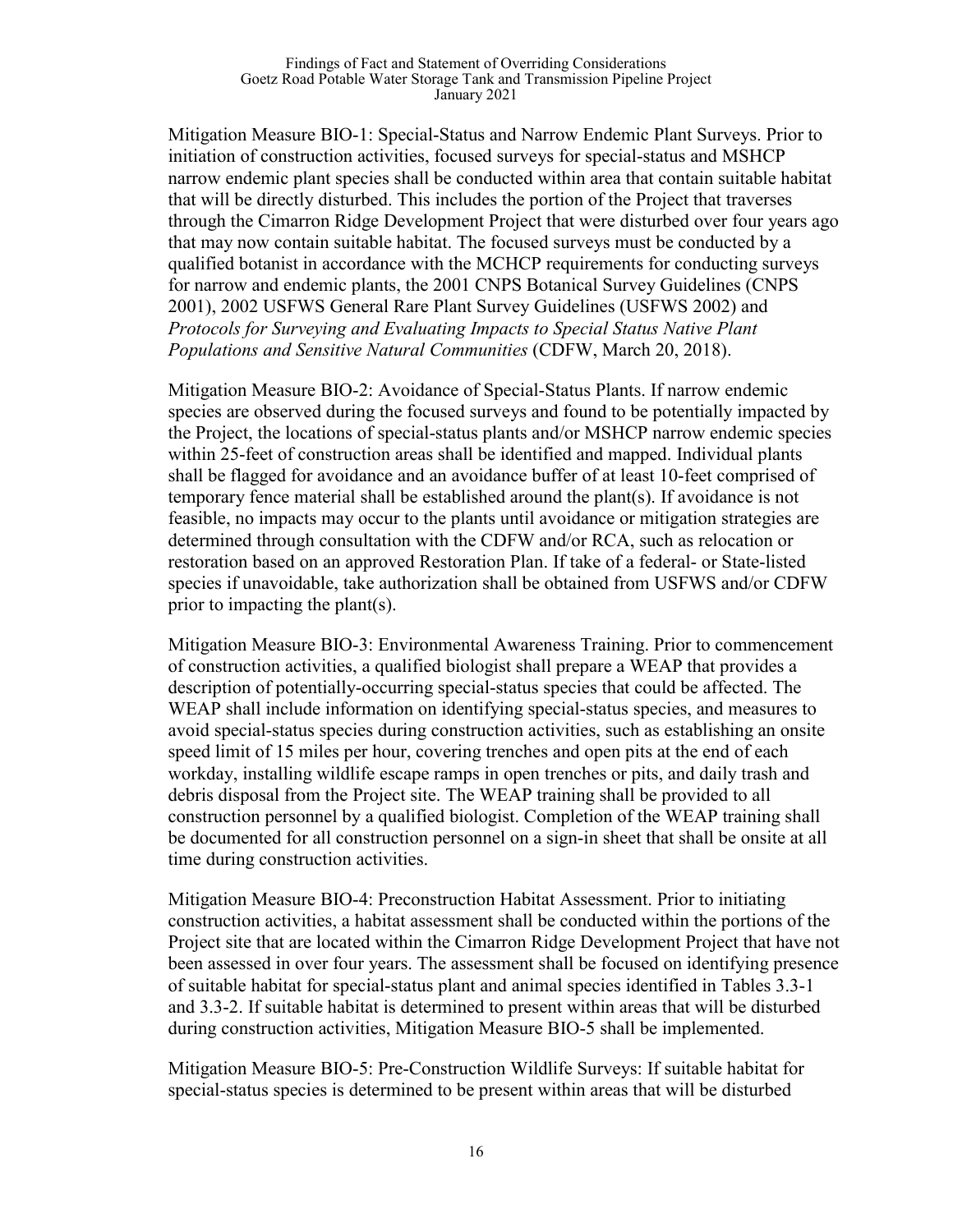Mitigation Measure BIO-1: Special-Status and Narrow Endemic Plant Surveys. Prior to initiation of construction activities, focused surveys for special-status and MSHCP narrow endemic plant species shall be conducted within area that contain suitable habitat that will be directly disturbed. This includes the portion of the Project that traverses through the Cimarron Ridge Development Project that were disturbed over four years ago that may now contain suitable habitat. The focused surveys must be conducted by a qualified botanist in accordance with the MCHCP requirements for conducting surveys for narrow and endemic plants, the 2001 CNPS Botanical Survey Guidelines (CNPS 2001), 2002 USFWS General Rare Plant Survey Guidelines (USFWS 2002) and *Protocols for Surveying and Evaluating Impacts to Special Status Native Plant Populations and Sensitive Natural Communities* (CDFW, March 20, 2018).

Mitigation Measure BIO-2: Avoidance of Special-Status Plants. If narrow endemic species are observed during the focused surveys and found to be potentially impacted by the Project, the locations of special-status plants and/or MSHCP narrow endemic species within 25-feet of construction areas shall be identified and mapped. Individual plants shall be flagged for avoidance and an avoidance buffer of at least 10-feet comprised of temporary fence material shall be established around the plant(s). If avoidance is not feasible, no impacts may occur to the plants until avoidance or mitigation strategies are determined through consultation with the CDFW and/or RCA, such as relocation or restoration based on an approved Restoration Plan. If take of a federal- or State-listed species if unavoidable, take authorization shall be obtained from USFWS and/or CDFW prior to impacting the plant(s).

Mitigation Measure BIO-3: Environmental Awareness Training. Prior to commencement of construction activities, a qualified biologist shall prepare a WEAP that provides a description of potentially-occurring special-status species that could be affected. The WEAP shall include information on identifying special-status species, and measures to avoid special-status species during construction activities, such as establishing an onsite speed limit of 15 miles per hour, covering trenches and open pits at the end of each workday, installing wildlife escape ramps in open trenches or pits, and daily trash and debris disposal from the Project site. The WEAP training shall be provided to all construction personnel by a qualified biologist. Completion of the WEAP training shall be documented for all construction personnel on a sign-in sheet that shall be onsite at all time during construction activities.

Mitigation Measure BIO-4: Preconstruction Habitat Assessment. Prior to initiating construction activities, a habitat assessment shall be conducted within the portions of the Project site that are located within the Cimarron Ridge Development Project that have not been assessed in over four years. The assessment shall be focused on identifying presence of suitable habitat for special-status plant and animal species identified in Tables 3.3-1 and 3.3-2. If suitable habitat is determined to present within areas that will be disturbed during construction activities, Mitigation Measure BIO-5 shall be implemented.

Mitigation Measure BIO-5: Pre-Construction Wildlife Surveys: If suitable habitat for special-status species is determined to be present within areas that will be disturbed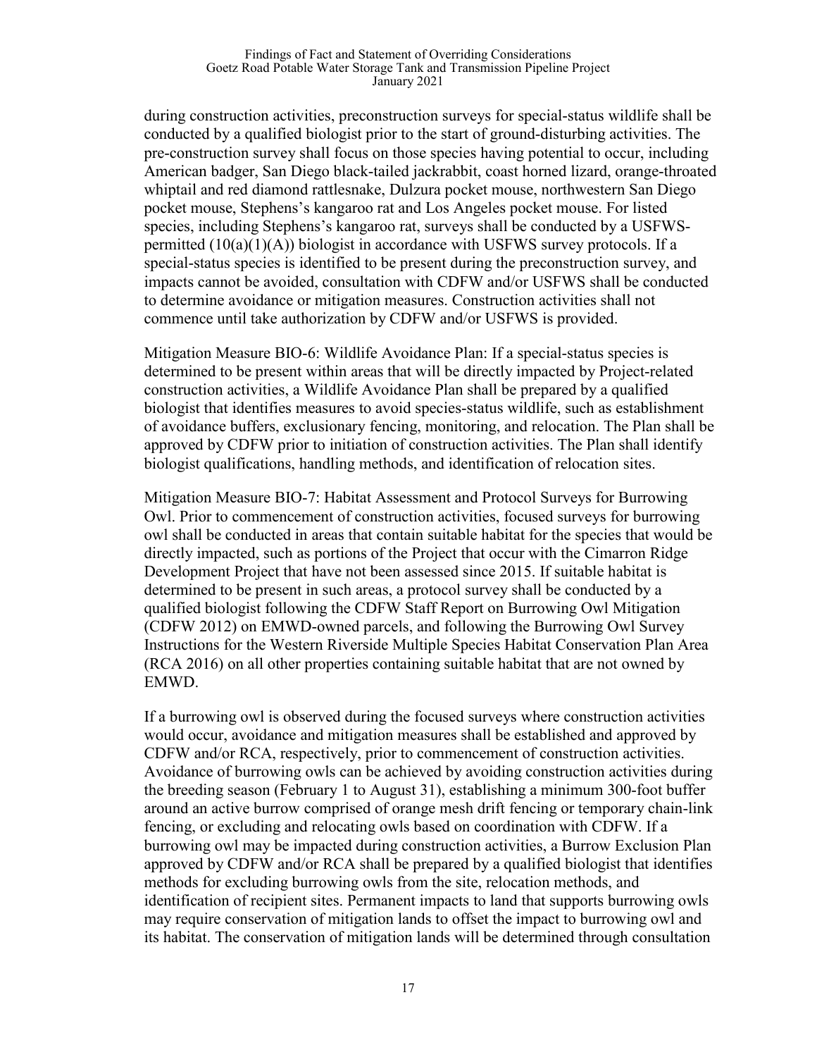during construction activities, preconstruction surveys for special-status wildlife shall be conducted by a qualified biologist prior to the start of ground-disturbing activities. The pre-construction survey shall focus on those species having potential to occur, including American badger, San Diego black-tailed jackrabbit, coast horned lizard, orange-throated whiptail and red diamond rattlesnake, Dulzura pocket mouse, northwestern San Diego pocket mouse, Stephens's kangaroo rat and Los Angeles pocket mouse. For listed species, including Stephens's kangaroo rat, surveys shall be conducted by a USFWS-permitted (10(a)(1)(A)) biologist in accordance with USFWS survey protocols. If a special-status species is identified to be present during the preconstruction survey, and impacts cannot be avoided, consultation with CDFW and/or USFWS shall be conducted to determine avoidance or mitigation measures. Construction activities shall not commence until take authorization by CDFW and/or USFWS is provided.

Mitigation Measure BIO-6: Wildlife Avoidance Plan: If a special-status species is determined to be present within areas that will be directly impacted by Project-related construction activities, a Wildlife Avoidance Plan shall be prepared by a qualified biologist that identifies measures to avoid species-status wildlife, such as establishment of avoidance buffers, exclusionary fencing, monitoring, and relocation. The Plan shall be approved by CDFW prior to initiation of construction activities. The Plan shall identify biologist qualifications, handling methods, and identification of relocation sites.

Mitigation Measure BIO-7: Habitat Assessment and Protocol Surveys for Burrowing Owl. Prior to commencement of construction activities, focused surveys for burrowing owl shall be conducted in areas that contain suitable habitat for the species that would be directly impacted, such as portions of the Project that occur with the Cimarron Ridge Development Project that have not been assessed since 2015. If suitable habitat is determined to be present in such areas, a protocol survey shall be conducted by a qualified biologist following the CDFW Staff Report on Burrowing Owl Mitigation (CDFW 2012) on EMWD-owned parcels, and following the Burrowing Owl Survey Instructions for the Western Riverside Multiple Species Habitat Conservation Plan Area (RCA 2016) on all other properties containing suitable habitat that are not owned by EMWD.

If a burrowing owl is observed during the focused surveys where construction activities would occur, avoidance and mitigation measures shall be established and approved by CDFW and/or RCA, respectively, prior to commencement of construction activities. Avoidance of burrowing owls can be achieved by avoiding construction activities during the breeding season (February 1 to August 31), establishing a minimum 300-foot buffer around an active burrow comprised of orange mesh drift fencing or temporary chain-link fencing, or excluding and relocating owls based on coordination with CDFW. If a burrowing owl may be impacted during construction activities, a Burrow Exclusion Plan approved by CDFW and/or RCA shall be prepared by a qualified biologist that identifies methods for excluding burrowing owls from the site, relocation methods, and identification of recipient sites. Permanent impacts to land that supports burrowing owls may require conservation of mitigation lands to offset the impact to burrowing owl and its habitat. The conservation of mitigation lands will be determined through consultation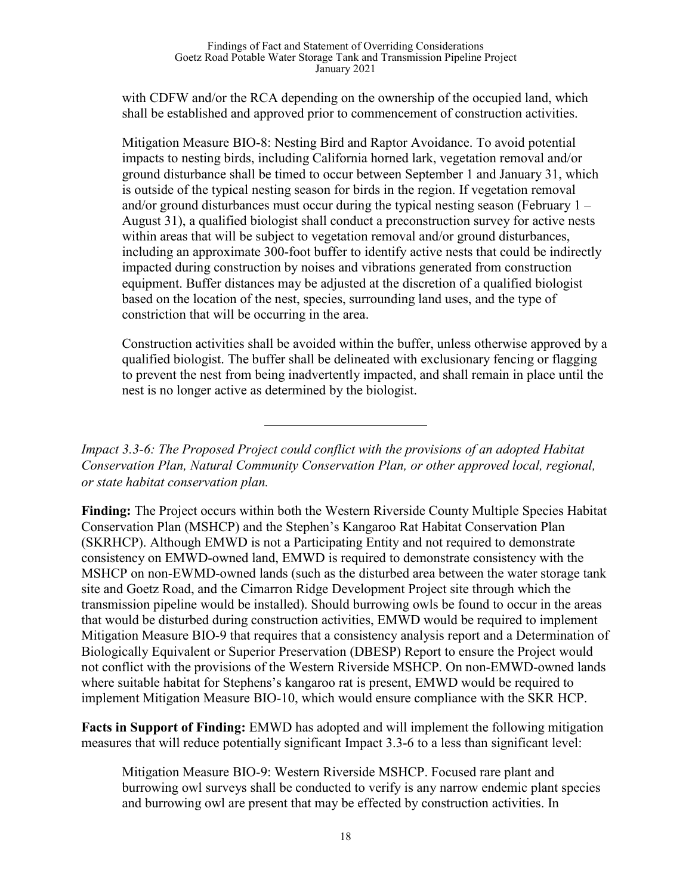with CDFW and/or the RCA depending on the ownership of the occupied land, which shall be established and approved prior to commencement of construction activities.

Mitigation Measure BIO-8: Nesting Bird and Raptor Avoidance. To avoid potential impacts to nesting birds, including California horned lark, vegetation removal and/or ground disturbance shall be timed to occur between September 1 and January 31, which is outside of the typical nesting season for birds in the region. If vegetation removal and/or ground disturbances must occur during the typical nesting season (February 1 – August 31), a qualified biologist shall conduct a preconstruction survey for active nests within areas that will be subject to vegetation removal and/or ground disturbances, including an approximate 300-foot buffer to identify active nests that could be indirectly impacted during construction by noises and vibrations generated from construction equipment. Buffer distances may be adjusted at the discretion of a qualified biologist based on the location of the nest, species, surrounding land uses, and the type of constriction that will be occurring in the area.

Construction activities shall be avoided within the buffer, unless otherwise approved by a qualified biologist. The buffer shall be delineated with exclusionary fencing or flagging to prevent the nest from being inadvertently impacted, and shall remain in place until the nest is no longer active as determined by the biologist.

---

*Impact 3.3-6: The Proposed Project could conflict with the provisions of an adopted Habitat Conservation Plan, Natural Community Conservation Plan, or other approved local, regional, or state habitat conservation plan.*

**Finding:** The Project occurs within both the Western Riverside County Multiple Species Habitat Conservation Plan (MSHCP) and the Stephen's Kangaroo Rat Habitat Conservation Plan (SKRHCP). Although EMWD is not a Participating Entity and not required to demonstrate consistency on EMWD-owned land, EMWD is required to demonstrate consistency with the MSHCP on non-EWMD-owned lands (such as the disturbed area between the water storage tank site and Goetz Road, and the Cimarron Ridge Development Project site through which the transmission pipeline would be installed). Should burrowing owls be found to occur in the areas that would be disturbed during construction activities, EMWD would be required to implement Mitigation Measure BIO-9 that requires that a consistency analysis report and a Determination of Biologically Equivalent or Superior Preservation (DBESP) Report to ensure the Project would not conflict with the provisions of the Western Riverside MSHCP. On non-EMWD-owned lands where suitable habitat for Stephens's kangaroo rat is present, EMWD would be required to implement Mitigation Measure BIO-10, which would ensure compliance with the SKR HCP.

**Facts in Support of Finding:** EMWD has adopted and will implement the following mitigation measures that will reduce potentially significant Impact 3.3-6 to a less than significant level:

Mitigation Measure BIO-9: Western Riverside MSHCP. Focused rare plant and burrowing owl surveys shall be conducted to verify is any narrow endemic plant species and burrowing owl are present that may be effected by construction activities. In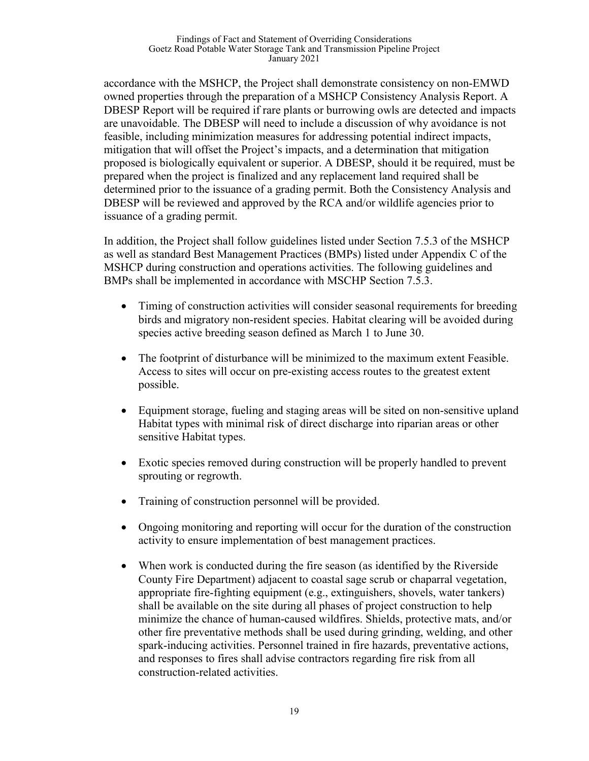accordance with the MSHCP, the Project shall demonstrate consistency on non-EMWD owned properties through the preparation of a MSHCP Consistency Analysis Report. A DBESP Report will be required if rare plants or burrowing owls are detected and impacts are unavoidable. The DBESP will need to include a discussion of why avoidance is not feasible, including minimization measures for addressing potential indirect impacts, mitigation that will offset the Project's impacts, and a determination that mitigation proposed is biologically equivalent or superior. A DBESP, should it be required, must be prepared when the project is finalized and any replacement land required shall be determined prior to the issuance of a grading permit. Both the Consistency Analysis and DBESP will be reviewed and approved by the RCA and/or wildlife agencies prior to issuance of a grading permit.

In addition, the Project shall follow guidelines listed under Section 7.5.3 of the MSHCP as well as standard Best Management Practices (BMPs) listed under Appendix C of the MSHCP during construction and operations activities. The following guidelines and BMPs shall be implemented in accordance with MSCHP Section 7.5.3.

- Timing of construction activities will consider seasonal requirements for breeding birds and migratory non-resident species. Habitat clearing will be avoided during species active breeding season defined as March 1 to June 30.
- The footprint of disturbance will be minimized to the maximum extent Feasible. Access to sites will occur on pre-existing access routes to the greatest extent possible.
- Equipment storage, fueling and staging areas will be sited on non-sensitive upland Habitat types with minimal risk of direct discharge into riparian areas or other sensitive Habitat types.
- Exotic species removed during construction will be properly handled to prevent sprouting or regrowth.
- Training of construction personnel will be provided.
- Ongoing monitoring and reporting will occur for the duration of the construction activity to ensure implementation of best management practices.
- When work is conducted during the fire season (as identified by the Riverside County Fire Department) adjacent to coastal sage scrub or chaparral vegetation, appropriate fire-fighting equipment (e.g., extinguishers, shovels, water tankers) shall be available on the site during all phases of project construction to help minimize the chance of human-caused wildfires. Shields, protective mats, and/or other fire preventative methods shall be used during grinding, welding, and other spark-inducing activities. Personnel trained in fire hazards, preventative actions, and responses to fires shall advise contractors regarding fire risk from all construction-related activities.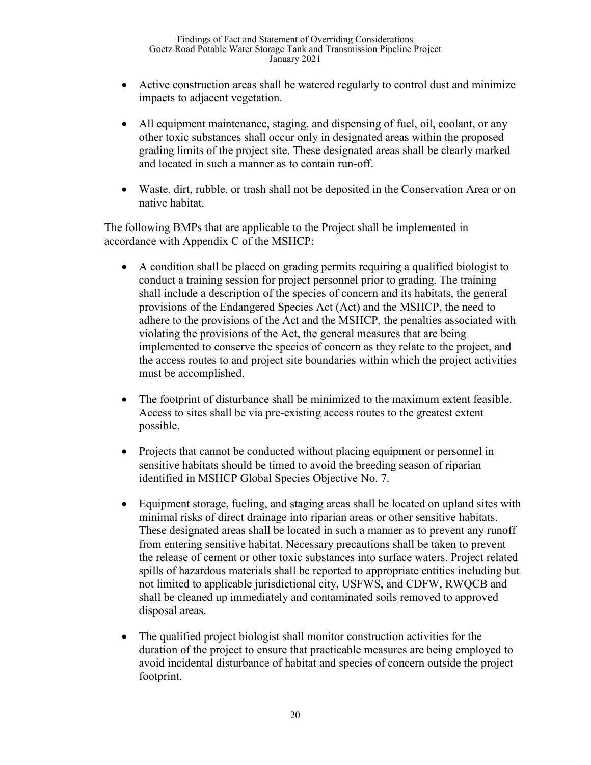- Active construction areas shall be watered regularly to control dust and minimize impacts to adjacent vegetation.
- All equipment maintenance, staging, and dispensing of fuel, oil, coolant, or any other toxic substances shall occur only in designated areas within the proposed grading limits of the project site. These designated areas shall be clearly marked and located in such a manner as to contain run-off.
- Waste, dirt, rubble, or trash shall not be deposited in the Conservation Area or on native habitat.

The following BMPs that are applicable to the Project shall be implemented in accordance with Appendix C of the MSHCP:

- A condition shall be placed on grading permits requiring a qualified biologist to conduct a training session for project personnel prior to grading. The training shall include a description of the species of concern and its habitats, the general provisions of the Endangered Species Act (Act) and the MSHCP, the need to adhere to the provisions of the Act and the MSHCP, the penalties associated with violating the provisions of the Act, the general measures that are being implemented to conserve the species of concern as they relate to the project, and the access routes to and project site boundaries within which the project activities must be accomplished.
- The footprint of disturbance shall be minimized to the maximum extent feasible. Access to sites shall be via pre-existing access routes to the greatest extent possible.
- Projects that cannot be conducted without placing equipment or personnel in sensitive habitats should be timed to avoid the breeding season of riparian identified in MSHCP Global Species Objective No. 7.
- Equipment storage, fueling, and staging areas shall be located on upland sites with minimal risks of direct drainage into riparian areas or other sensitive habitats. These designated areas shall be located in such a manner as to prevent any runoff from entering sensitive habitat. Necessary precautions shall be taken to prevent the release of cement or other toxic substances into surface waters. Project related spills of hazardous materials shall be reported to appropriate entities including but not limited to applicable jurisdictional city, USFWS, and CDFW, RWQCB and shall be cleaned up immediately and contaminated soils removed to approved disposal areas.
- The qualified project biologist shall monitor construction activities for the duration of the project to ensure that practicable measures are being employed to avoid incidental disturbance of habitat and species of concern outside the project footprint.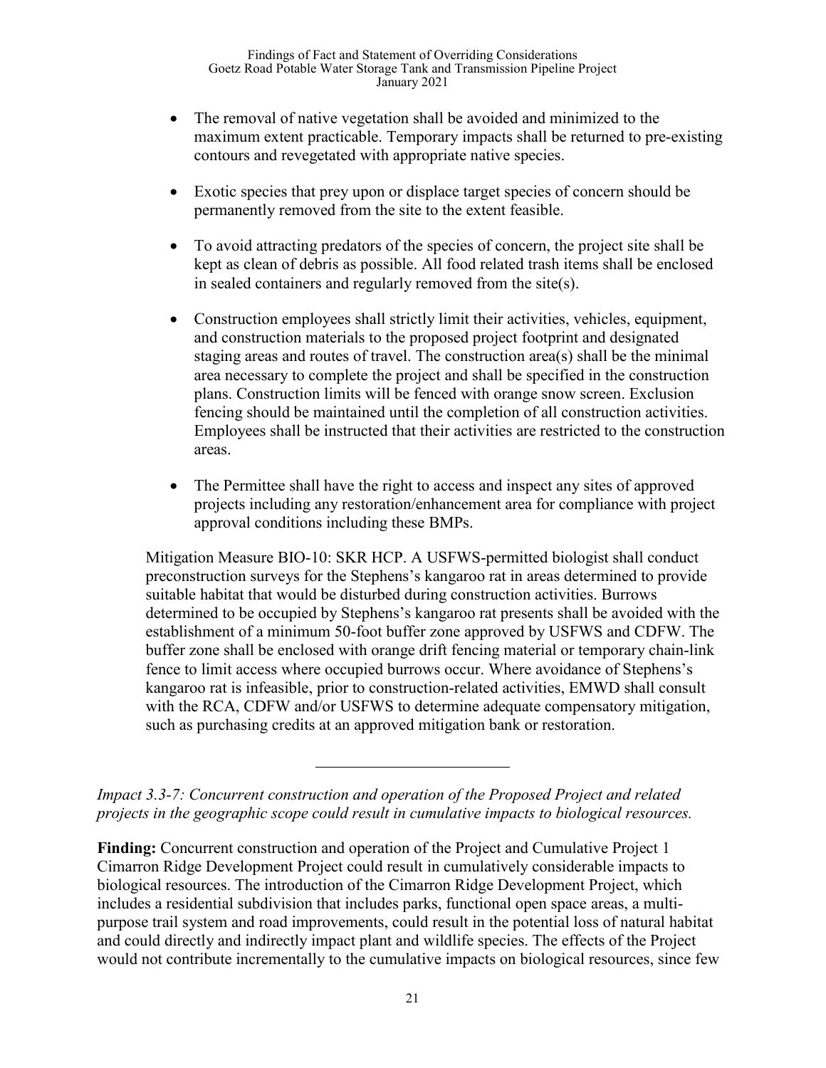- The removal of native vegetation shall be avoided and minimized to the maximum extent practicable. Temporary impacts shall be returned to pre-existing contours and revegetated with appropriate native species.

- Exotic species that prey upon or displace target species of concern should be permanently removed from the site to the extent feasible.

- To avoid attracting predators of the species of concern, the project site shall be kept as clean of debris as possible. All food related trash items shall be enclosed in sealed containers and regularly removed from the site(s).

- Construction employees shall strictly limit their activities, vehicles, equipment, and construction materials to the proposed project footprint and designated staging areas and routes of travel. The construction area(s) shall be the minimal area necessary to complete the project and shall be specified in the construction plans. Construction limits will be fenced with orange snow screen. Exclusion fencing should be maintained until the completion of all construction activities. Employees shall be instructed that their activities are restricted to the construction areas.

- The Permittee shall have the right to access and inspect any sites of approved projects including any restoration/enhancement area for compliance with project approval conditions including these BMPs.

Mitigation Measure BIO-10: SKR HCP. A USFWS-permitted biologist shall conduct preconstruction surveys for the Stephens's kangaroo rat in areas determined to provide suitable habitat that would be disturbed during construction activities. Burrows determined to be occupied by Stephens's kangaroo rat presents shall be avoided with the establishment of a minimum 50-foot buffer zone approved by USFWS and CDFW. The buffer zone shall be enclosed with orange drift fencing material or temporary chain-link fence to limit access where occupied burrows occur. Where avoidance of Stephens's kangaroo rat is infeasible, prior to construction-related activities, EMWD shall consult with the RCA, CDFW and/or USFWS to determine adequate compensatory mitigation, such as purchasing credits at an approved mitigation bank or restoration.

---

*Impact 3.3-7: Concurrent construction and operation of the Proposed Project and related projects in the geographic scope could result in cumulative impacts to biological resources.*

**Finding:** Concurrent construction and operation of the Project and Cumulative Project 1 Cimarron Ridge Development Project could result in cumulatively considerable impacts to biological resources. The introduction of the Cimarron Ridge Development Project, which includes a residential subdivision that includes parks, functional open space areas, a multi-purpose trail system and road improvements, could result in the potential loss of natural habitat and could directly and indirectly impact plant and wildlife species. The effects of the Project would not contribute incrementally to the cumulative impacts on biological resources, since few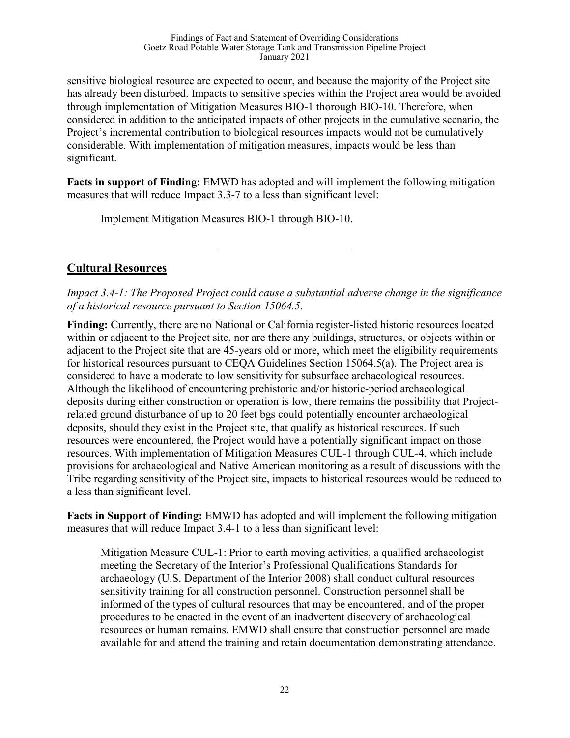sensitive biological resource are expected to occur, and because the majority of the Project site has already been disturbed. Impacts to sensitive species within the Project area would be avoided through implementation of Mitigation Measures BIO-1 thorough BIO-10. Therefore, when considered in addition to the anticipated impacts of other projects in the cumulative scenario, the Project's incremental contribution to biological resources impacts would not be cumulatively considerable. With implementation of mitigation measures, impacts would be less than significant.

**Facts in support of Finding:** EMWD has adopted and will implement the following mitigation measures that will reduce Impact 3.3-7 to a less than significant level:

> Implement Mitigation Measures BIO-1 through BIO-10.

---

## Cultural Resources

*Impact 3.4-1: The Proposed Project could cause a substantial adverse change in the significance of a historical resource pursuant to Section 15064.5.*

**Finding:** Currently, there are no National or California register-listed historic resources located within or adjacent to the Project site, nor are there any buildings, structures, or objects within or adjacent to the Project site that are 45-years old or more, which meet the eligibility requirements for historical resources pursuant to CEQA Guidelines Section 15064.5(a). The Project area is considered to have a moderate to low sensitivity for subsurface archaeological resources. Although the likelihood of encountering prehistoric and/or historic-period archaeological deposits during either construction or operation is low, there remains the possibility that Project-related ground disturbance of up to 20 feet bgs could potentially encounter archaeological deposits, should they exist in the Project site, that qualify as historical resources. If such resources were encountered, the Project would have a potentially significant impact on those resources. With implementation of Mitigation Measures CUL-1 through CUL-4, which include provisions for archaeological and Native American monitoring as a result of discussions with the Tribe regarding sensitivity of the Project site, impacts to historical resources would be reduced to a less than significant level.

**Facts in Support of Finding:** EMWD has adopted and will implement the following mitigation measures that will reduce Impact 3.4-1 to a less than significant level:

> Mitigation Measure CUL-1: Prior to earth moving activities, a qualified archaeologist meeting the Secretary of the Interior's Professional Qualifications Standards for archaeology (U.S. Department of the Interior 2008) shall conduct cultural resources sensitivity training for all construction personnel. Construction personnel shall be informed of the types of cultural resources that may be encountered, and of the proper procedures to be enacted in the event of an inadvertent discovery of archaeological resources or human remains. EMWD shall ensure that construction personnel are made available for and attend the training and retain documentation demonstrating attendance.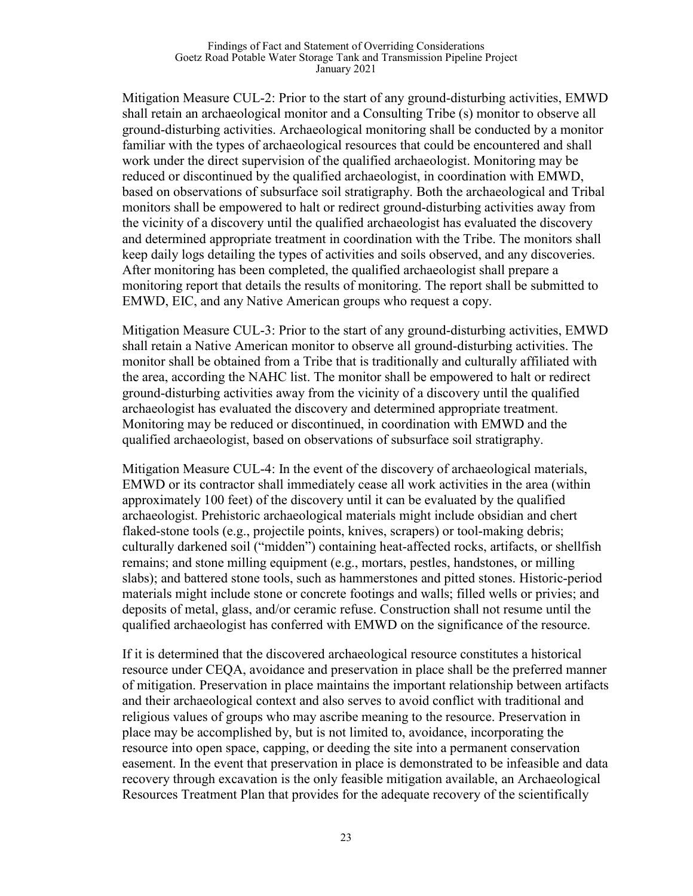Mitigation Measure CUL-2: Prior to the start of any ground-disturbing activities, EMWD shall retain an archaeological monitor and a Consulting Tribe (s) monitor to observe all ground-disturbing activities. Archaeological monitoring shall be conducted by a monitor familiar with the types of archaeological resources that could be encountered and shall work under the direct supervision of the qualified archaeologist. Monitoring may be reduced or discontinued by the qualified archaeologist, in coordination with EMWD, based on observations of subsurface soil stratigraphy. Both the archaeological and Tribal monitors shall be empowered to halt or redirect ground-disturbing activities away from the vicinity of a discovery until the qualified archaeologist has evaluated the discovery and determined appropriate treatment in coordination with the Tribe. The monitors shall keep daily logs detailing the types of activities and soils observed, and any discoveries. After monitoring has been completed, the qualified archaeologist shall prepare a monitoring report that details the results of monitoring. The report shall be submitted to EMWD, EIC, and any Native American groups who request a copy.

Mitigation Measure CUL-3: Prior to the start of any ground-disturbing activities, EMWD shall retain a Native American monitor to observe all ground-disturbing activities. The monitor shall be obtained from a Tribe that is traditionally and culturally affiliated with the area, according the NAHC list. The monitor shall be empowered to halt or redirect ground-disturbing activities away from the vicinity of a discovery until the qualified archaeologist has evaluated the discovery and determined appropriate treatment. Monitoring may be reduced or discontinued, in coordination with EMWD and the qualified archaeologist, based on observations of subsurface soil stratigraphy.

Mitigation Measure CUL-4: In the event of the discovery of archaeological materials, EMWD or its contractor shall immediately cease all work activities in the area (within approximately 100 feet) of the discovery until it can be evaluated by the qualified archaeologist. Prehistoric archaeological materials might include obsidian and chert flaked-stone tools (e.g., projectile points, knives, scrapers) or tool-making debris; culturally darkened soil ("midden") containing heat-affected rocks, artifacts, or shellfish remains; and stone milling equipment (e.g., mortars, pestles, handstones, or milling slabs); and battered stone tools, such as hammerstones and pitted stones. Historic-period materials might include stone or concrete footings and walls; filled wells or privies; and deposits of metal, glass, and/or ceramic refuse. Construction shall not resume until the qualified archaeologist has conferred with EMWD on the significance of the resource.

If it is determined that the discovered archaeological resource constitutes a historical resource under CEQA, avoidance and preservation in place shall be the preferred manner of mitigation. Preservation in place maintains the important relationship between artifacts and their archaeological context and also serves to avoid conflict with traditional and religious values of groups who may ascribe meaning to the resource. Preservation in place may be accomplished by, but is not limited to, avoidance, incorporating the resource into open space, capping, or deeding the site into a permanent conservation easement. In the event that preservation in place is demonstrated to be infeasible and data recovery through excavation is the only feasible mitigation available, an Archaeological Resources Treatment Plan that provides for the adequate recovery of the scientifically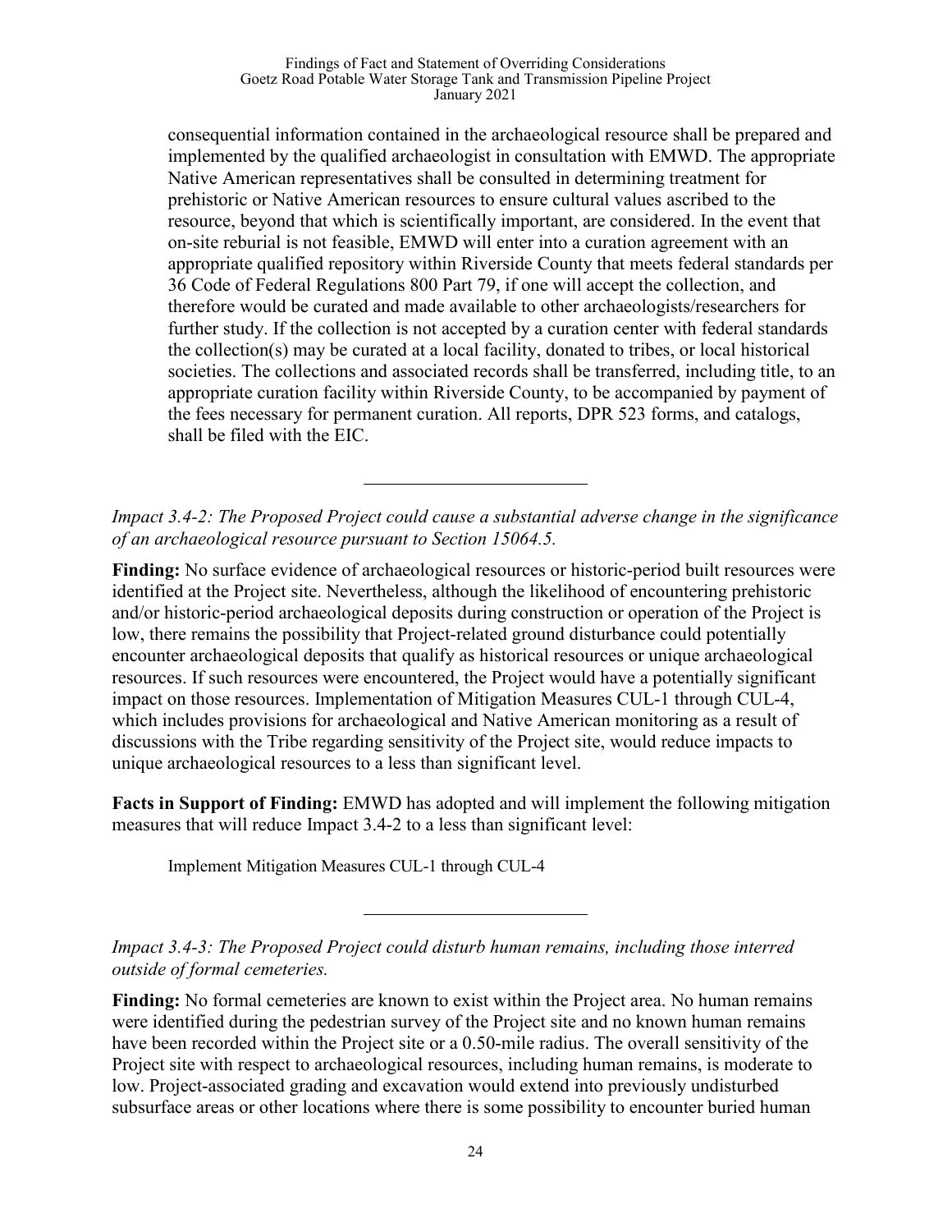consequential information contained in the archaeological resource shall be prepared and implemented by the qualified archaeologist in consultation with EMWD. The appropriate Native American representatives shall be consulted in determining treatment for prehistoric or Native American resources to ensure cultural values ascribed to the resource, beyond that which is scientifically important, are considered. In the event that on-site reburial is not feasible, EMWD will enter into a curation agreement with an appropriate qualified repository within Riverside County that meets federal standards per 36 Code of Federal Regulations 800 Part 79, if one will accept the collection, and therefore would be curated and made available to other archaeologists/researchers for further study. If the collection is not accepted by a curation center with federal standards the collection(s) may be curated at a local facility, donated to tribes, or local historical societies. The collections and associated records shall be transferred, including title, to an appropriate curation facility within Riverside County, to be accompanied by payment of the fees necessary for permanent curation. All reports, DPR 523 forms, and catalogs, shall be filed with the EIC.

---

*Impact 3.4-2: The Proposed Project could cause a substantial adverse change in the significance of an archaeological resource pursuant to Section 15064.5.*

**Finding:** No surface evidence of archaeological resources or historic-period built resources were identified at the Project site. Nevertheless, although the likelihood of encountering prehistoric and/or historic-period archaeological deposits during construction or operation of the Project is low, there remains the possibility that Project-related ground disturbance could potentially encounter archaeological deposits that qualify as historical resources or unique archaeological resources. If such resources were encountered, the Project would have a potentially significant impact on those resources. Implementation of Mitigation Measures CUL-1 through CUL-4, which includes provisions for archaeological and Native American monitoring as a result of discussions with the Tribe regarding sensitivity of the Project site, would reduce impacts to unique archaeological resources to a less than significant level.

**Facts in Support of Finding:** EMWD has adopted and will implement the following mitigation measures that will reduce Impact 3.4-2 to a less than significant level:

Implement Mitigation Measures CUL-1 through CUL-4

---

*Impact 3.4-3: The Proposed Project could disturb human remains, including those interred outside of formal cemeteries.*

**Finding:** No formal cemeteries are known to exist within the Project area. No human remains were identified during the pedestrian survey of the Project site and no known human remains have been recorded within the Project site or a 0.50-mile radius. The overall sensitivity of the Project site with respect to archaeological resources, including human remains, is moderate to low. Project-associated grading and excavation would extend into previously undisturbed subsurface areas or other locations where there is some possibility to encounter buried human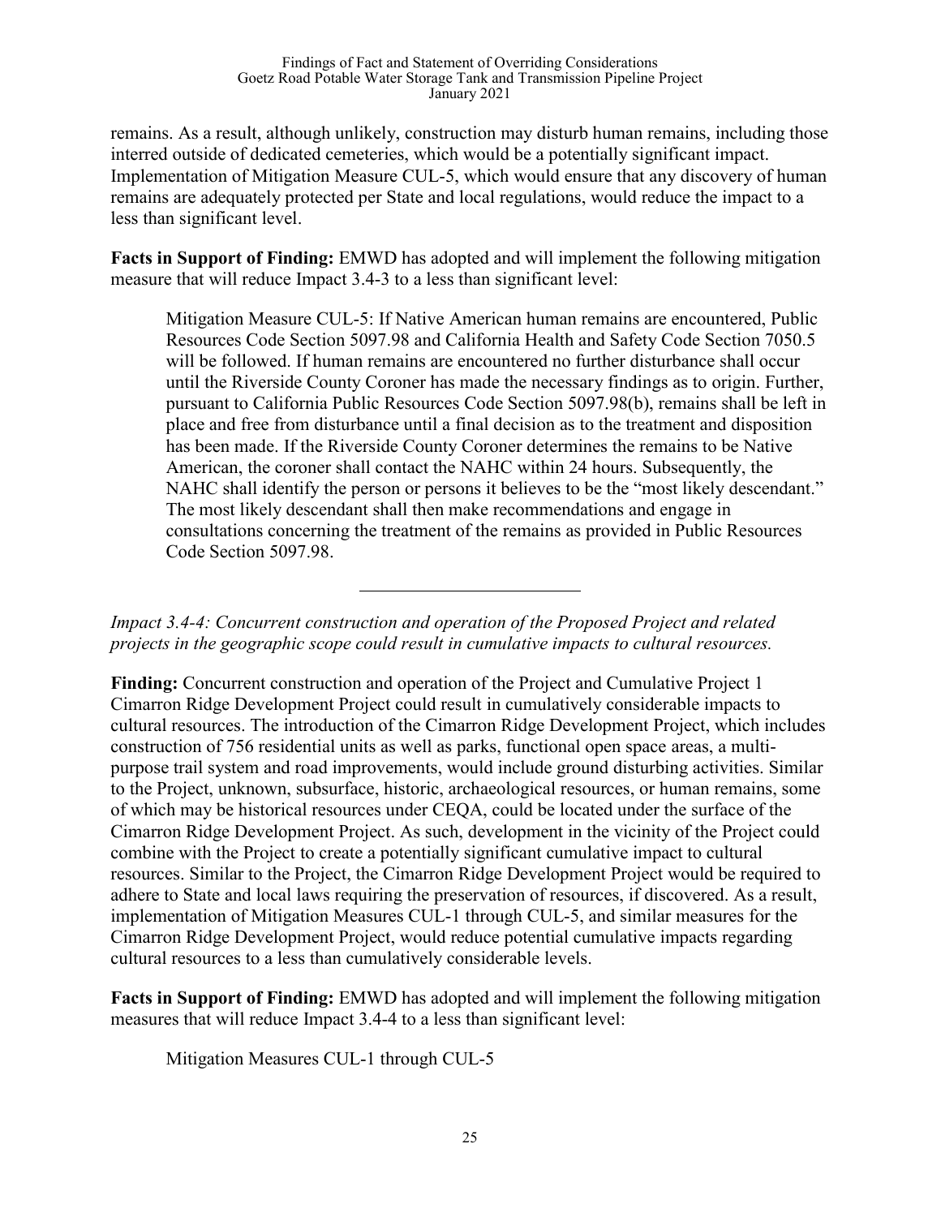remains. As a result, although unlikely, construction may disturb human remains, including those interred outside of dedicated cemeteries, which would be a potentially significant impact. Implementation of Mitigation Measure CUL-5, which would ensure that any discovery of human remains are adequately protected per State and local regulations, would reduce the impact to a less than significant level.

**Facts in Support of Finding:** EMWD has adopted and will implement the following mitigation measure that will reduce Impact 3.4-3 to a less than significant level:

> Mitigation Measure CUL-5: If Native American human remains are encountered, Public Resources Code Section 5097.98 and California Health and Safety Code Section 7050.5 will be followed. If human remains are encountered no further disturbance shall occur until the Riverside County Coroner has made the necessary findings as to origin. Further, pursuant to California Public Resources Code Section 5097.98(b), remains shall be left in place and free from disturbance until a final decision as to the treatment and disposition has been made. If the Riverside County Coroner determines the remains to be Native American, the coroner shall contact the NAHC within 24 hours. Subsequently, the NAHC shall identify the person or persons it believes to be the "most likely descendant." The most likely descendant shall then make recommendations and engage in consultations concerning the treatment of the remains as provided in Public Resources Code Section 5097.98.

---

*Impact 3.4-4: Concurrent construction and operation of the Proposed Project and related projects in the geographic scope could result in cumulative impacts to cultural resources.*

**Finding:** Concurrent construction and operation of the Project and Cumulative Project 1 Cimarron Ridge Development Project could result in cumulatively considerable impacts to cultural resources. The introduction of the Cimarron Ridge Development Project, which includes construction of 756 residential units as well as parks, functional open space areas, a multi-purpose trail system and road improvements, would include ground disturbing activities. Similar to the Project, unknown, subsurface, historic, archaeological resources, or human remains, some of which may be historical resources under CEQA, could be located under the surface of the Cimarron Ridge Development Project. As such, development in the vicinity of the Project could combine with the Project to create a potentially significant cumulative impact to cultural resources. Similar to the Project, the Cimarron Ridge Development Project would be required to adhere to State and local laws requiring the preservation of resources, if discovered. As a result, implementation of Mitigation Measures CUL-1 through CUL-5, and similar measures for the Cimarron Ridge Development Project, would reduce potential cumulative impacts regarding cultural resources to a less than cumulatively considerable levels.

**Facts in Support of Finding:** EMWD has adopted and will implement the following mitigation measures that will reduce Impact 3.4-4 to a less than significant level:

> Mitigation Measures CUL-1 through CUL-5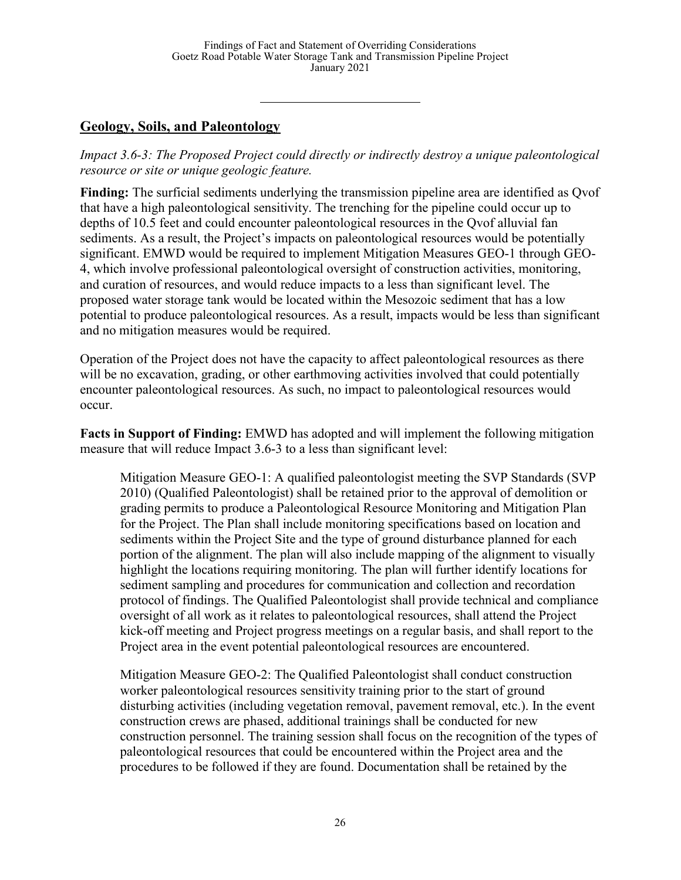## Geology, Soils, and Paleontology

*Impact 3.6-3: The Proposed Project could directly or indirectly destroy a unique paleontological resource or site or unique geologic feature.*

**Finding:** The surficial sediments underlying the transmission pipeline area are identified as Qvof that have a high paleontological sensitivity. The trenching for the pipeline could occur up to depths of 10.5 feet and could encounter paleontological resources in the Qvof alluvial fan sediments. As a result, the Project's impacts on paleontological resources would be potentially significant. EMWD would be required to implement Mitigation Measures GEO-1 through GEO-4, which involve professional paleontological oversight of construction activities, monitoring, and curation of resources, and would reduce impacts to a less than significant level. The proposed water storage tank would be located within the Mesozoic sediment that has a low potential to produce paleontological resources. As a result, impacts would be less than significant and no mitigation measures would be required.

Operation of the Project does not have the capacity to affect paleontological resources as there will be no excavation, grading, or other earthmoving activities involved that could potentially encounter paleontological resources. As such, no impact to paleontological resources would occur.

**Facts in Support of Finding:** EMWD has adopted and will implement the following mitigation measure that will reduce Impact 3.6-3 to a less than significant level:

> Mitigation Measure GEO-1: A qualified paleontologist meeting the SVP Standards (SVP 2010) (Qualified Paleontologist) shall be retained prior to the approval of demolition or grading permits to produce a Paleontological Resource Monitoring and Mitigation Plan for the Project. The Plan shall include monitoring specifications based on location and sediments within the Project Site and the type of ground disturbance planned for each portion of the alignment. The plan will also include mapping of the alignment to visually highlight the locations requiring monitoring. The plan will further identify locations for sediment sampling and procedures for communication and collection and recordation protocol of findings. The Qualified Paleontologist shall provide technical and compliance oversight of all work as it relates to paleontological resources, shall attend the Project kick-off meeting and Project progress meetings on a regular basis, and shall report to the Project area in the event potential paleontological resources are encountered.
>
> Mitigation Measure GEO-2: The Qualified Paleontologist shall conduct construction worker paleontological resources sensitivity training prior to the start of ground disturbing activities (including vegetation removal, pavement removal, etc.). In the event construction crews are phased, additional trainings shall be conducted for new construction personnel. The training session shall focus on the recognition of the types of paleontological resources that could be encountered within the Project area and the procedures to be followed if they are found. Documentation shall be retained by the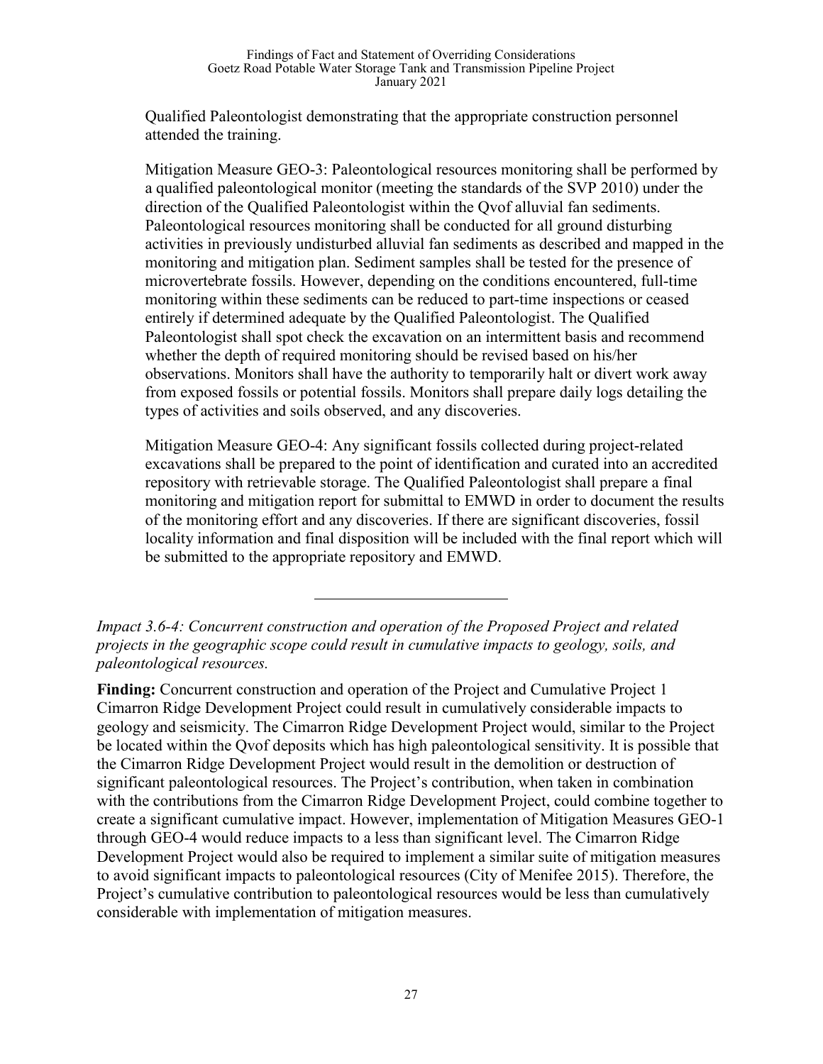Qualified Paleontologist demonstrating that the appropriate construction personnel attended the training.

Mitigation Measure GEO-3: Paleontological resources monitoring shall be performed by a qualified paleontological monitor (meeting the standards of the SVP 2010) under the direction of the Qualified Paleontologist within the Qvof alluvial fan sediments. Paleontological resources monitoring shall be conducted for all ground disturbing activities in previously undisturbed alluvial fan sediments as described and mapped in the monitoring and mitigation plan. Sediment samples shall be tested for the presence of microvertebrate fossils. However, depending on the conditions encountered, full-time monitoring within these sediments can be reduced to part-time inspections or ceased entirely if determined adequate by the Qualified Paleontologist. The Qualified Paleontologist shall spot check the excavation on an intermittent basis and recommend whether the depth of required monitoring should be revised based on his/her observations. Monitors shall have the authority to temporarily halt or divert work away from exposed fossils or potential fossils. Monitors shall prepare daily logs detailing the types of activities and soils observed, and any discoveries.

Mitigation Measure GEO-4: Any significant fossils collected during project-related excavations shall be prepared to the point of identification and curated into an accredited repository with retrievable storage. The Qualified Paleontologist shall prepare a final monitoring and mitigation report for submittal to EMWD in order to document the results of the monitoring effort and any discoveries. If there are significant discoveries, fossil locality information and final disposition will be included with the final report which will be submitted to the appropriate repository and EMWD.

---

*Impact 3.6-4: Concurrent construction and operation of the Proposed Project and related projects in the geographic scope could result in cumulative impacts to geology, soils, and paleontological resources.*

**Finding:** Concurrent construction and operation of the Project and Cumulative Project 1 Cimarron Ridge Development Project could result in cumulatively considerable impacts to geology and seismicity. The Cimarron Ridge Development Project would, similar to the Project be located within the Qvof deposits which has high paleontological sensitivity. It is possible that the Cimarron Ridge Development Project would result in the demolition or destruction of significant paleontological resources. The Project's contribution, when taken in combination with the contributions from the Cimarron Ridge Development Project, could combine together to create a significant cumulative impact. However, implementation of Mitigation Measures GEO-1 through GEO-4 would reduce impacts to a less than significant level. The Cimarron Ridge Development Project would also be required to implement a similar suite of mitigation measures to avoid significant impacts to paleontological resources (City of Menifee 2015). Therefore, the Project's cumulative contribution to paleontological resources would be less than cumulatively considerable with implementation of mitigation measures.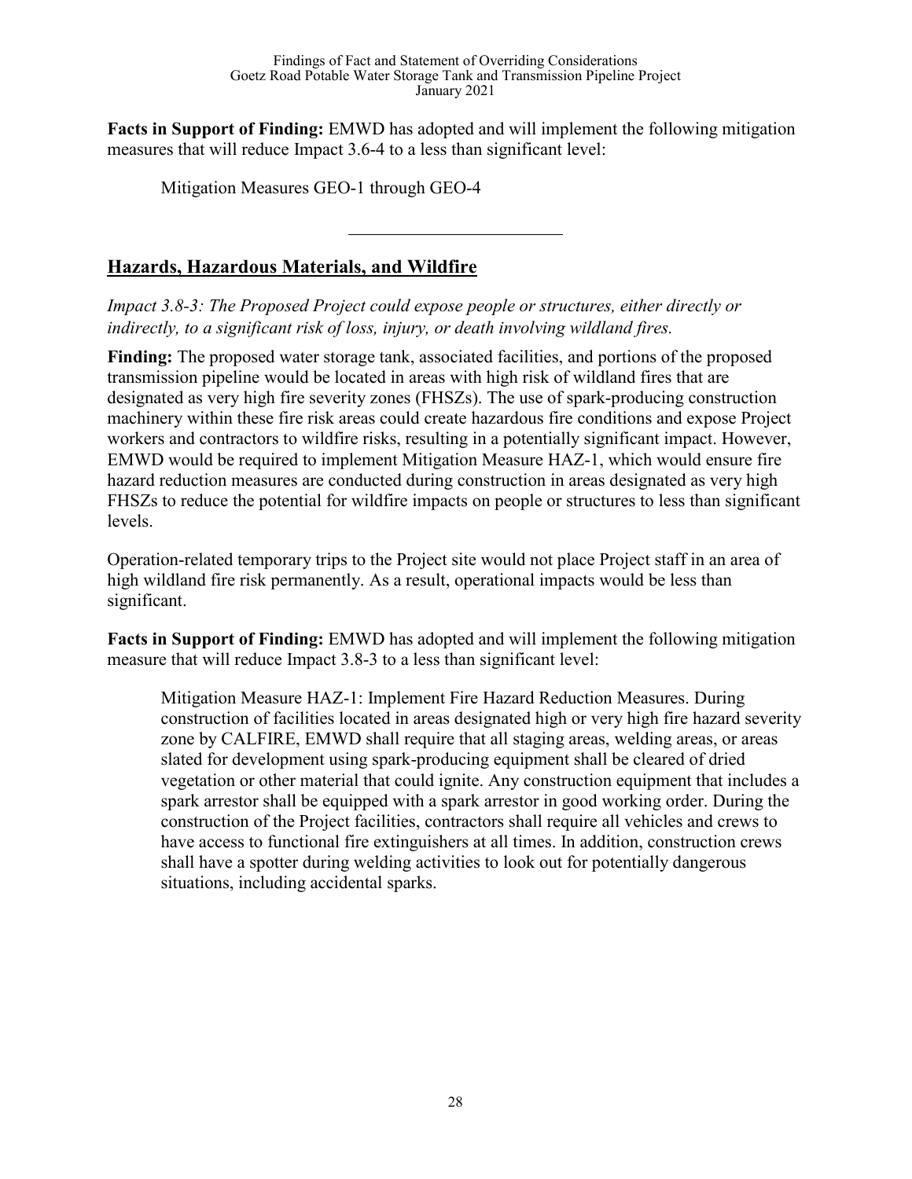**Facts in Support of Finding:** EMWD has adopted and will implement the following mitigation measures that will reduce Impact 3.6-4 to a less than significant level:

> Mitigation Measures GEO-1 through GEO-4

---

## Hazards, Hazardous Materials, and Wildfire

*Impact 3.8-3: The Proposed Project could expose people or structures, either directly or indirectly, to a significant risk of loss, injury, or death involving wildland fires.*

**Finding:** The proposed water storage tank, associated facilities, and portions of the proposed transmission pipeline would be located in areas with high risk of wildland fires that are designated as very high fire severity zones (FHSZs). The use of spark-producing construction machinery within these fire risk areas could create hazardous fire conditions and expose Project workers and contractors to wildfire risks, resulting in a potentially significant impact. However, EMWD would be required to implement Mitigation Measure HAZ-1, which would ensure fire hazard reduction measures are conducted during construction in areas designated as very high FHSZs to reduce the potential for wildfire impacts on people or structures to less than significant levels.

Operation-related temporary trips to the Project site would not place Project staff in an area of high wildland fire risk permanently. As a result, operational impacts would be less than significant.

**Facts in Support of Finding:** EMWD has adopted and will implement the following mitigation measure that will reduce Impact 3.8-3 to a less than significant level:

> Mitigation Measure HAZ-1: Implement Fire Hazard Reduction Measures. During construction of facilities located in areas designated high or very high fire hazard severity zone by CALFIRE, EMWD shall require that all staging areas, welding areas, or areas slated for development using spark-producing equipment shall be cleared of dried vegetation or other material that could ignite. Any construction equipment that includes a spark arrestor shall be equipped with a spark arrestor in good working order. During the construction of the Project facilities, contractors shall require all vehicles and crews to have access to functional fire extinguishers at all times. In addition, construction crews shall have a spotter during welding activities to look out for potentially dangerous situations, including accidental sparks.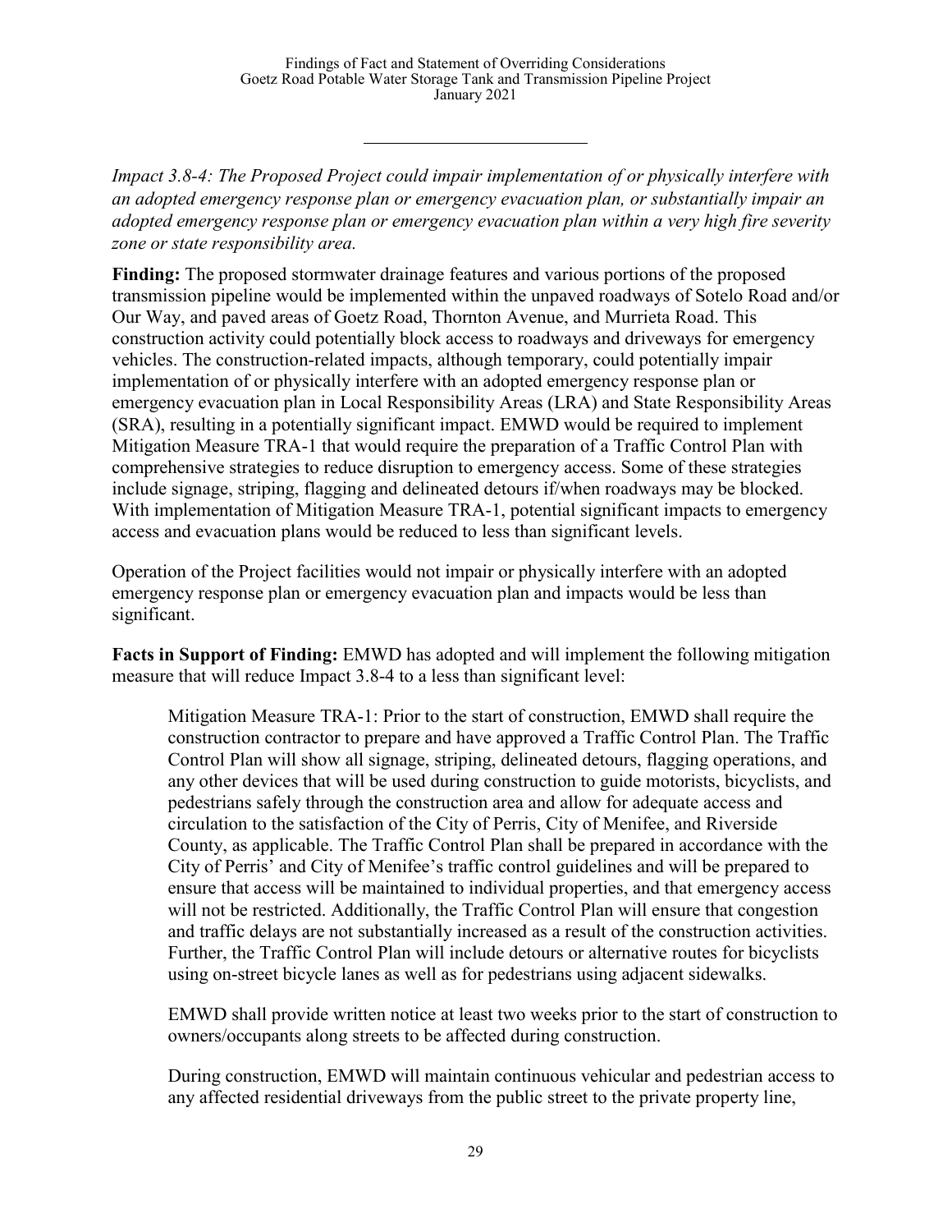*Impact 3.8-4: The Proposed Project could impair implementation of or physically interfere with an adopted emergency response plan or emergency evacuation plan, or substantially impair an adopted emergency response plan or emergency evacuation plan within a very high fire severity zone or state responsibility area.*

**Finding:** The proposed stormwater drainage features and various portions of the proposed transmission pipeline would be implemented within the unpaved roadways of Sotelo Road and/or Our Way, and paved areas of Goetz Road, Thornton Avenue, and Murrieta Road. This construction activity could potentially block access to roadways and driveways for emergency vehicles. The construction-related impacts, although temporary, could potentially impair implementation of or physically interfere with an adopted emergency response plan or emergency evacuation plan in Local Responsibility Areas (LRA) and State Responsibility Areas (SRA), resulting in a potentially significant impact. EMWD would be required to implement Mitigation Measure TRA-1 that would require the preparation of a Traffic Control Plan with comprehensive strategies to reduce disruption to emergency access. Some of these strategies include signage, striping, flagging and delineated detours if/when roadways may be blocked. With implementation of Mitigation Measure TRA-1, potential significant impacts to emergency access and evacuation plans would be reduced to less than significant levels.

Operation of the Project facilities would not impair or physically interfere with an adopted emergency response plan or emergency evacuation plan and impacts would be less than significant.

**Facts in Support of Finding:** EMWD has adopted and will implement the following mitigation measure that will reduce Impact 3.8-4 to a less than significant level:

> Mitigation Measure TRA-1: Prior to the start of construction, EMWD shall require the construction contractor to prepare and have approved a Traffic Control Plan. The Traffic Control Plan will show all signage, striping, delineated detours, flagging operations, and any other devices that will be used during construction to guide motorists, bicyclists, and pedestrians safely through the construction area and allow for adequate access and circulation to the satisfaction of the City of Perris, City of Menifee, and Riverside County, as applicable. The Traffic Control Plan shall be prepared in accordance with the City of Perris' and City of Menifee's traffic control guidelines and will be prepared to ensure that access will be maintained to individual properties, and that emergency access will not be restricted. Additionally, the Traffic Control Plan will ensure that congestion and traffic delays are not substantially increased as a result of the construction activities. Further, the Traffic Control Plan will include detours or alternative routes for bicyclists using on-street bicycle lanes as well as for pedestrians using adjacent sidewalks.
>
> EMWD shall provide written notice at least two weeks prior to the start of construction to owners/occupants along streets to be affected during construction.
>
> During construction, EMWD will maintain continuous vehicular and pedestrian access to any affected residential driveways from the public street to the private property line,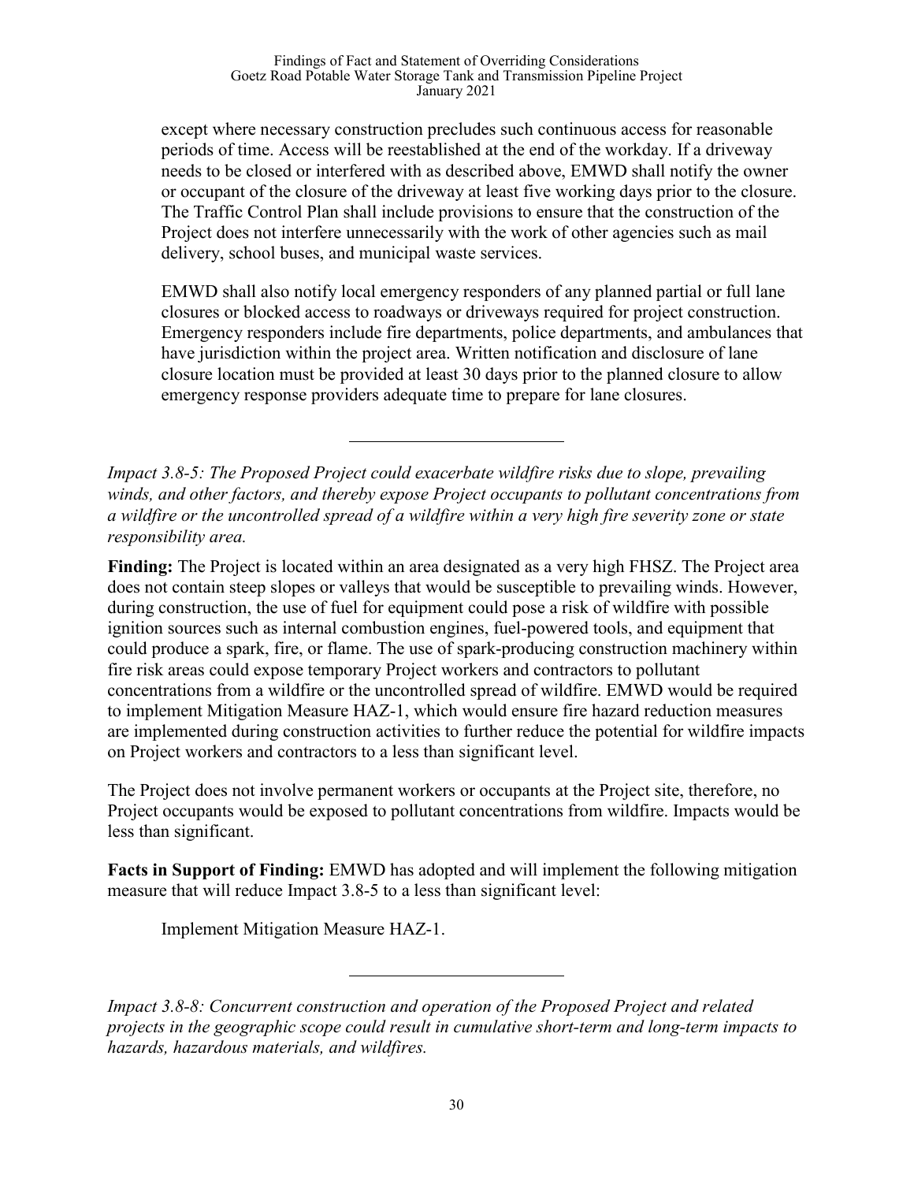except where necessary construction precludes such continuous access for reasonable periods of time. Access will be reestablished at the end of the workday. If a driveway needs to be closed or interfered with as described above, EMWD shall notify the owner or occupant of the closure of the driveway at least five working days prior to the closure. The Traffic Control Plan shall include provisions to ensure that the construction of the Project does not interfere unnecessarily with the work of other agencies such as mail delivery, school buses, and municipal waste services.

EMWD shall also notify local emergency responders of any planned partial or full lane closures or blocked access to roadways or driveways required for project construction. Emergency responders include fire departments, police departments, and ambulances that have jurisdiction within the project area. Written notification and disclosure of lane closure location must be provided at least 30 days prior to the planned closure to allow emergency response providers adequate time to prepare for lane closures.

---

*Impact 3.8-5: The Proposed Project could exacerbate wildfire risks due to slope, prevailing winds, and other factors, and thereby expose Project occupants to pollutant concentrations from a wildfire or the uncontrolled spread of a wildfire within a very high fire severity zone or state responsibility area.*

**Finding:** The Project is located within an area designated as a very high FHSZ. The Project area does not contain steep slopes or valleys that would be susceptible to prevailing winds. However, during construction, the use of fuel for equipment could pose a risk of wildfire with possible ignition sources such as internal combustion engines, fuel-powered tools, and equipment that could produce a spark, fire, or flame. The use of spark-producing construction machinery within fire risk areas could expose temporary Project workers and contractors to pollutant concentrations from a wildfire or the uncontrolled spread of wildfire. EMWD would be required to implement Mitigation Measure HAZ-1, which would ensure fire hazard reduction measures are implemented during construction activities to further reduce the potential for wildfire impacts on Project workers and contractors to a less than significant level.

The Project does not involve permanent workers or occupants at the Project site, therefore, no Project occupants would be exposed to pollutant concentrations from wildfire. Impacts would be less than significant.

**Facts in Support of Finding:** EMWD has adopted and will implement the following mitigation measure that will reduce Impact 3.8-5 to a less than significant level:

Implement Mitigation Measure HAZ-1.

---

*Impact 3.8-8: Concurrent construction and operation of the Proposed Project and related projects in the geographic scope could result in cumulative short-term and long-term impacts to hazards, hazardous materials, and wildfires.*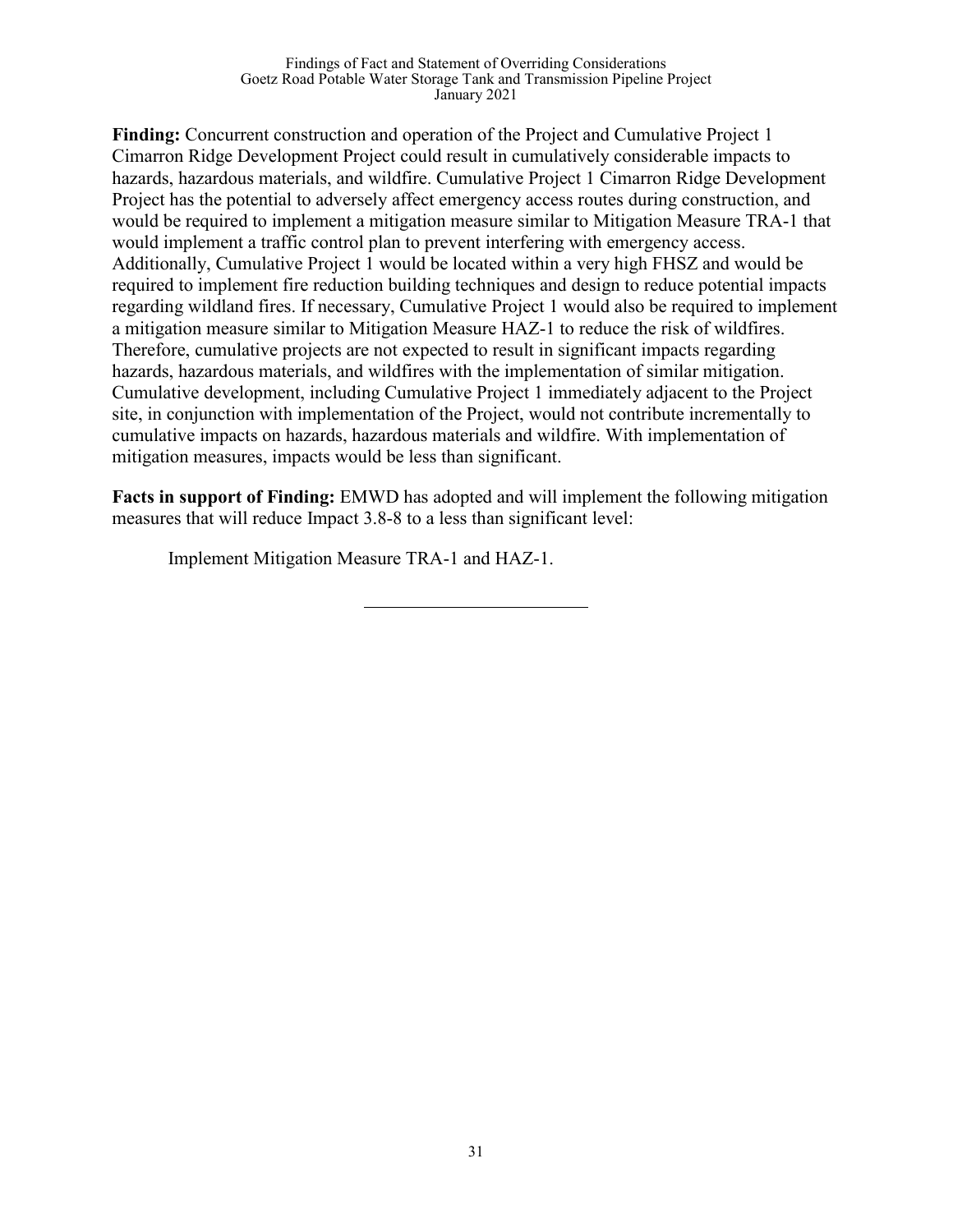**Finding:** Concurrent construction and operation of the Project and Cumulative Project 1 Cimarron Ridge Development Project could result in cumulatively considerable impacts to hazards, hazardous materials, and wildfire. Cumulative Project 1 Cimarron Ridge Development Project has the potential to adversely affect emergency access routes during construction, and would be required to implement a mitigation measure similar to Mitigation Measure TRA-1 that would implement a traffic control plan to prevent interfering with emergency access. Additionally, Cumulative Project 1 would be located within a very high FHSZ and would be required to implement fire reduction building techniques and design to reduce potential impacts regarding wildland fires. If necessary, Cumulative Project 1 would also be required to implement a mitigation measure similar to Mitigation Measure HAZ-1 to reduce the risk of wildfires. Therefore, cumulative projects are not expected to result in significant impacts regarding hazards, hazardous materials, and wildfires with the implementation of similar mitigation. Cumulative development, including Cumulative Project 1 immediately adjacent to the Project site, in conjunction with implementation of the Project, would not contribute incrementally to cumulative impacts on hazards, hazardous materials and wildfire. With implementation of mitigation measures, impacts would be less than significant.

**Facts in support of Finding:** EMWD has adopted and will implement the following mitigation measures that will reduce Impact 3.8-8 to a less than significant level:

Implement Mitigation Measure TRA-1 and HAZ-1.

---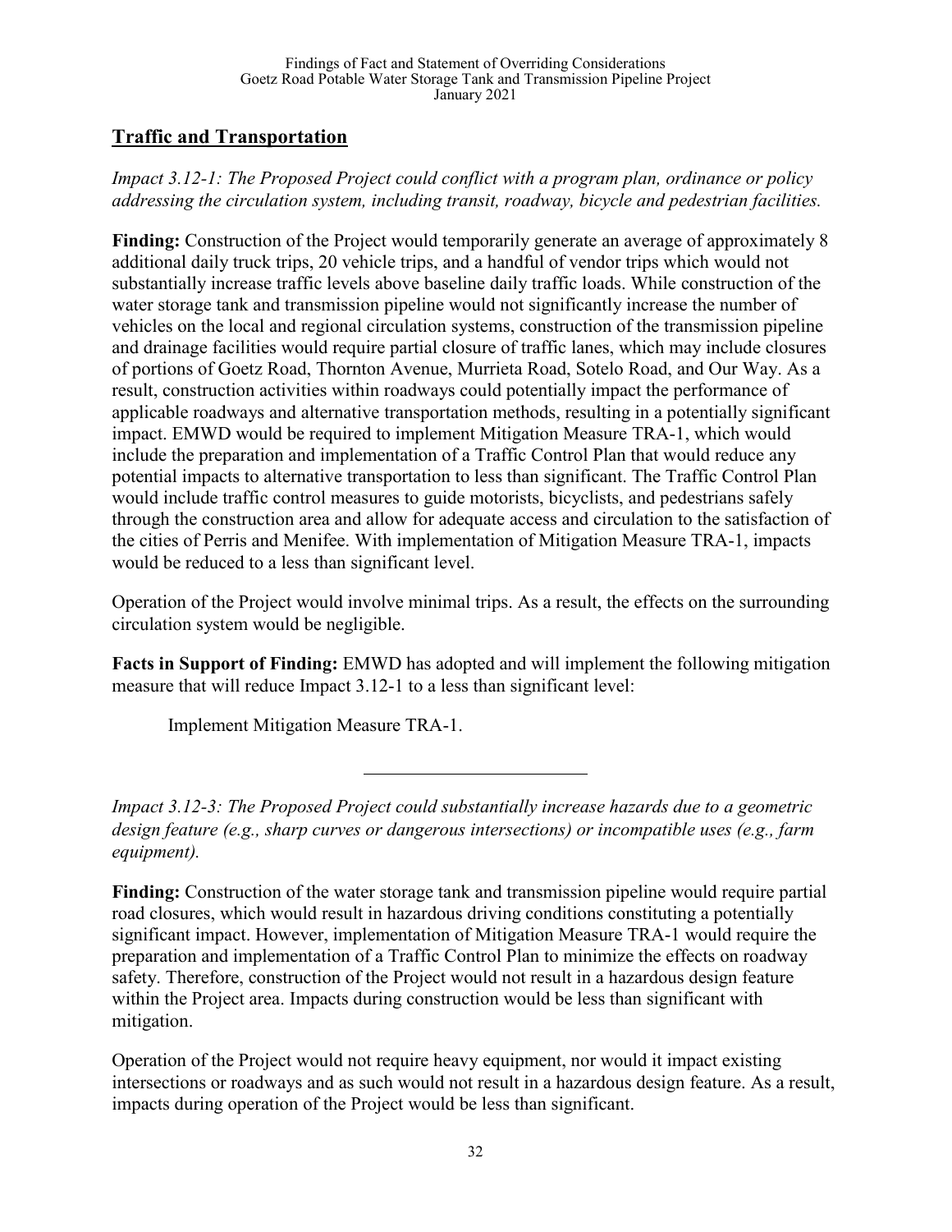## Traffic and Transportation

*Impact 3.12-1: The Proposed Project could conflict with a program plan, ordinance or policy addressing the circulation system, including transit, roadway, bicycle and pedestrian facilities.*

**Finding:** Construction of the Project would temporarily generate an average of approximately 8 additional daily truck trips, 20 vehicle trips, and a handful of vendor trips which would not substantially increase traffic levels above baseline daily traffic loads. While construction of the water storage tank and transmission pipeline would not significantly increase the number of vehicles on the local and regional circulation systems, construction of the transmission pipeline and drainage facilities would require partial closure of traffic lanes, which may include closures of portions of Goetz Road, Thornton Avenue, Murrieta Road, Sotelo Road, and Our Way. As a result, construction activities within roadways could potentially impact the performance of applicable roadways and alternative transportation methods, resulting in a potentially significant impact. EMWD would be required to implement Mitigation Measure TRA-1, which would include the preparation and implementation of a Traffic Control Plan that would reduce any potential impacts to alternative transportation to less than significant. The Traffic Control Plan would include traffic control measures to guide motorists, bicyclists, and pedestrians safely through the construction area and allow for adequate access and circulation to the satisfaction of the cities of Perris and Menifee. With implementation of Mitigation Measure TRA-1, impacts would be reduced to a less than significant level.

Operation of the Project would involve minimal trips. As a result, the effects on the surrounding circulation system would be negligible.

**Facts in Support of Finding:** EMWD has adopted and will implement the following mitigation measure that will reduce Impact 3.12-1 to a less than significant level:

Implement Mitigation Measure TRA-1.

---

*Impact 3.12-3: The Proposed Project could substantially increase hazards due to a geometric design feature (e.g., sharp curves or dangerous intersections) or incompatible uses (e.g., farm equipment).*

**Finding:** Construction of the water storage tank and transmission pipeline would require partial road closures, which would result in hazardous driving conditions constituting a potentially significant impact. However, implementation of Mitigation Measure TRA-1 would require the preparation and implementation of a Traffic Control Plan to minimize the effects on roadway safety. Therefore, construction of the Project would not result in a hazardous design feature within the Project area. Impacts during construction would be less than significant with mitigation.

Operation of the Project would not require heavy equipment, nor would it impact existing intersections or roadways and as such would not result in a hazardous design feature. As a result, impacts during operation of the Project would be less than significant.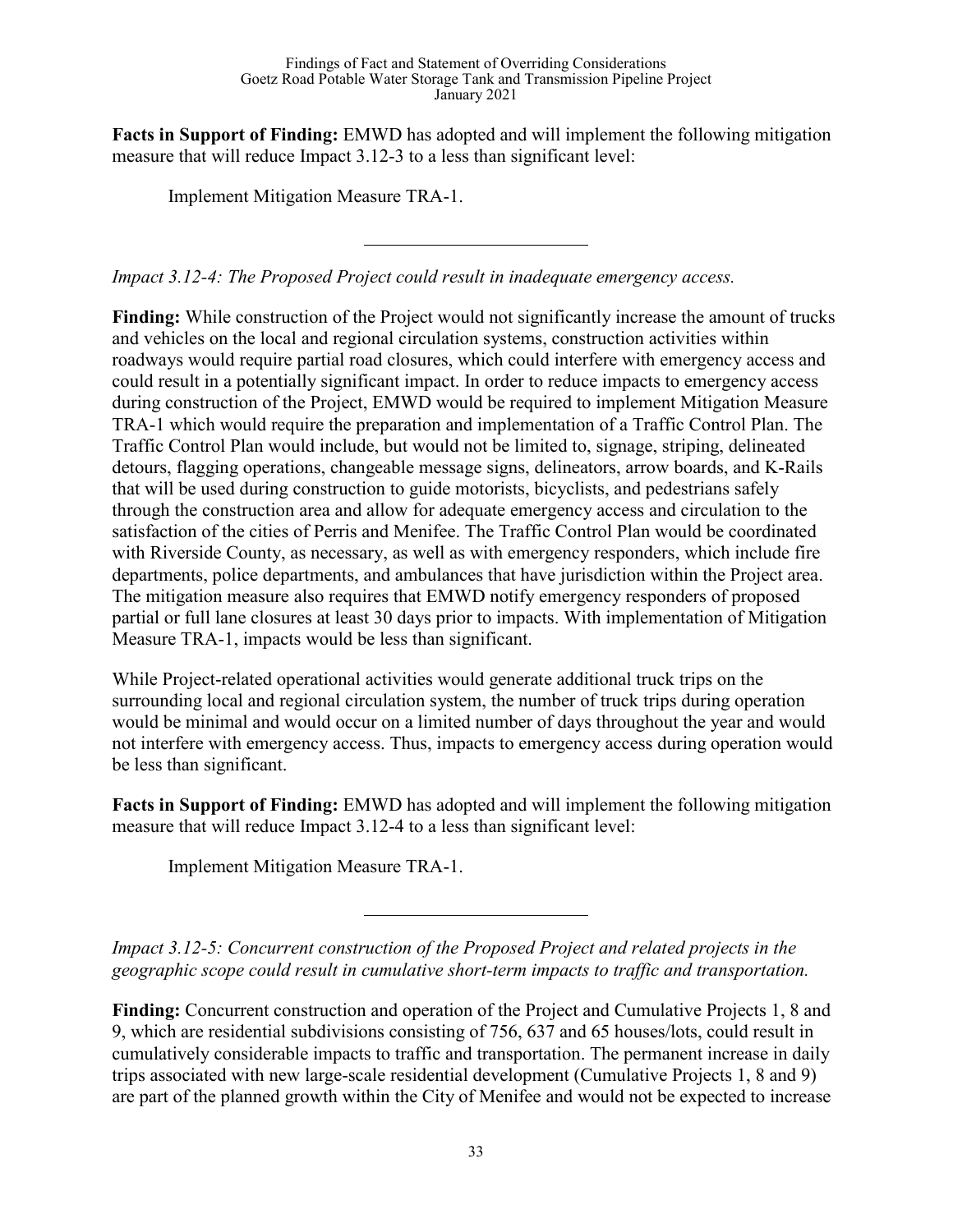**Facts in Support of Finding:** EMWD has adopted and will implement the following mitigation measure that will reduce Impact 3.12-3 to a less than significant level:

Implement Mitigation Measure TRA-1.

---

*Impact 3.12-4: The Proposed Project could result in inadequate emergency access.*

**Finding:** While construction of the Project would not significantly increase the amount of trucks and vehicles on the local and regional circulation systems, construction activities within roadways would require partial road closures, which could interfere with emergency access and could result in a potentially significant impact. In order to reduce impacts to emergency access during construction of the Project, EMWD would be required to implement Mitigation Measure TRA-1 which would require the preparation and implementation of a Traffic Control Plan. The Traffic Control Plan would include, but would not be limited to, signage, striping, delineated detours, flagging operations, changeable message signs, delineators, arrow boards, and K-Rails that will be used during construction to guide motorists, bicyclists, and pedestrians safely through the construction area and allow for adequate emergency access and circulation to the satisfaction of the cities of Perris and Menifee. The Traffic Control Plan would be coordinated with Riverside County, as necessary, as well as with emergency responders, which include fire departments, police departments, and ambulances that have jurisdiction within the Project area. The mitigation measure also requires that EMWD notify emergency responders of proposed partial or full lane closures at least 30 days prior to impacts. With implementation of Mitigation Measure TRA-1, impacts would be less than significant.

While Project-related operational activities would generate additional truck trips on the surrounding local and regional circulation system, the number of truck trips during operation would be minimal and would occur on a limited number of days throughout the year and would not interfere with emergency access. Thus, impacts to emergency access during operation would be less than significant.

**Facts in Support of Finding:** EMWD has adopted and will implement the following mitigation measure that will reduce Impact 3.12-4 to a less than significant level:

Implement Mitigation Measure TRA-1.

---

*Impact 3.12-5: Concurrent construction of the Proposed Project and related projects in the geographic scope could result in cumulative short-term impacts to traffic and transportation.*

**Finding:** Concurrent construction and operation of the Project and Cumulative Projects 1, 8 and 9, which are residential subdivisions consisting of 756, 637 and 65 houses/lots, could result in cumulatively considerable impacts to traffic and transportation. The permanent increase in daily trips associated with new large-scale residential development (Cumulative Projects 1, 8 and 9) are part of the planned growth within the City of Menifee and would not be expected to increase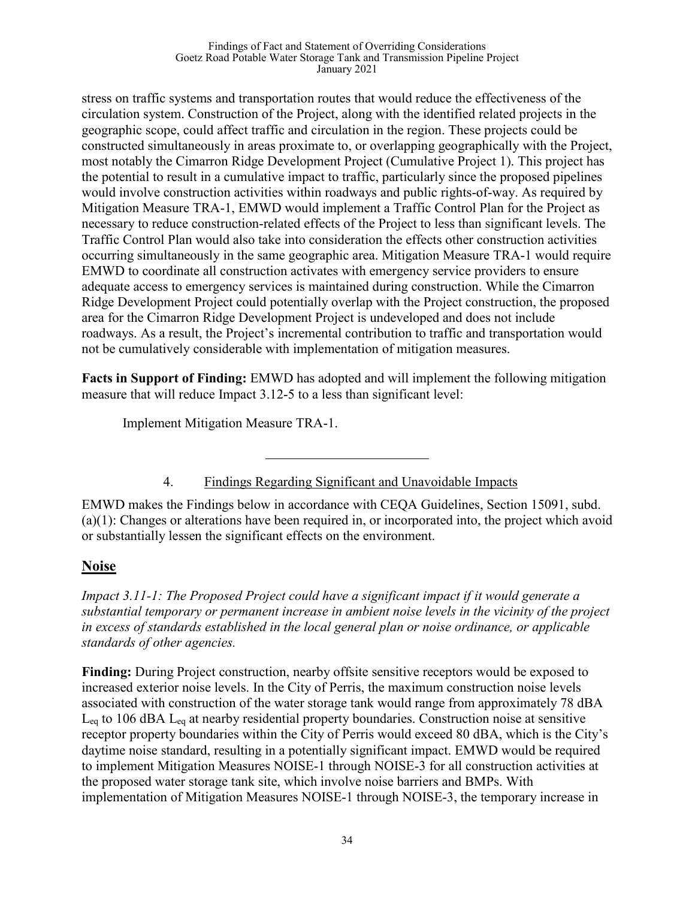stress on traffic systems and transportation routes that would reduce the effectiveness of the circulation system. Construction of the Project, along with the identified related projects in the geographic scope, could affect traffic and circulation in the region. These projects could be constructed simultaneously in areas proximate to, or overlapping geographically with the Project, most notably the Cimarron Ridge Development Project (Cumulative Project 1). This project has the potential to result in a cumulative impact to traffic, particularly since the proposed pipelines would involve construction activities within roadways and public rights-of-way. As required by Mitigation Measure TRA-1, EMWD would implement a Traffic Control Plan for the Project as necessary to reduce construction-related effects of the Project to less than significant levels. The Traffic Control Plan would also take into consideration the effects other construction activities occurring simultaneously in the same geographic area. Mitigation Measure TRA-1 would require EMWD to coordinate all construction activates with emergency service providers to ensure adequate access to emergency services is maintained during construction. While the Cimarron Ridge Development Project could potentially overlap with the Project construction, the proposed area for the Cimarron Ridge Development Project is undeveloped and does not include roadways. As a result, the Project's incremental contribution to traffic and transportation would not be cumulatively considerable with implementation of mitigation measures.

**Facts in Support of Finding:** EMWD has adopted and will implement the following mitigation measure that will reduce Impact 3.12-5 to a less than significant level:

Implement Mitigation Measure TRA-1.

---

4. Findings Regarding Significant and Unavoidable Impacts

EMWD makes the Findings below in accordance with CEQA Guidelines, Section 15091, subd. (a)(1): Changes or alterations have been required in, or incorporated into, the project which avoid or substantially lessen the significant effects on the environment.

## Noise

*Impact 3.11-1: The Proposed Project could have a significant impact if it would generate a substantial temporary or permanent increase in ambient noise levels in the vicinity of the project in excess of standards established in the local general plan or noise ordinance, or applicable standards of other agencies.*

**Finding:** During Project construction, nearby offsite sensitive receptors would be exposed to increased exterior noise levels. In the City of Perris, the maximum construction noise levels associated with construction of the water storage tank would range from approximately 78 dBA $L_{eq}$ to 106 dBA $L_{eq}$ at nearby residential property boundaries. Construction noise at sensitive receptor property boundaries within the City of Perris would exceed 80 dBA, which is the City's daytime noise standard, resulting in a potentially significant impact. EMWD would be required to implement Mitigation Measures NOISE-1 through NOISE-3 for all construction activities at the proposed water storage tank site, which involve noise barriers and BMPs. With implementation of Mitigation Measures NOISE-1 through NOISE-3, the temporary increase in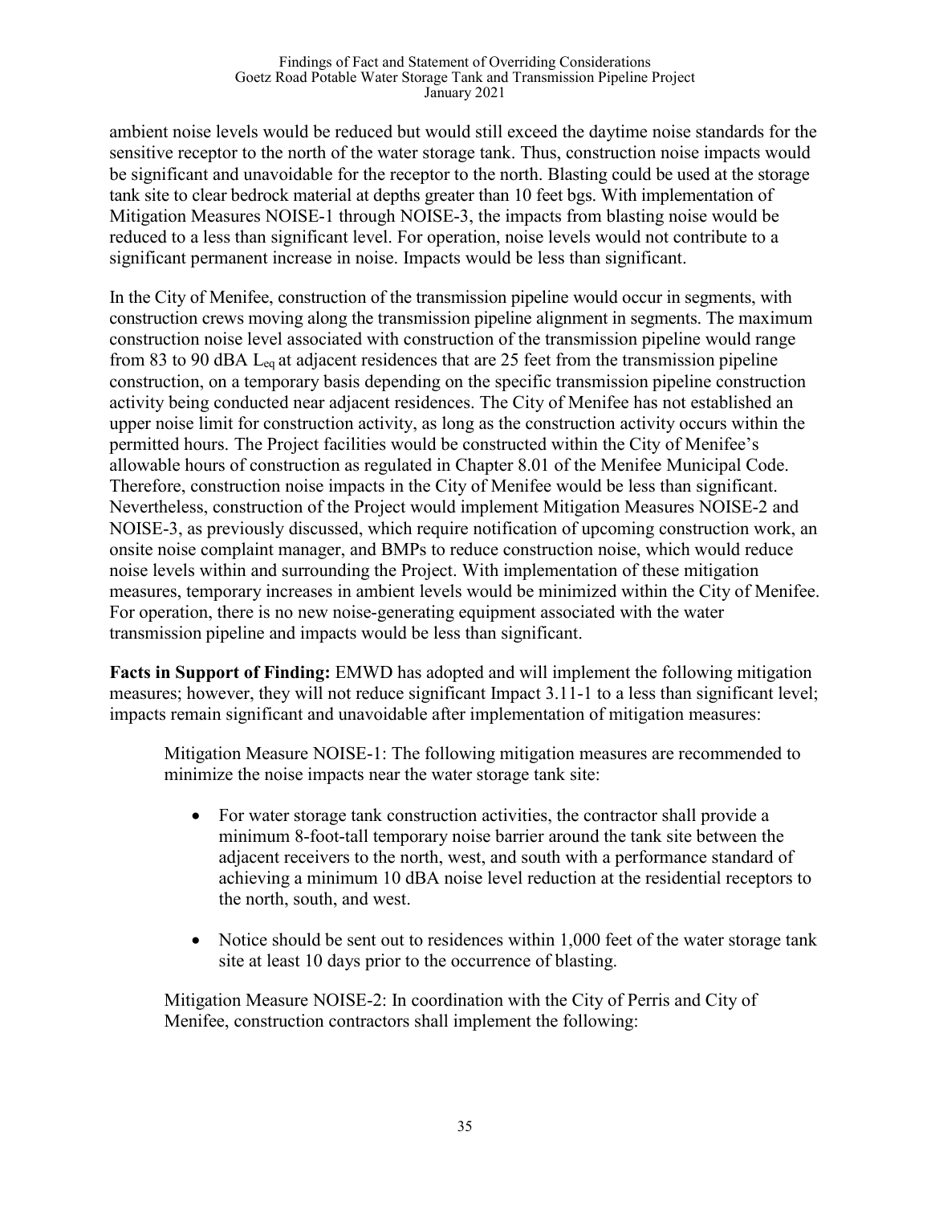ambient noise levels would be reduced but would still exceed the daytime noise standards for the sensitive receptor to the north of the water storage tank. Thus, construction noise impacts would be significant and unavoidable for the receptor to the north. Blasting could be used at the storage tank site to clear bedrock material at depths greater than 10 feet bgs. With implementation of Mitigation Measures NOISE-1 through NOISE-3, the impacts from blasting noise would be reduced to a less than significant level. For operation, noise levels would not contribute to a significant permanent increase in noise. Impacts would be less than significant.

In the City of Menifee, construction of the transmission pipeline would occur in segments, with construction crews moving along the transmission pipeline alignment in segments. The maximum construction noise level associated with construction of the transmission pipeline would range from 83 to 90 dBA $L_{eq}$ at adjacent residences that are 25 feet from the transmission pipeline construction, on a temporary basis depending on the specific transmission pipeline construction activity being conducted near adjacent residences. The City of Menifee has not established an upper noise limit for construction activity, as long as the construction activity occurs within the permitted hours. The Project facilities would be constructed within the City of Menifee's allowable hours of construction as regulated in Chapter 8.01 of the Menifee Municipal Code. Therefore, construction noise impacts in the City of Menifee would be less than significant. Nevertheless, construction of the Project would implement Mitigation Measures NOISE-2 and NOISE-3, as previously discussed, which require notification of upcoming construction work, an onsite noise complaint manager, and BMPs to reduce construction noise, which would reduce noise levels within and surrounding the Project. With implementation of these mitigation measures, temporary increases in ambient levels would be minimized within the City of Menifee. For operation, there is no new noise-generating equipment associated with the water transmission pipeline and impacts would be less than significant.

**Facts in Support of Finding:** EMWD has adopted and will implement the following mitigation measures; however, they will not reduce significant Impact 3.11-1 to a less than significant level; impacts remain significant and unavoidable after implementation of mitigation measures:

Mitigation Measure NOISE-1: The following mitigation measures are recommended to minimize the noise impacts near the water storage tank site:

- For water storage tank construction activities, the contractor shall provide a minimum 8-foot-tall temporary noise barrier around the tank site between the adjacent receivers to the north, west, and south with a performance standard of achieving a minimum 10 dBA noise level reduction at the residential receptors to the north, south, and west.
- Notice should be sent out to residences within 1,000 feet of the water storage tank site at least 10 days prior to the occurrence of blasting.

Mitigation Measure NOISE-2: In coordination with the City of Perris and City of Menifee, construction contractors shall implement the following: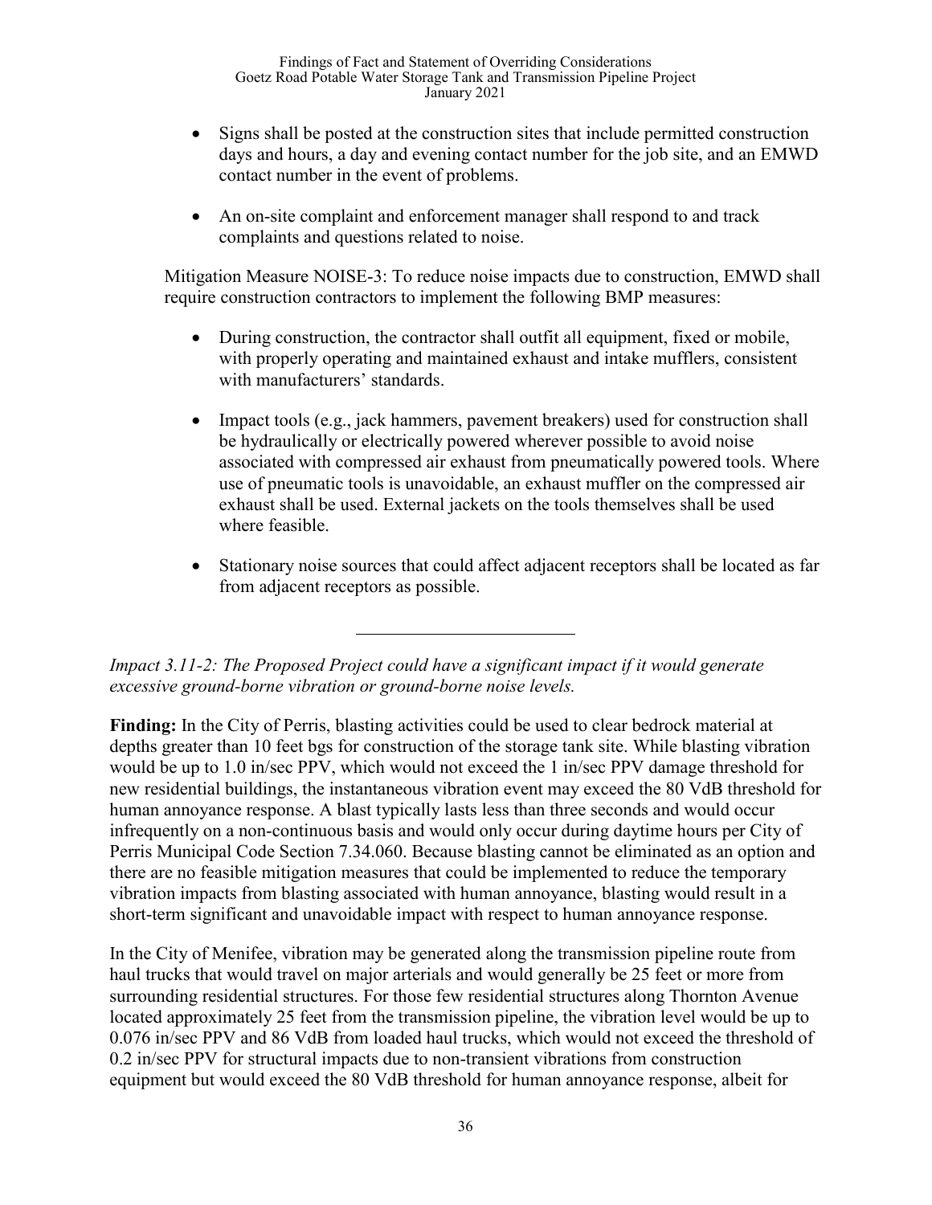- Signs shall be posted at the construction sites that include permitted construction days and hours, a day and evening contact number for the job site, and an EMWD contact number in the event of problems.

- An on-site complaint and enforcement manager shall respond to and track complaints and questions related to noise.

Mitigation Measure NOISE-3: To reduce noise impacts due to construction, EMWD shall require construction contractors to implement the following BMP measures:

- During construction, the contractor shall outfit all equipment, fixed or mobile, with properly operating and maintained exhaust and intake mufflers, consistent with manufacturers' standards.

- Impact tools (e.g., jack hammers, pavement breakers) used for construction shall be hydraulically or electrically powered wherever possible to avoid noise associated with compressed air exhaust from pneumatically powered tools. Where use of pneumatic tools is unavoidable, an exhaust muffler on the compressed air exhaust shall be used. External jackets on the tools themselves shall be used where feasible.

- Stationary noise sources that could affect adjacent receptors shall be located as far from adjacent receptors as possible.

---

*Impact 3.11-2: The Proposed Project could have a significant impact if it would generate excessive ground-borne vibration or ground-borne noise levels.*

**Finding:** In the City of Perris, blasting activities could be used to clear bedrock material at depths greater than 10 feet bgs for construction of the storage tank site. While blasting vibration would be up to 1.0 in/sec PPV, which would not exceed the 1 in/sec PPV damage threshold for new residential buildings, the instantaneous vibration event may exceed the 80 VdB threshold for human annoyance response. A blast typically lasts less than three seconds and would occur infrequently on a non-continuous basis and would only occur during daytime hours per City of Perris Municipal Code Section 7.34.060. Because blasting cannot be eliminated as an option and there are no feasible mitigation measures that could be implemented to reduce the temporary vibration impacts from blasting associated with human annoyance, blasting would result in a short-term significant and unavoidable impact with respect to human annoyance response.

In the City of Menifee, vibration may be generated along the transmission pipeline route from haul trucks that would travel on major arterials and would generally be 25 feet or more from surrounding residential structures. For those few residential structures along Thornton Avenue located approximately 25 feet from the transmission pipeline, the vibration level would be up to 0.076 in/sec PPV and 86 VdB from loaded haul trucks, which would not exceed the threshold of 0.2 in/sec PPV for structural impacts due to non-transient vibrations from construction equipment but would exceed the 80 VdB threshold for human annoyance response, albeit for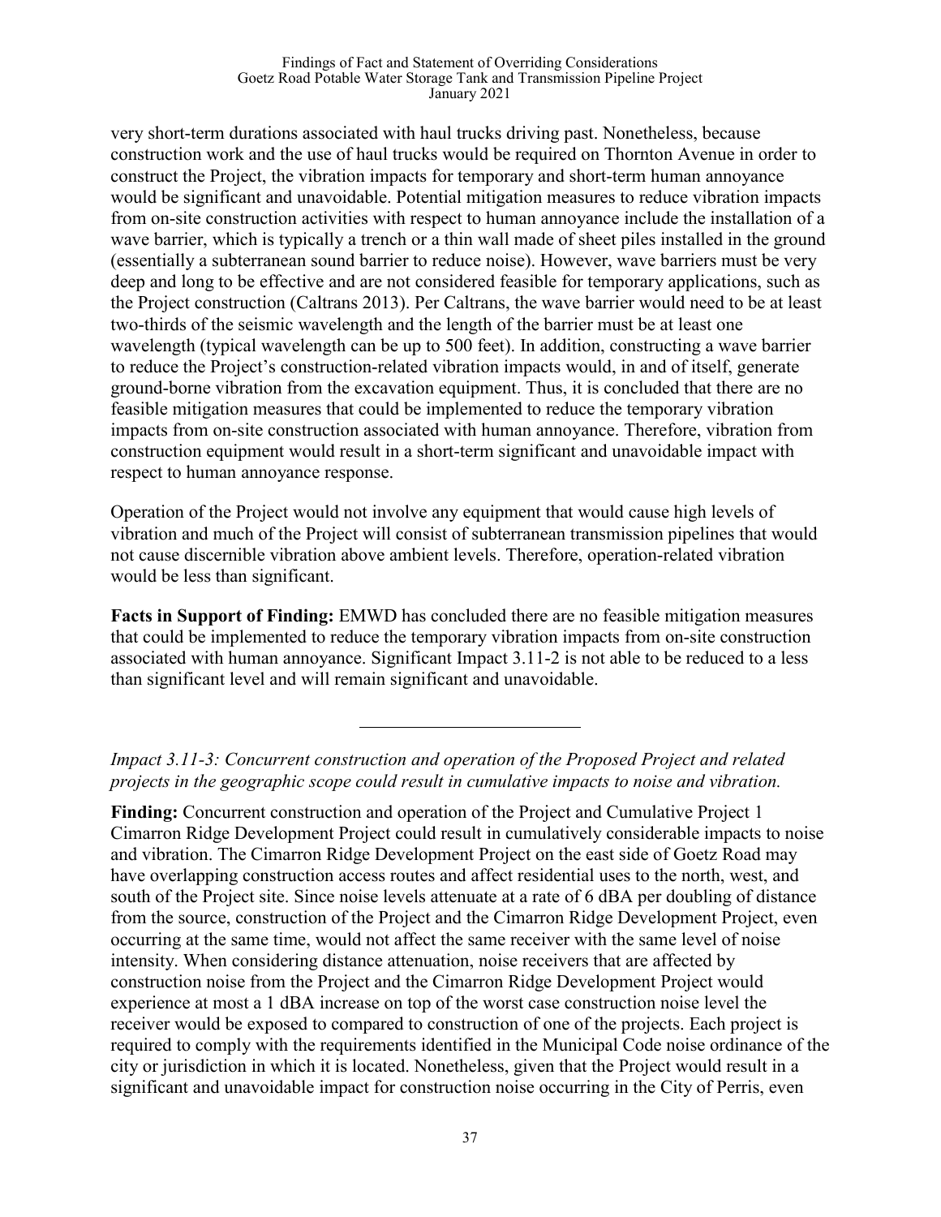very short-term durations associated with haul trucks driving past. Nonetheless, because construction work and the use of haul trucks would be required on Thornton Avenue in order to construct the Project, the vibration impacts for temporary and short-term human annoyance would be significant and unavoidable. Potential mitigation measures to reduce vibration impacts from on-site construction activities with respect to human annoyance include the installation of a wave barrier, which is typically a trench or a thin wall made of sheet piles installed in the ground (essentially a subterranean sound barrier to reduce noise). However, wave barriers must be very deep and long to be effective and are not considered feasible for temporary applications, such as the Project construction (Caltrans 2013). Per Caltrans, the wave barrier would need to be at least two-thirds of the seismic wavelength and the length of the barrier must be at least one wavelength (typical wavelength can be up to 500 feet). In addition, constructing a wave barrier to reduce the Project's construction-related vibration impacts would, in and of itself, generate ground-borne vibration from the excavation equipment. Thus, it is concluded that there are no feasible mitigation measures that could be implemented to reduce the temporary vibration impacts from on-site construction associated with human annoyance. Therefore, vibration from construction equipment would result in a short-term significant and unavoidable impact with respect to human annoyance response.

Operation of the Project would not involve any equipment that would cause high levels of vibration and much of the Project will consist of subterranean transmission pipelines that would not cause discernible vibration above ambient levels. Therefore, operation-related vibration would be less than significant.

**Facts in Support of Finding:** EMWD has concluded there are no feasible mitigation measures that could be implemented to reduce the temporary vibration impacts from on-site construction associated with human annoyance. Significant Impact 3.11-2 is not able to be reduced to a less than significant level and will remain significant and unavoidable.

---

*Impact 3.11-3: Concurrent construction and operation of the Proposed Project and related projects in the geographic scope could result in cumulative impacts to noise and vibration.*

**Finding:** Concurrent construction and operation of the Project and Cumulative Project 1 Cimarron Ridge Development Project could result in cumulatively considerable impacts to noise and vibration. The Cimarron Ridge Development Project on the east side of Goetz Road may have overlapping construction access routes and affect residential uses to the north, west, and south of the Project site. Since noise levels attenuate at a rate of 6 dBA per doubling of distance from the source, construction of the Project and the Cimarron Ridge Development Project, even occurring at the same time, would not affect the same receiver with the same level of noise intensity. When considering distance attenuation, noise receivers that are affected by construction noise from the Project and the Cimarron Ridge Development Project would experience at most a 1 dBA increase on top of the worst case construction noise level the receiver would be exposed to compared to construction of one of the projects. Each project is required to comply with the requirements identified in the Municipal Code noise ordinance of the city or jurisdiction in which it is located. Nonetheless, given that the Project would result in a significant and unavoidable impact for construction noise occurring in the City of Perris, even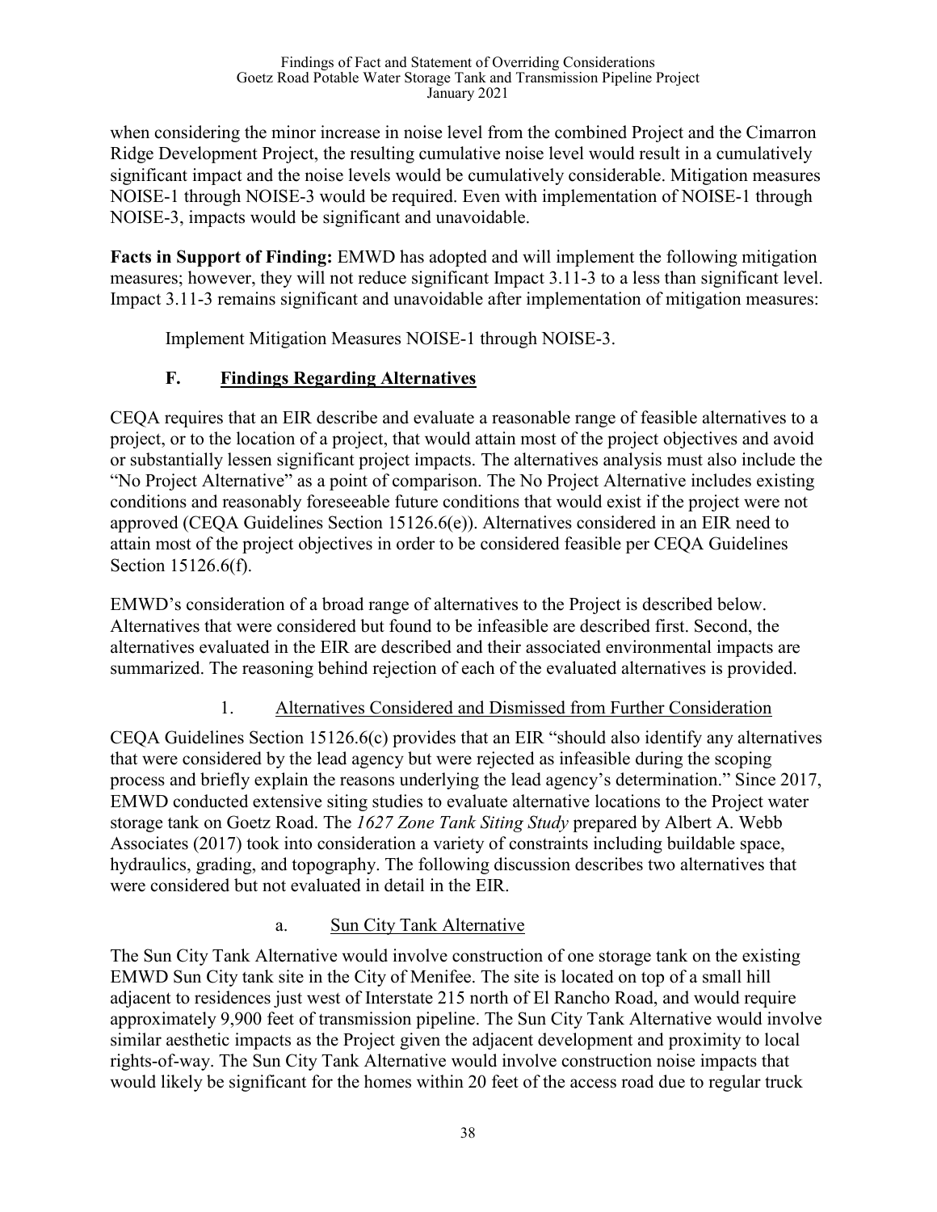when considering the minor increase in noise level from the combined Project and the Cimarron Ridge Development Project, the resulting cumulative noise level would result in a cumulatively significant impact and the noise levels would be cumulatively considerable. Mitigation measures NOISE-1 through NOISE-3 would be required. Even with implementation of NOISE-1 through NOISE-3, impacts would be significant and unavoidable.

**Facts in Support of Finding:** EMWD has adopted and will implement the following mitigation measures; however, they will not reduce significant Impact 3.11-3 to a less than significant level. Impact 3.11-3 remains significant and unavoidable after implementation of mitigation measures:

Implement Mitigation Measures NOISE-1 through NOISE-3.

## F. Findings Regarding Alternatives

CEQA requires that an EIR describe and evaluate a reasonable range of feasible alternatives to a project, or to the location of a project, that would attain most of the project objectives and avoid or substantially lessen significant project impacts. The alternatives analysis must also include the "No Project Alternative" as a point of comparison. The No Project Alternative includes existing conditions and reasonably foreseeable future conditions that would exist if the project were not approved (CEQA Guidelines Section 15126.6(e)). Alternatives considered in an EIR need to attain most of the project objectives in order to be considered feasible per CEQA Guidelines Section 15126.6(f).

EMWD's consideration of a broad range of alternatives to the Project is described below. Alternatives that were considered but found to be infeasible are described first. Second, the alternatives evaluated in the EIR are described and their associated environmental impacts are summarized. The reasoning behind rejection of each of the evaluated alternatives is provided.

### 1. Alternatives Considered and Dismissed from Further Consideration

CEQA Guidelines Section 15126.6(c) provides that an EIR "should also identify any alternatives that were considered by the lead agency but were rejected as infeasible during the scoping process and briefly explain the reasons underlying the lead agency's determination." Since 2017, EMWD conducted extensive siting studies to evaluate alternative locations to the Project water storage tank on Goetz Road. The *1627 Zone Tank Siting Study* prepared by Albert A. Webb Associates (2017) took into consideration a variety of constraints including buildable space, hydraulics, grading, and topography. The following discussion describes two alternatives that were considered but not evaluated in detail in the EIR.

#### a. Sun City Tank Alternative

The Sun City Tank Alternative would involve construction of one storage tank on the existing EMWD Sun City tank site in the City of Menifee. The site is located on top of a small hill adjacent to residences just west of Interstate 215 north of El Rancho Road, and would require approximately 9,900 feet of transmission pipeline. The Sun City Tank Alternative would involve similar aesthetic impacts as the Project given the adjacent development and proximity to local rights-of-way. The Sun City Tank Alternative would involve construction noise impacts that would likely be significant for the homes within 20 feet of the access road due to regular truck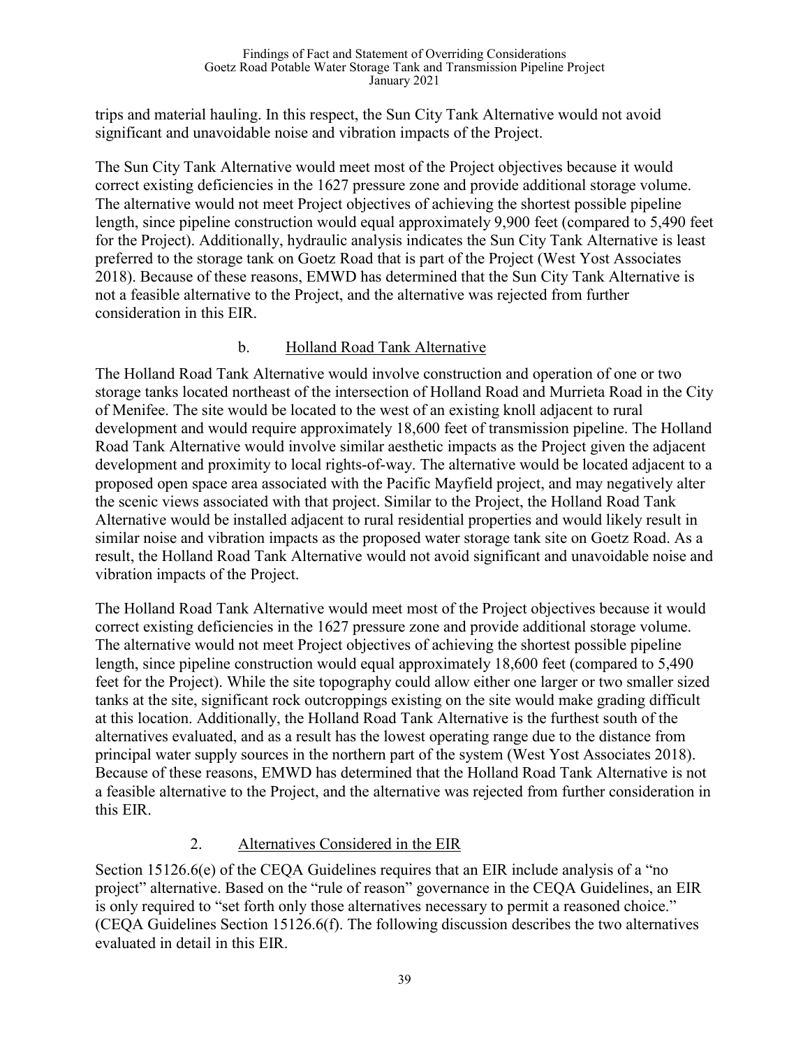trips and material hauling. In this respect, the Sun City Tank Alternative would not avoid significant and unavoidable noise and vibration impacts of the Project.

The Sun City Tank Alternative would meet most of the Project objectives because it would correct existing deficiencies in the 1627 pressure zone and provide additional storage volume. The alternative would not meet Project objectives of achieving the shortest possible pipeline length, since pipeline construction would equal approximately 9,900 feet (compared to 5,490 feet for the Project). Additionally, hydraulic analysis indicates the Sun City Tank Alternative is least preferred to the storage tank on Goetz Road that is part of the Project (West Yost Associates 2018). Because of these reasons, EMWD has determined that the Sun City Tank Alternative is not a feasible alternative to the Project, and the alternative was rejected from further consideration in this EIR.

#### b. Holland Road Tank Alternative

The Holland Road Tank Alternative would involve construction and operation of one or two storage tanks located northeast of the intersection of Holland Road and Murrieta Road in the City of Menifee. The site would be located to the west of an existing knoll adjacent to rural development and would require approximately 18,600 feet of transmission pipeline. The Holland Road Tank Alternative would involve similar aesthetic impacts as the Project given the adjacent development and proximity to local rights-of-way. The alternative would be located adjacent to a proposed open space area associated with the Pacific Mayfield project, and may negatively alter the scenic views associated with that project. Similar to the Project, the Holland Road Tank Alternative would be installed adjacent to rural residential properties and would likely result in similar noise and vibration impacts as the proposed water storage tank site on Goetz Road. As a result, the Holland Road Tank Alternative would not avoid significant and unavoidable noise and vibration impacts of the Project.

The Holland Road Tank Alternative would meet most of the Project objectives because it would correct existing deficiencies in the 1627 pressure zone and provide additional storage volume. The alternative would not meet Project objectives of achieving the shortest possible pipeline length, since pipeline construction would equal approximately 18,600 feet (compared to 5,490 feet for the Project). While the site topography could allow either one larger or two smaller sized tanks at the site, significant rock outcroppings existing on the site would make grading difficult at this location. Additionally, the Holland Road Tank Alternative is the furthest south of the alternatives evaluated, and as a result has the lowest operating range due to the distance from principal water supply sources in the northern part of the system (West Yost Associates 2018). Because of these reasons, EMWD has determined that the Holland Road Tank Alternative is not a feasible alternative to the Project, and the alternative was rejected from further consideration in this EIR.

### 2. Alternatives Considered in the EIR

Section 15126.6(e) of the CEQA Guidelines requires that an EIR include analysis of a "no project" alternative. Based on the "rule of reason" governance in the CEQA Guidelines, an EIR is only required to "set forth only those alternatives necessary to permit a reasoned choice." (CEQA Guidelines Section 15126.6(f). The following discussion describes the two alternatives evaluated in detail in this EIR.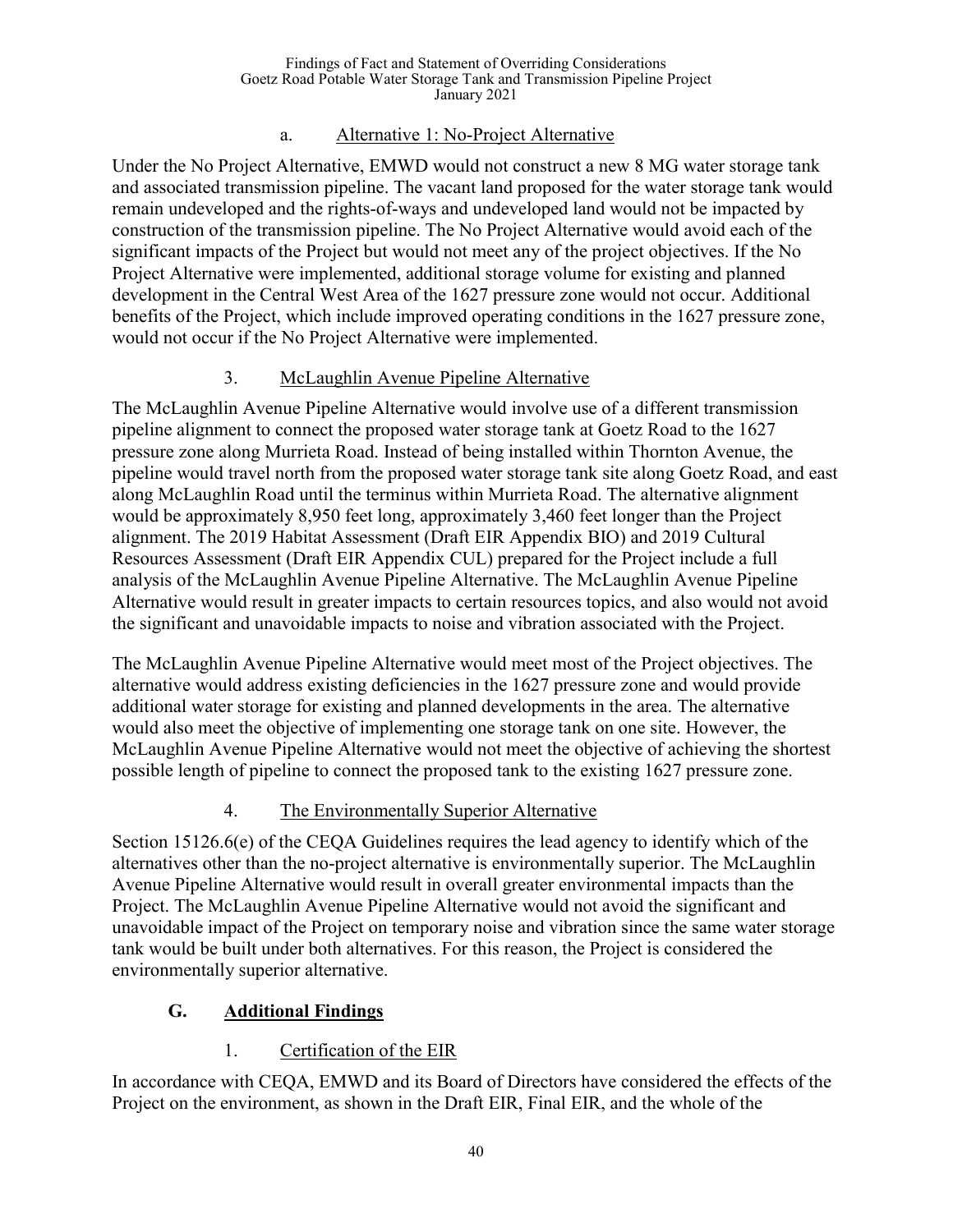#### a. Alternative 1: No-Project Alternative

Under the No Project Alternative, EMWD would not construct a new 8 MG water storage tank and associated transmission pipeline. The vacant land proposed for the water storage tank would remain undeveloped and the rights-of-ways and undeveloped land would not be impacted by construction of the transmission pipeline. The No Project Alternative would avoid each of the significant impacts of the Project but would not meet any of the project objectives. If the No Project Alternative were implemented, additional storage volume for existing and planned development in the Central West Area of the 1627 pressure zone would not occur. Additional benefits of the Project, which include improved operating conditions in the 1627 pressure zone, would not occur if the No Project Alternative were implemented.

### 3. McLaughlin Avenue Pipeline Alternative

The McLaughlin Avenue Pipeline Alternative would involve use of a different transmission pipeline alignment to connect the proposed water storage tank at Goetz Road to the 1627 pressure zone along Murrieta Road. Instead of being installed within Thornton Avenue, the pipeline would travel north from the proposed water storage tank site along Goetz Road, and east along McLaughlin Road until the terminus within Murrieta Road. The alternative alignment would be approximately 8,950 feet long, approximately 3,460 feet longer than the Project alignment. The 2019 Habitat Assessment (Draft EIR Appendix BIO) and 2019 Cultural Resources Assessment (Draft EIR Appendix CUL) prepared for the Project include a full analysis of the McLaughlin Avenue Pipeline Alternative. The McLaughlin Avenue Pipeline Alternative would result in greater impacts to certain resources topics, and also would not avoid the significant and unavoidable impacts to noise and vibration associated with the Project.

The McLaughlin Avenue Pipeline Alternative would meet most of the Project objectives. The alternative would address existing deficiencies in the 1627 pressure zone and would provide additional water storage for existing and planned developments in the area. The alternative would also meet the objective of implementing one storage tank on one site. However, the McLaughlin Avenue Pipeline Alternative would not meet the objective of achieving the shortest possible length of pipeline to connect the proposed tank to the existing 1627 pressure zone.

### 4. The Environmentally Superior Alternative

Section 15126.6(e) of the CEQA Guidelines requires the lead agency to identify which of the alternatives other than the no-project alternative is environmentally superior. The McLaughlin Avenue Pipeline Alternative would result in overall greater environmental impacts than the Project. The McLaughlin Avenue Pipeline Alternative would not avoid the significant and unavoidable impact of the Project on temporary noise and vibration since the same water storage tank would be built under both alternatives. For this reason, the Project is considered the environmentally superior alternative.

## G. Additional Findings

### 1. Certification of the EIR

In accordance with CEQA, EMWD and its Board of Directors have considered the effects of the Project on the environment, as shown in the Draft EIR, Final EIR, and the whole of the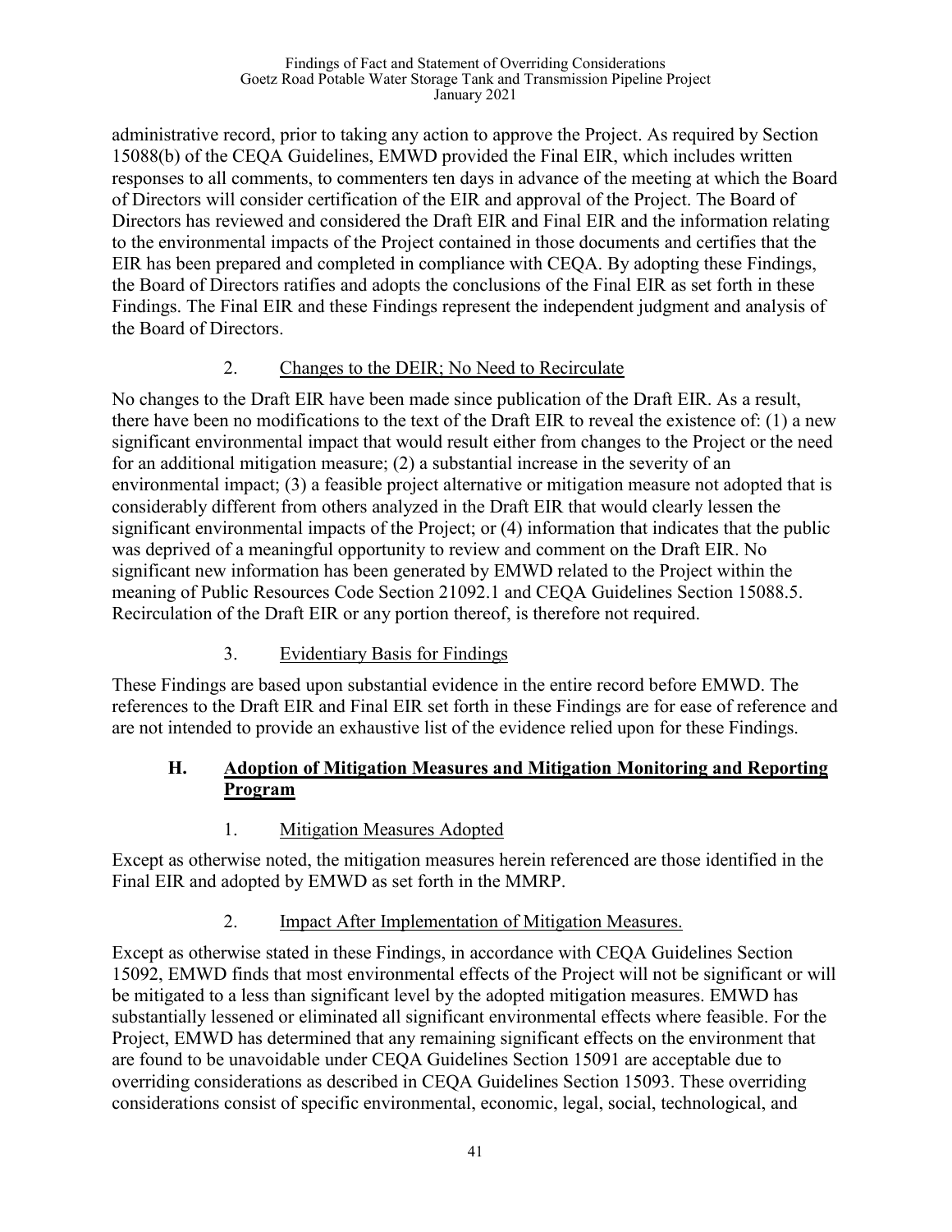administrative record, prior to taking any action to approve the Project. As required by Section 15088(b) of the CEQA Guidelines, EMWD provided the Final EIR, which includes written responses to all comments, to commenters ten days in advance of the meeting at which the Board of Directors will consider certification of the EIR and approval of the Project. The Board of Directors has reviewed and considered the Draft EIR and Final EIR and the information relating to the environmental impacts of the Project contained in those documents and certifies that the EIR has been prepared and completed in compliance with CEQA. By adopting these Findings, the Board of Directors ratifies and adopts the conclusions of the Final EIR as set forth in these Findings. The Final EIR and these Findings represent the independent judgment and analysis of the Board of Directors.

#### 2. Changes to the DEIR; No Need to Recirculate

No changes to the Draft EIR have been made since publication of the Draft EIR. As a result, there have been no modifications to the text of the Draft EIR to reveal the existence of: (1) a new significant environmental impact that would result either from changes to the Project or the need for an additional mitigation measure; (2) a substantial increase in the severity of an environmental impact; (3) a feasible project alternative or mitigation measure not adopted that is considerably different from others analyzed in the Draft EIR that would clearly lessen the significant environmental impacts of the Project; or (4) information that indicates that the public was deprived of a meaningful opportunity to review and comment on the Draft EIR. No significant new information has been generated by EMWD related to the Project within the meaning of Public Resources Code Section 21092.1 and CEQA Guidelines Section 15088.5. Recirculation of the Draft EIR or any portion thereof, is therefore not required.

#### 3. Evidentiary Basis for Findings

These Findings are based upon substantial evidence in the entire record before EMWD. The references to the Draft EIR and Final EIR set forth in these Findings are for ease of reference and are not intended to provide an exhaustive list of the evidence relied upon for these Findings.

### H. Adoption of Mitigation Measures and Mitigation Monitoring and Reporting Program

#### 1. Mitigation Measures Adopted

Except as otherwise noted, the mitigation measures herein referenced are those identified in the Final EIR and adopted by EMWD as set forth in the MMRP.

#### 2. Impact After Implementation of Mitigation Measures.

Except as otherwise stated in these Findings, in accordance with CEQA Guidelines Section 15092, EMWD finds that most environmental effects of the Project will not be significant or will be mitigated to a less than significant level by the adopted mitigation measures. EMWD has substantially lessened or eliminated all significant environmental effects where feasible. For the Project, EMWD has determined that any remaining significant effects on the environment that are found to be unavoidable under CEQA Guidelines Section 15091 are acceptable due to overriding considerations as described in CEQA Guidelines Section 15093. These overriding considerations consist of specific environmental, economic, legal, social, technological, and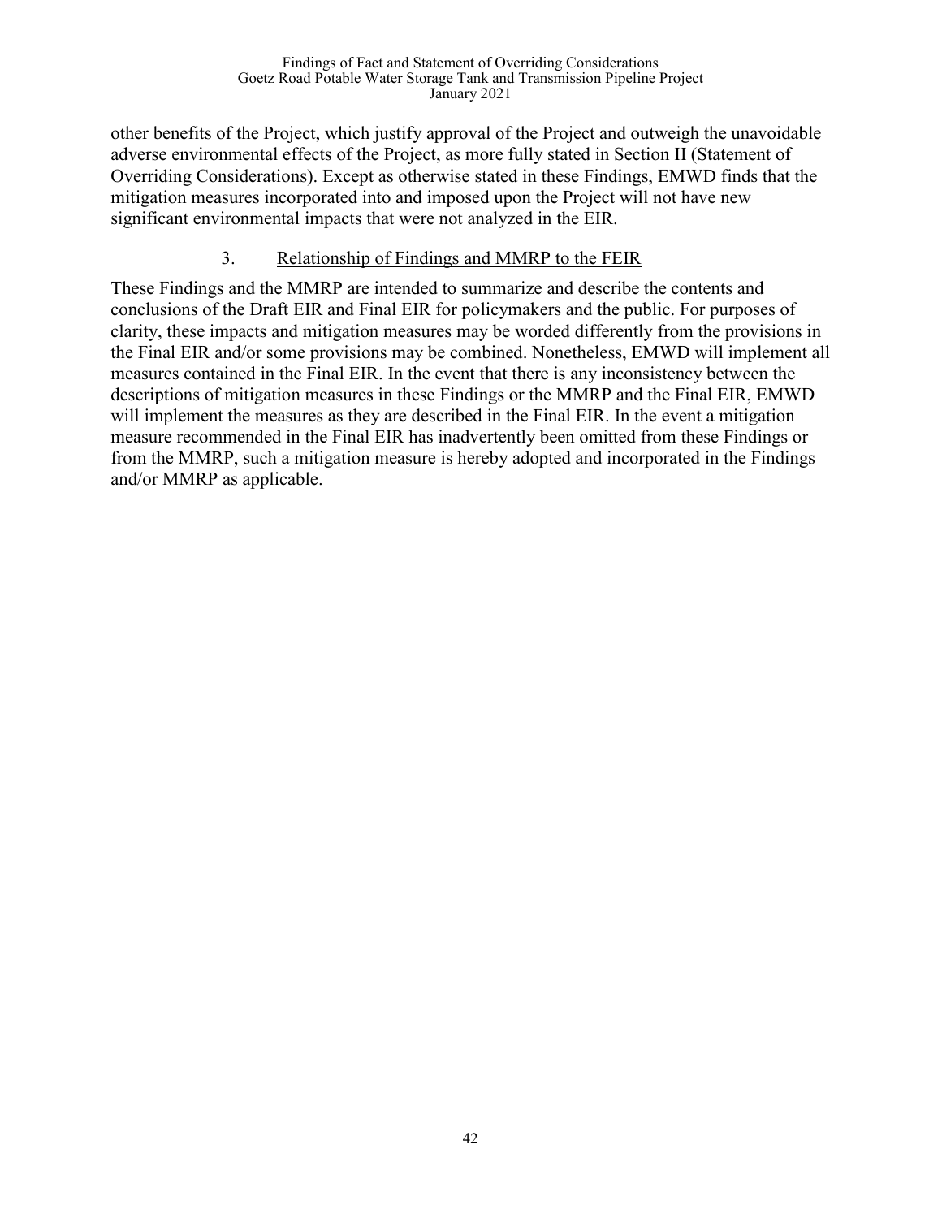other benefits of the Project, which justify approval of the Project and outweigh the unavoidable adverse environmental effects of the Project, as more fully stated in Section II (Statement of Overriding Considerations). Except as otherwise stated in these Findings, EMWD finds that the mitigation measures incorporated into and imposed upon the Project will not have new significant environmental impacts that were not analyzed in the EIR.

### 3. Relationship of Findings and MMRP to the FEIR

These Findings and the MMRP are intended to summarize and describe the contents and conclusions of the Draft EIR and Final EIR for policymakers and the public. For purposes of clarity, these impacts and mitigation measures may be worded differently from the provisions in the Final EIR and/or some provisions may be combined. Nonetheless, EMWD will implement all measures contained in the Final EIR. In the event that there is any inconsistency between the descriptions of mitigation measures in these Findings or the MMRP and the Final EIR, EMWD will implement the measures as they are described in the Final EIR. In the event a mitigation measure recommended in the Final EIR has inadvertently been omitted from these Findings or from the MMRP, such a mitigation measure is hereby adopted and incorporated in the Findings and/or MMRP as applicable.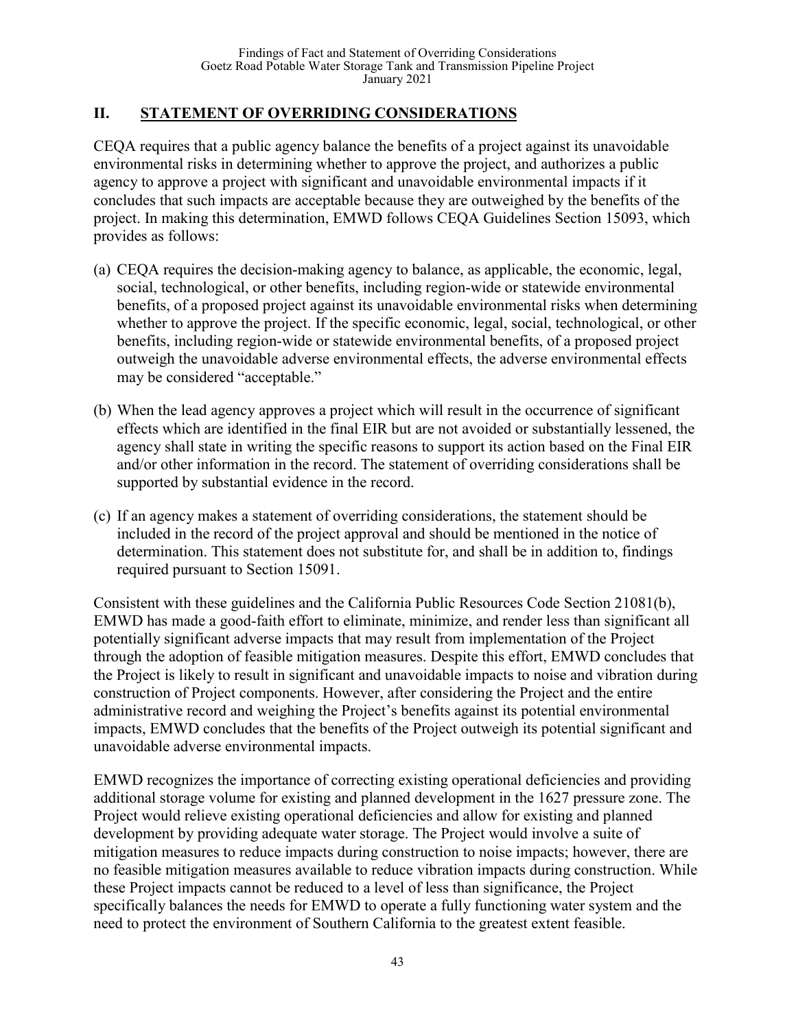## II. STATEMENT OF OVERRIDING CONSIDERATIONS

CEQA requires that a public agency balance the benefits of a project against its unavoidable environmental risks in determining whether to approve the project, and authorizes a public agency to approve a project with significant and unavoidable environmental impacts if it concludes that such impacts are acceptable because they are outweighed by the benefits of the project. In making this determination, EMWD follows CEQA Guidelines Section 15093, which provides as follows:

(a) CEQA requires the decision-making agency to balance, as applicable, the economic, legal, social, technological, or other benefits, including region-wide or statewide environmental benefits, of a proposed project against its unavoidable environmental risks when determining whether to approve the project. If the specific economic, legal, social, technological, or other benefits, including region-wide or statewide environmental benefits, of a proposed project outweigh the unavoidable adverse environmental effects, the adverse environmental effects may be considered "acceptable."

(b) When the lead agency approves a project which will result in the occurrence of significant effects which are identified in the final EIR but are not avoided or substantially lessened, the agency shall state in writing the specific reasons to support its action based on the Final EIR and/or other information in the record. The statement of overriding considerations shall be supported by substantial evidence in the record.

(c) If an agency makes a statement of overriding considerations, the statement should be included in the record of the project approval and should be mentioned in the notice of determination. This statement does not substitute for, and shall be in addition to, findings required pursuant to Section 15091.

Consistent with these guidelines and the California Public Resources Code Section 21081(b), EMWD has made a good-faith effort to eliminate, minimize, and render less than significant all potentially significant adverse impacts that may result from implementation of the Project through the adoption of feasible mitigation measures. Despite this effort, EMWD concludes that the Project is likely to result in significant and unavoidable impacts to noise and vibration during construction of Project components. However, after considering the Project and the entire administrative record and weighing the Project's benefits against its potential environmental impacts, EMWD concludes that the benefits of the Project outweigh its potential significant and unavoidable adverse environmental impacts.

EMWD recognizes the importance of correcting existing operational deficiencies and providing additional storage volume for existing and planned development in the 1627 pressure zone. The Project would relieve existing operational deficiencies and allow for existing and planned development by providing adequate water storage. The Project would involve a suite of mitigation measures to reduce impacts during construction to noise impacts; however, there are no feasible mitigation measures available to reduce vibration impacts during construction. While these Project impacts cannot be reduced to a level of less than significance, the Project specifically balances the needs for EMWD to operate a fully functioning water system and the need to protect the environment of Southern California to the greatest extent feasible.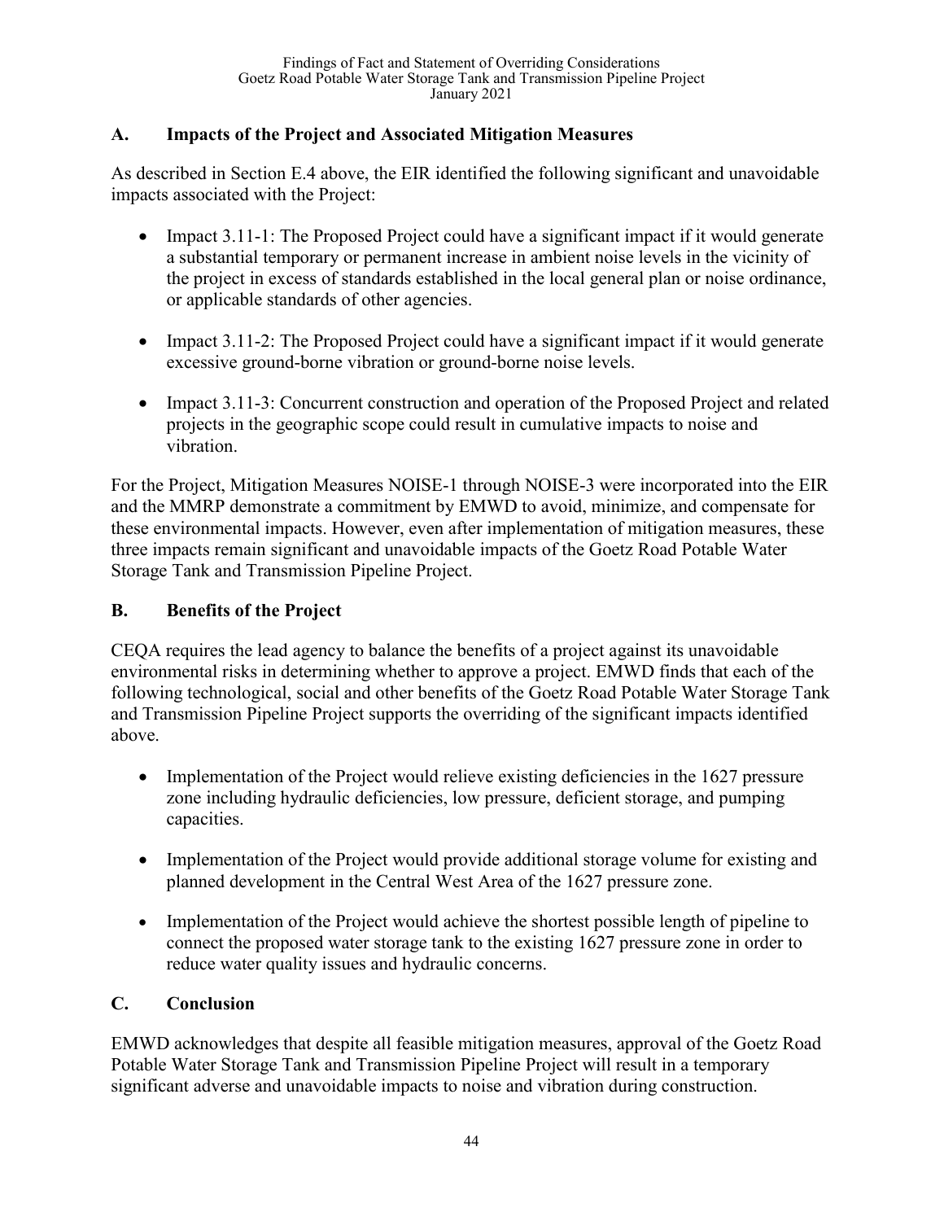## A. Impacts of the Project and Associated Mitigation Measures

As described in Section E.4 above, the EIR identified the following significant and unavoidable impacts associated with the Project:

- Impact 3.11-1: The Proposed Project could have a significant impact if it would generate a substantial temporary or permanent increase in ambient noise levels in the vicinity of the project in excess of standards established in the local general plan or noise ordinance, or applicable standards of other agencies.
- Impact 3.11-2: The Proposed Project could have a significant impact if it would generate excessive ground-borne vibration or ground-borne noise levels.
- Impact 3.11-3: Concurrent construction and operation of the Proposed Project and related projects in the geographic scope could result in cumulative impacts to noise and vibration.

For the Project, Mitigation Measures NOISE-1 through NOISE-3 were incorporated into the EIR and the MMRP demonstrate a commitment by EMWD to avoid, minimize, and compensate for these environmental impacts. However, even after implementation of mitigation measures, these three impacts remain significant and unavoidable impacts of the Goetz Road Potable Water Storage Tank and Transmission Pipeline Project.

## B. Benefits of the Project

CEQA requires the lead agency to balance the benefits of a project against its unavoidable environmental risks in determining whether to approve a project. EMWD finds that each of the following technological, social and other benefits of the Goetz Road Potable Water Storage Tank and Transmission Pipeline Project supports the overriding of the significant impacts identified above.

- Implementation of the Project would relieve existing deficiencies in the 1627 pressure zone including hydraulic deficiencies, low pressure, deficient storage, and pumping capacities.
- Implementation of the Project would provide additional storage volume for existing and planned development in the Central West Area of the 1627 pressure zone.
- Implementation of the Project would achieve the shortest possible length of pipeline to connect the proposed water storage tank to the existing 1627 pressure zone in order to reduce water quality issues and hydraulic concerns.

## C. Conclusion

EMWD acknowledges that despite all feasible mitigation measures, approval of the Goetz Road Potable Water Storage Tank and Transmission Pipeline Project will result in a temporary significant adverse and unavoidable impacts to noise and vibration during construction.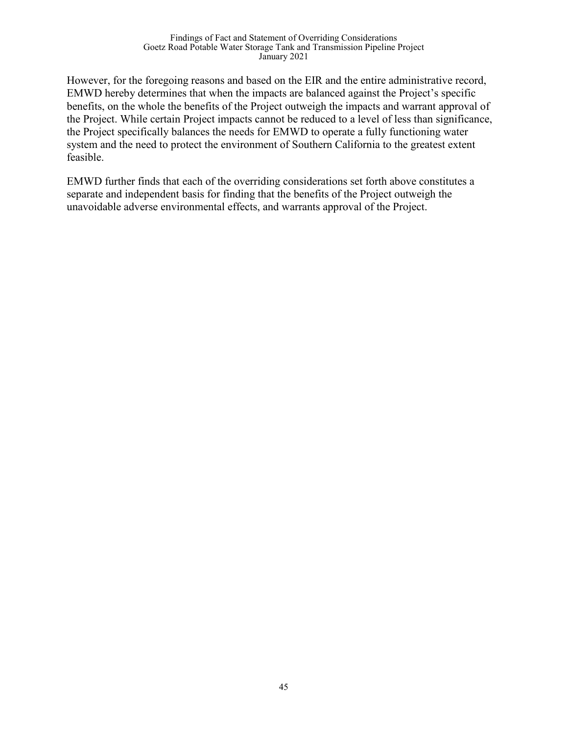However, for the foregoing reasons and based on the EIR and the entire administrative record, EMWD hereby determines that when the impacts are balanced against the Project's specific benefits, on the whole the benefits of the Project outweigh the impacts and warrant approval of the Project. While certain Project impacts cannot be reduced to a level of less than significance, the Project specifically balances the needs for EMWD to operate a fully functioning water system and the need to protect the environment of Southern California to the greatest extent feasible.

EMWD further finds that each of the overriding considerations set forth above constitutes a separate and independent basis for finding that the benefits of the Project outweigh the unavoidable adverse environmental effects, and warrants approval of the Project.